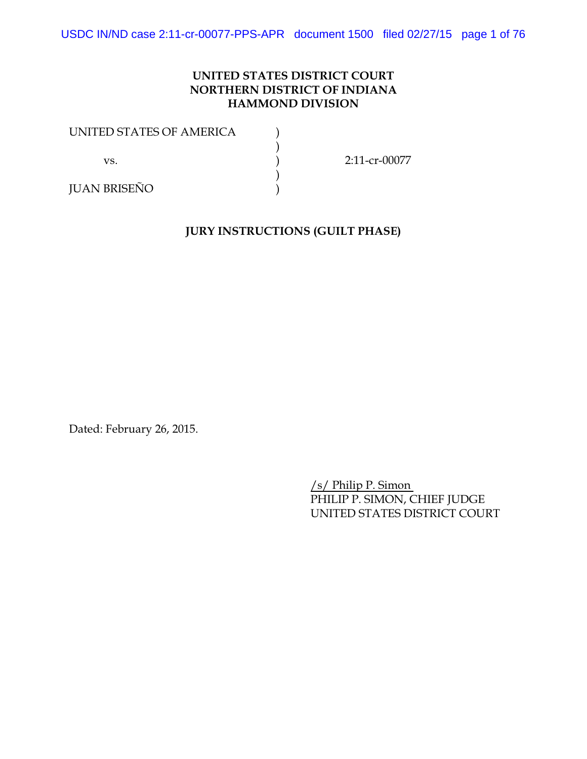**UNITED STATES DISTRICT COURT**
**NORTHERN DISTRICT OF INDIANA**
**HAMMOND DIVISION**

UNITED STATES OF AMERICA )
)
vs. ) 2:11-cr-00077
)
JUAN BRISEÑO )

**JURY INSTRUCTIONS (GUILT PHASE)**

Dated: February 26, 2015.

/s/ Philip P. Simon
PHILIP P. SIMON, CHIEF JUDGE
UNITED STATES DISTRICT COURT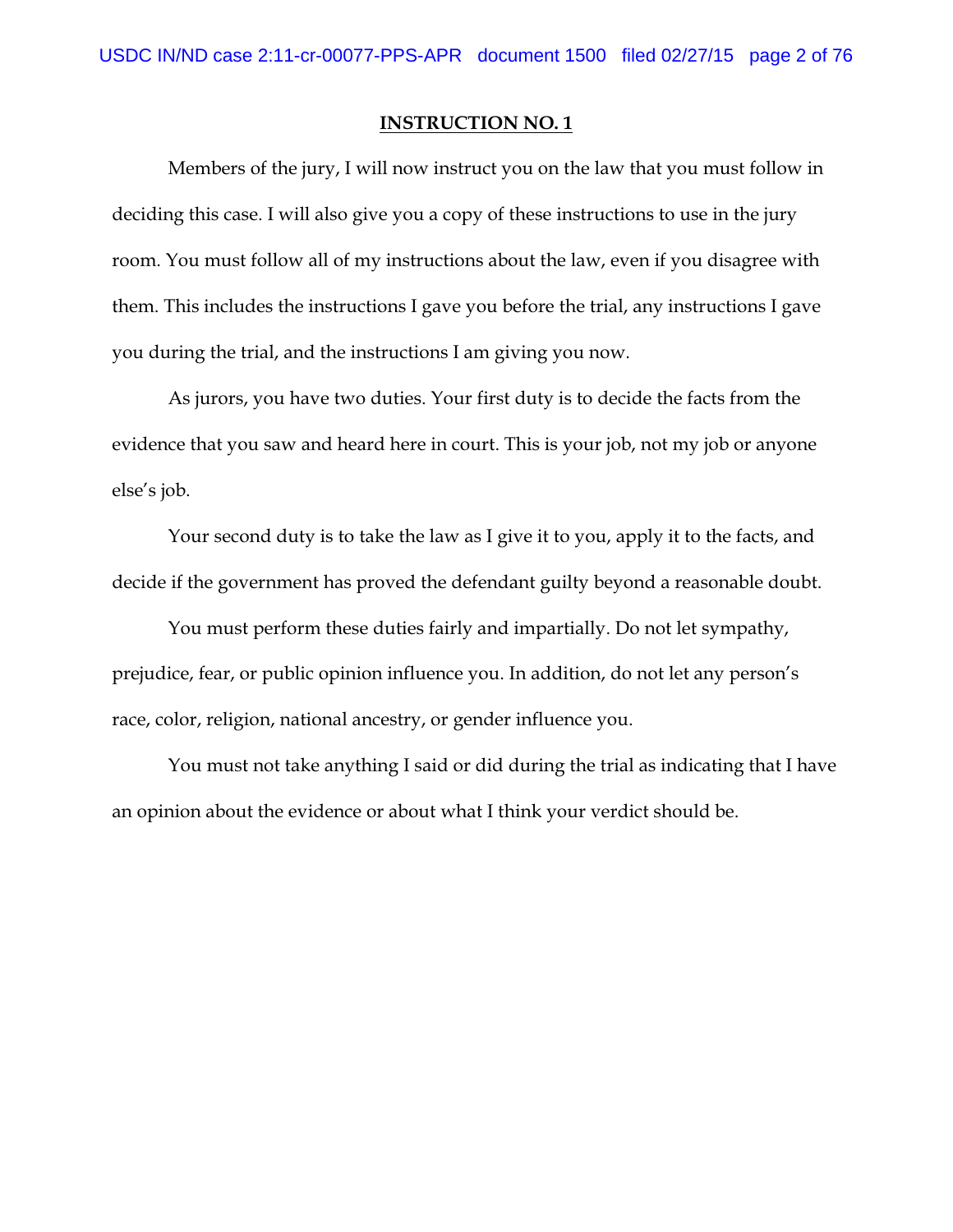## INSTRUCTION NO. 1

Members of the jury, I will now instruct you on the law that you must follow in deciding this case. I will also give you a copy of these instructions to use in the jury room. You must follow all of my instructions about the law, even if you disagree with them. This includes the instructions I gave you before the trial, any instructions I gave you during the trial, and the instructions I am giving you now.

As jurors, you have two duties. Your first duty is to decide the facts from the evidence that you saw and heard here in court. This is your job, not my job or anyone else's job.

Your second duty is to take the law as I give it to you, apply it to the facts, and decide if the government has proved the defendant guilty beyond a reasonable doubt.

You must perform these duties fairly and impartially. Do not let sympathy, prejudice, fear, or public opinion influence you. In addition, do not let any person's race, color, religion, national ancestry, or gender influence you.

You must not take anything I said or did during the trial as indicating that I have an opinion about the evidence or about what I think your verdict should be.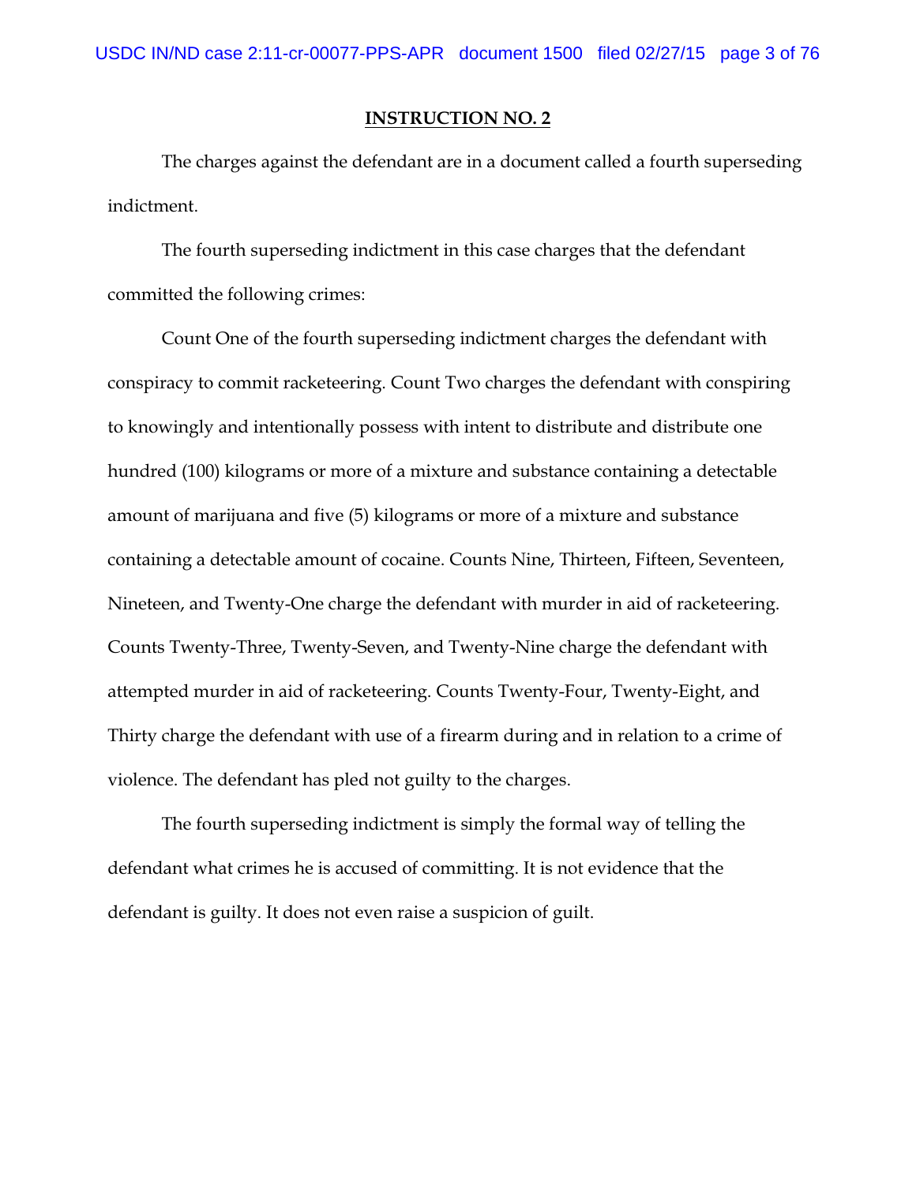**INSTRUCTION NO. 2**

The charges against the defendant are in a document called a fourth superseding indictment.

The fourth superseding indictment in this case charges that the defendant committed the following crimes:

Count One of the fourth superseding indictment charges the defendant with conspiracy to commit racketeering. Count Two charges the defendant with conspiring to knowingly and intentionally possess with intent to distribute and distribute one hundred (100) kilograms or more of a mixture and substance containing a detectable amount of marijuana and five (5) kilograms or more of a mixture and substance containing a detectable amount of cocaine. Counts Nine, Thirteen, Fifteen, Seventeen, Nineteen, and Twenty-One charge the defendant with murder in aid of racketeering. Counts Twenty-Three, Twenty-Seven, and Twenty-Nine charge the defendant with attempted murder in aid of racketeering. Counts Twenty-Four, Twenty-Eight, and Thirty charge the defendant with use of a firearm during and in relation to a crime of violence. The defendant has pled not guilty to the charges.

The fourth superseding indictment is simply the formal way of telling the defendant what crimes he is accused of committing. It is not evidence that the defendant is guilty. It does not even raise a suspicion of guilt.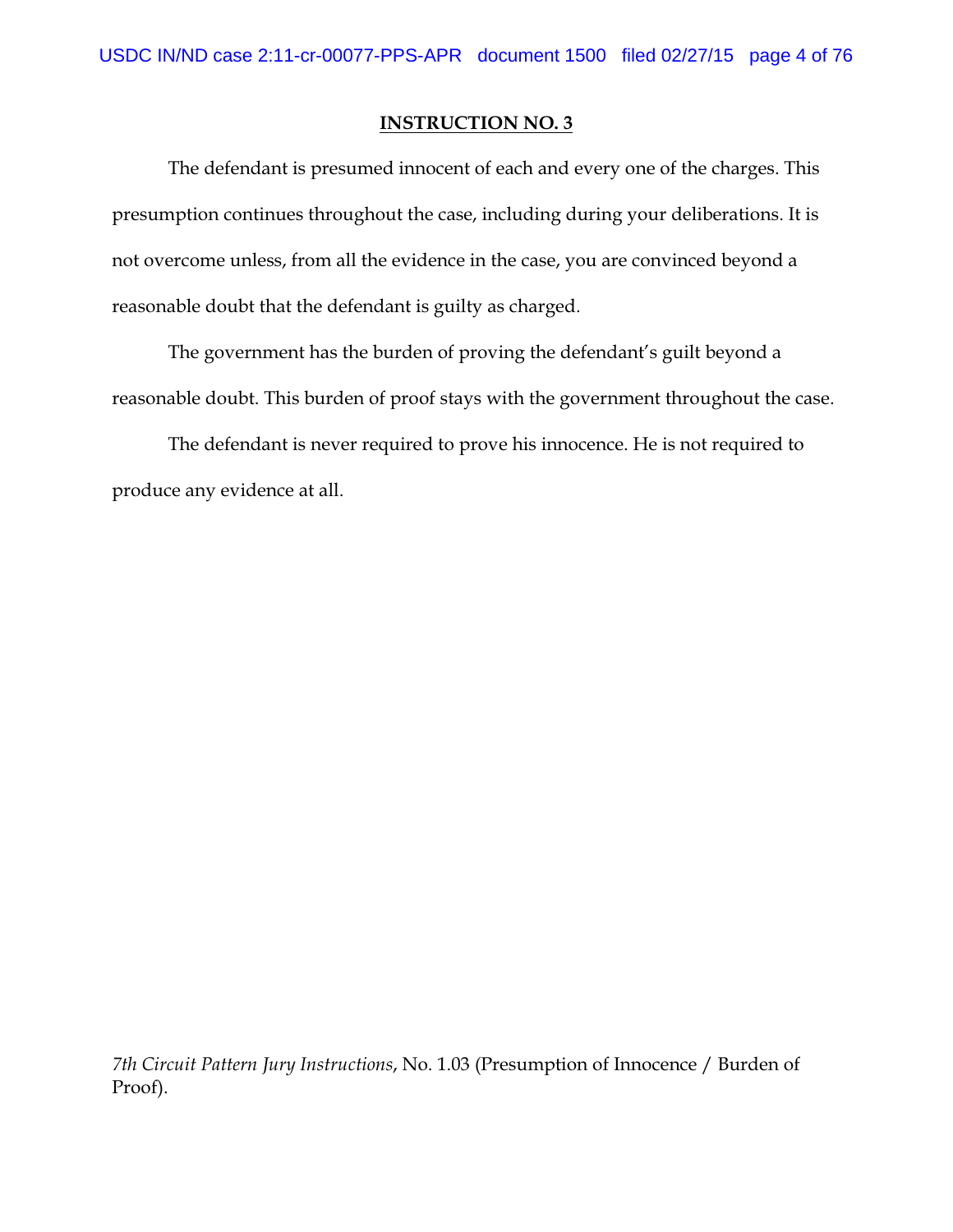## INSTRUCTION NO. 3

The defendant is presumed innocent of each and every one of the charges. This presumption continues throughout the case, including during your deliberations. It is not overcome unless, from all the evidence in the case, you are convinced beyond a reasonable doubt that the defendant is guilty as charged.

The government has the burden of proving the defendant's guilt beyond a reasonable doubt. This burden of proof stays with the government throughout the case.

The defendant is never required to prove his innocence. He is not required to produce any evidence at all.

*7th Circuit Pattern Jury Instructions*, No. 1.03 (Presumption of Innocence / Burden of Proof).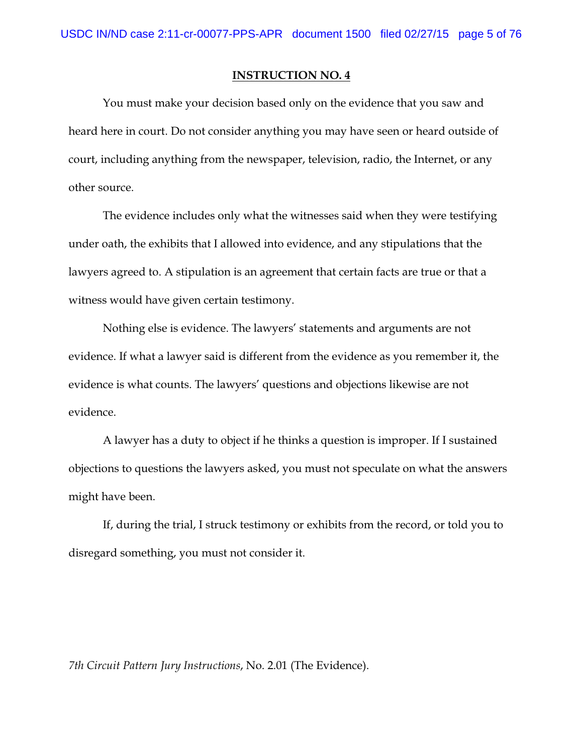**INSTRUCTION NO. 4**

You must make your decision based only on the evidence that you saw and heard here in court. Do not consider anything you may have seen or heard outside of court, including anything from the newspaper, television, radio, the Internet, or any other source.

The evidence includes only what the witnesses said when they were testifying under oath, the exhibits that I allowed into evidence, and any stipulations that the lawyers agreed to. A stipulation is an agreement that certain facts are true or that a witness would have given certain testimony.

Nothing else is evidence. The lawyers' statements and arguments are not evidence. If what a lawyer said is different from the evidence as you remember it, the evidence is what counts. The lawyers' questions and objections likewise are not evidence.

A lawyer has a duty to object if he thinks a question is improper. If I sustained objections to questions the lawyers asked, you must not speculate on what the answers might have been.

If, during the trial, I struck testimony or exhibits from the record, or told you to disregard something, you must not consider it.

*7th Circuit Pattern Jury Instructions*, No. 2.01 (The Evidence).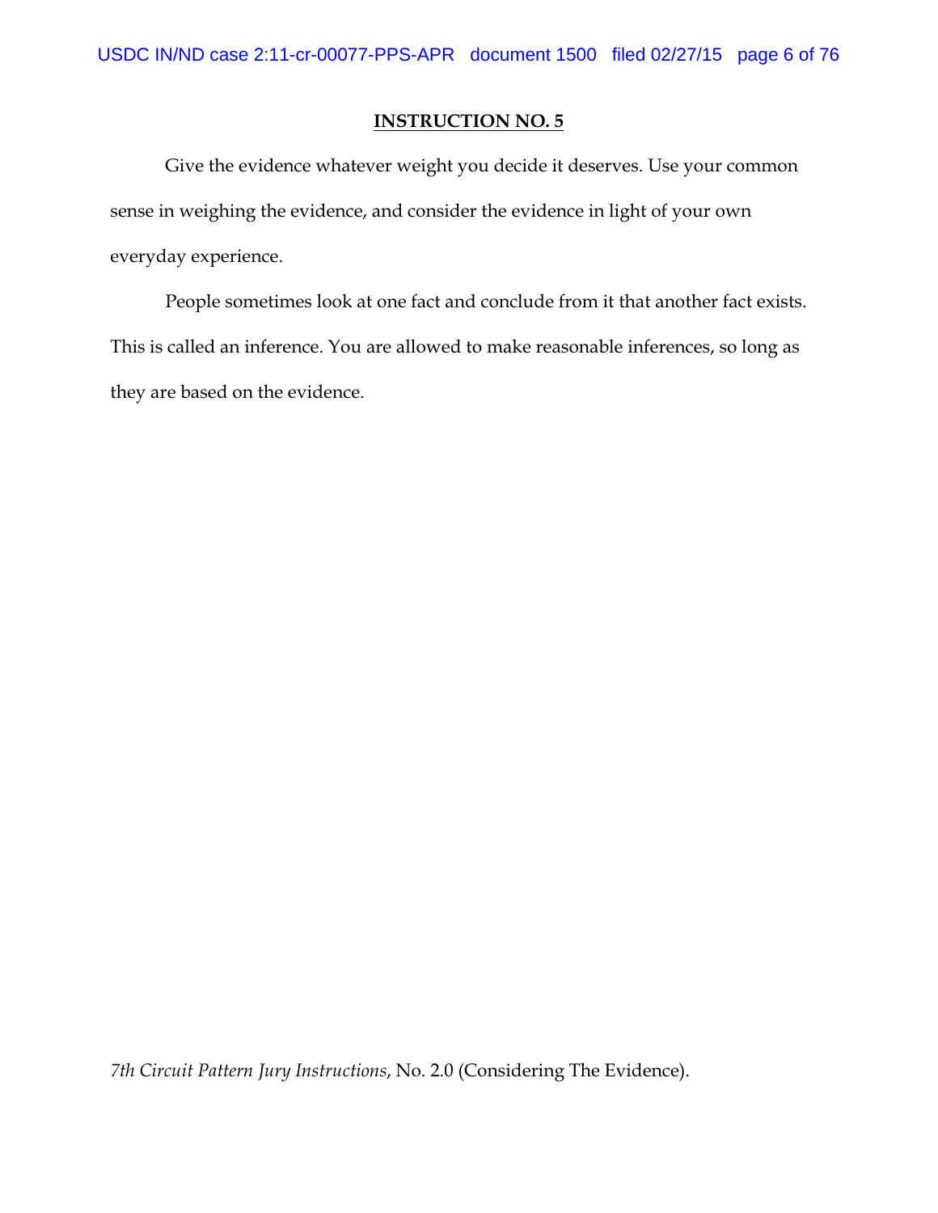## INSTRUCTION NO. 5

Give the evidence whatever weight you decide it deserves. Use your common sense in weighing the evidence, and consider the evidence in light of your own everyday experience.

People sometimes look at one fact and conclude from it that another fact exists. This is called an inference. You are allowed to make reasonable inferences, so long as they are based on the evidence.

*7th Circuit Pattern Jury Instructions*, No. 2.0 (Considering The Evidence).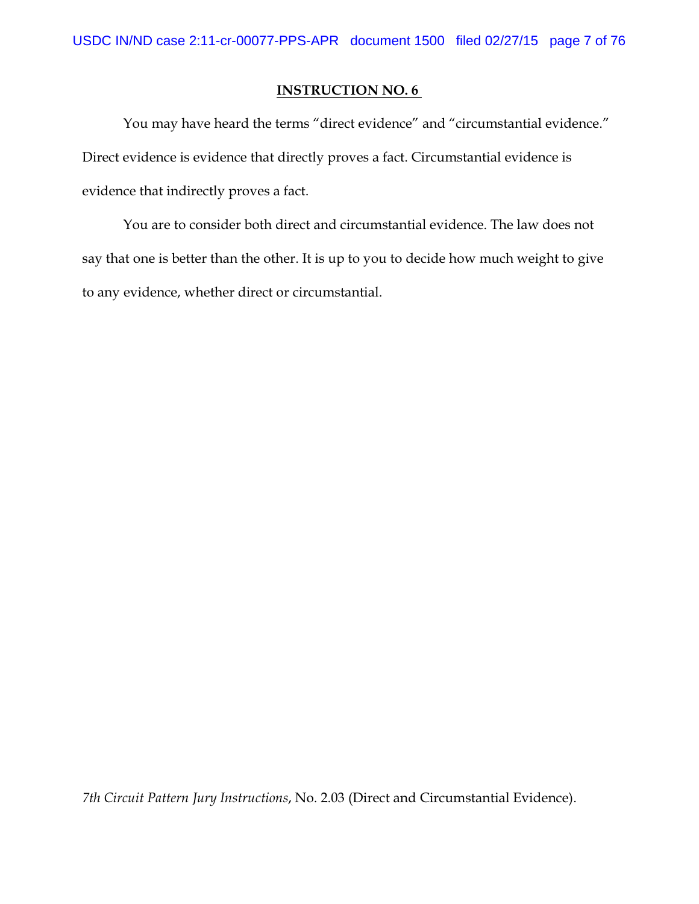## INSTRUCTION NO. 6

You may have heard the terms "direct evidence" and "circumstantial evidence." Direct evidence is evidence that directly proves a fact. Circumstantial evidence is evidence that indirectly proves a fact.

You are to consider both direct and circumstantial evidence. The law does not say that one is better than the other. It is up to you to decide how much weight to give to any evidence, whether direct or circumstantial.

*7th Circuit Pattern Jury Instructions*, No. 2.03 (Direct and Circumstantial Evidence).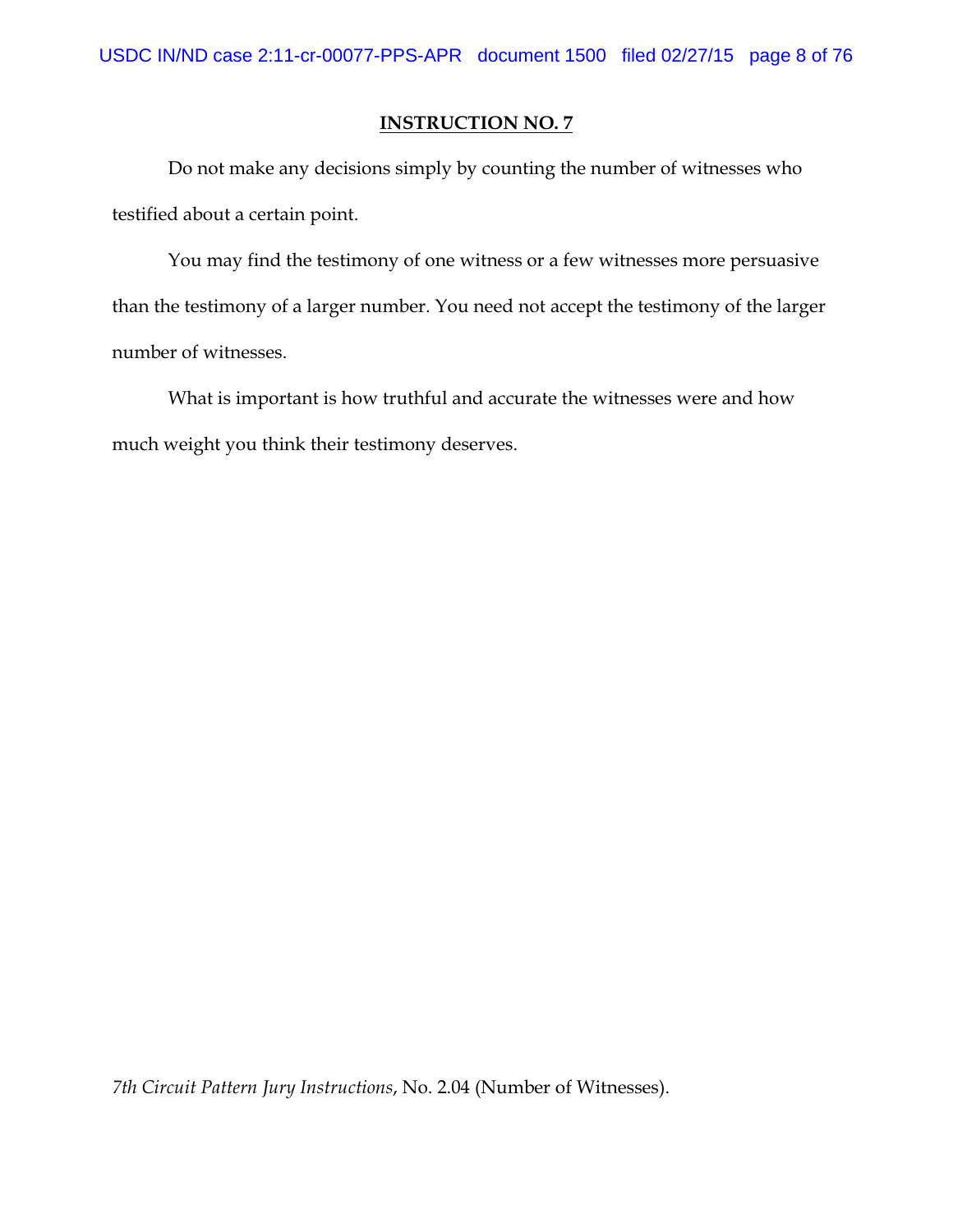**INSTRUCTION NO. 7**

Do not make any decisions simply by counting the number of witnesses who testified about a certain point.

You may find the testimony of one witness or a few witnesses more persuasive than the testimony of a larger number. You need not accept the testimony of the larger number of witnesses.

What is important is how truthful and accurate the witnesses were and how much weight you think their testimony deserves.

*7th Circuit Pattern Jury Instructions*, No. 2.04 (Number of Witnesses).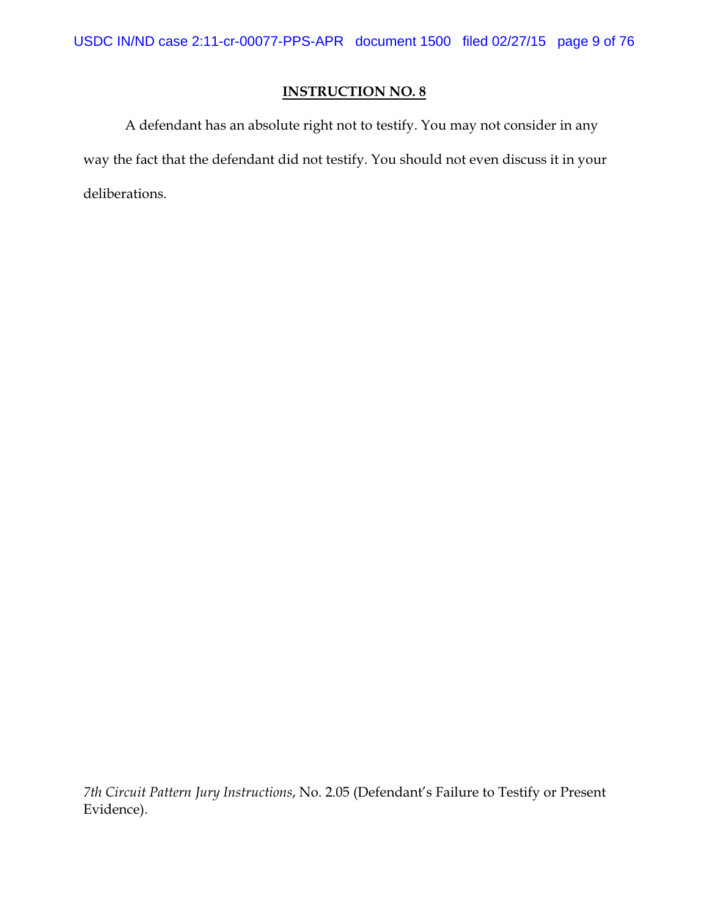## INSTRUCTION NO. 8

A defendant has an absolute right not to testify. You may not consider in any way the fact that the defendant did not testify. You should not even discuss it in your deliberations.

*7th Circuit Pattern Jury Instructions*, No. 2.05 (Defendant's Failure to Testify or Present Evidence).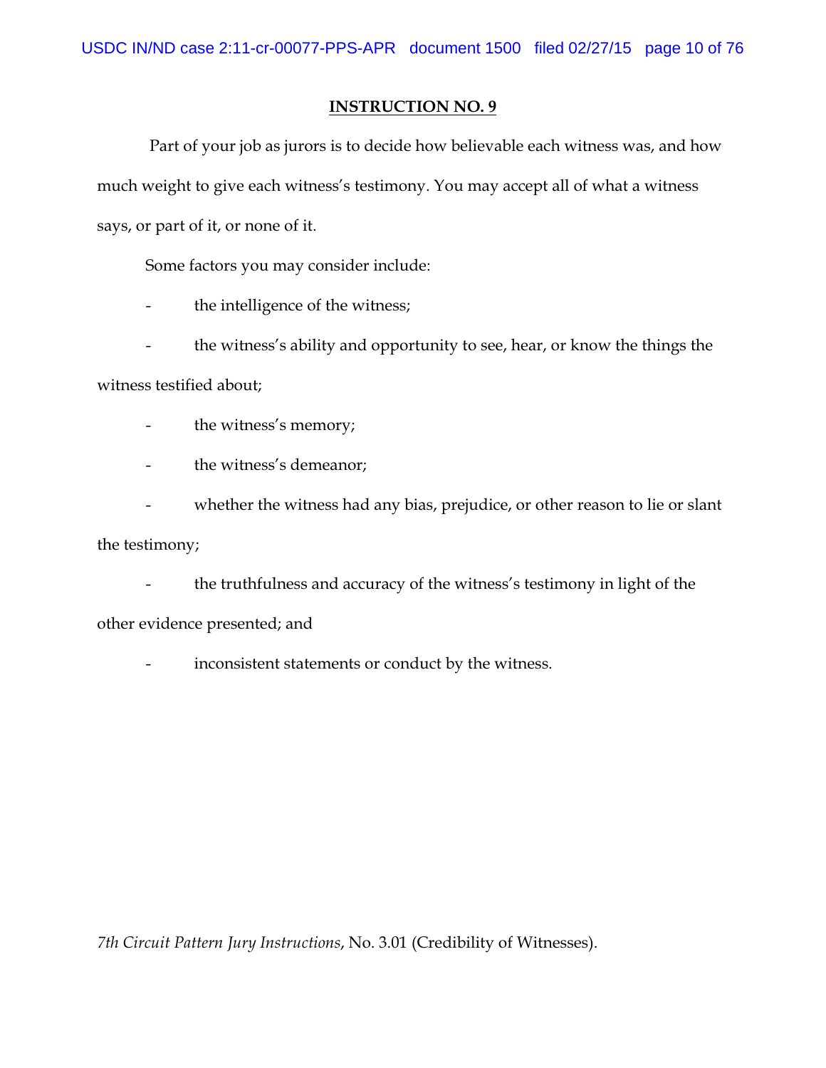## INSTRUCTION NO. 9

Part of your job as jurors is to decide how believable each witness was, and how much weight to give each witness's testimony. You may accept all of what a witness says, or part of it, or none of it.

Some factors you may consider include:

- the intelligence of the witness;
- the witness's ability and opportunity to see, hear, or know the things the witness testified about;
- the witness's memory;
- the witness's demeanor;
- whether the witness had any bias, prejudice, or other reason to lie or slant the testimony;
- the truthfulness and accuracy of the witness's testimony in light of the other evidence presented; and
- inconsistent statements or conduct by the witness.

*7th Circuit Pattern Jury Instructions*, No. 3.01 (Credibility of Witnesses).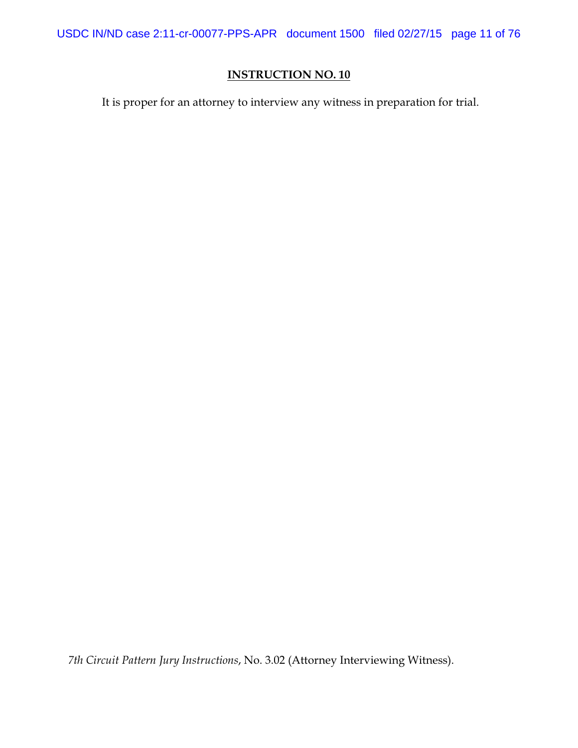## INSTRUCTION NO. 10

It is proper for an attorney to interview any witness in preparation for trial.

*7th Circuit Pattern Jury Instructions*, No. 3.02 (Attorney Interviewing Witness).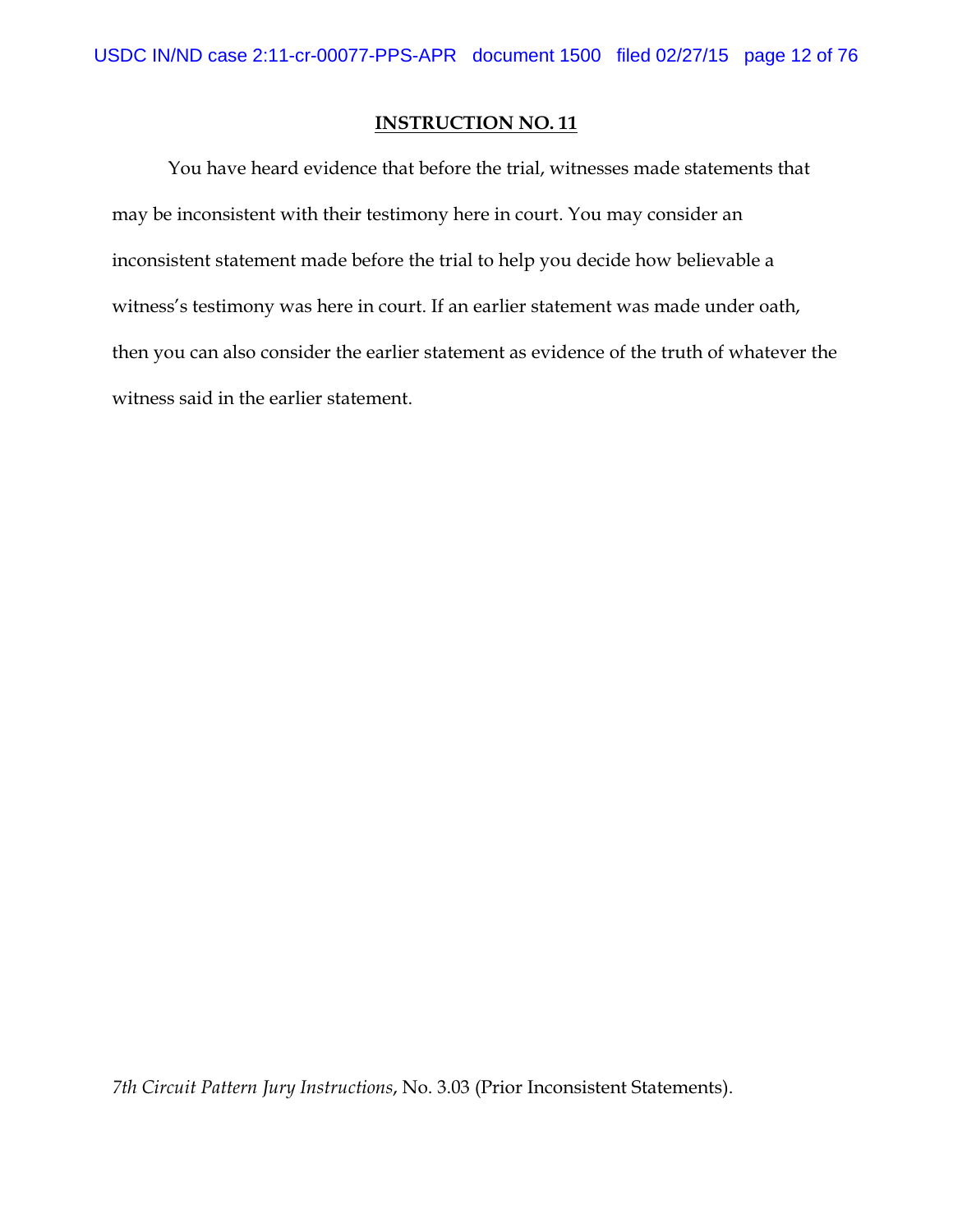## INSTRUCTION NO. 11

You have heard evidence that before the trial, witnesses made statements that may be inconsistent with their testimony here in court. You may consider an inconsistent statement made before the trial to help you decide how believable a witness's testimony was here in court. If an earlier statement was made under oath, then you can also consider the earlier statement as evidence of the truth of whatever the witness said in the earlier statement.

*7th Circuit Pattern Jury Instructions*, No. 3.03 (Prior Inconsistent Statements).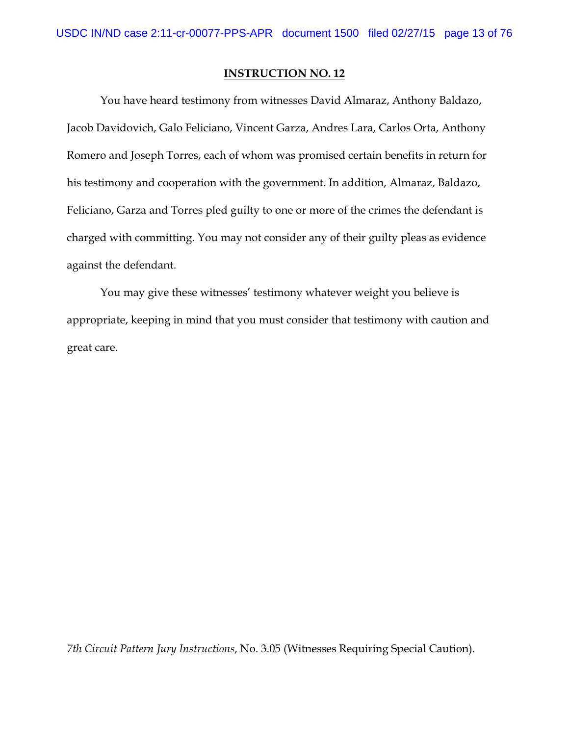**INSTRUCTION NO. 12**

You have heard testimony from witnesses David Almaraz, Anthony Baldazo, Jacob Davidovich, Galo Feliciano, Vincent Garza, Andres Lara, Carlos Orta, Anthony Romero and Joseph Torres, each of whom was promised certain benefits in return for his testimony and cooperation with the government. In addition, Almaraz, Baldazo, Feliciano, Garza and Torres pled guilty to one or more of the crimes the defendant is charged with committing. You may not consider any of their guilty pleas as evidence against the defendant.

You may give these witnesses' testimony whatever weight you believe is appropriate, keeping in mind that you must consider that testimony with caution and great care.

*7th Circuit Pattern Jury Instructions*, No. 3.05 (Witnesses Requiring Special Caution).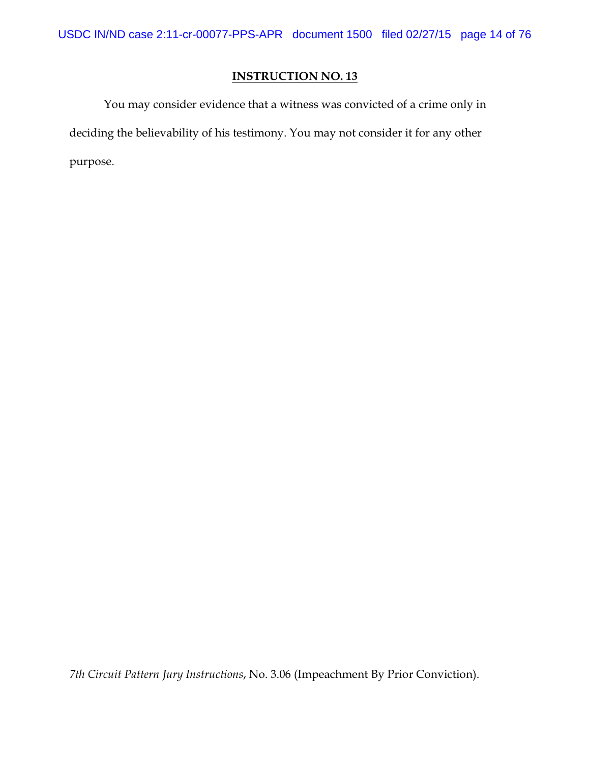**INSTRUCTION NO. 13**

You may consider evidence that a witness was convicted of a crime only in deciding the believability of his testimony. You may not consider it for any other purpose.

*7th Circuit Pattern Jury Instructions*, No. 3.06 (Impeachment By Prior Conviction).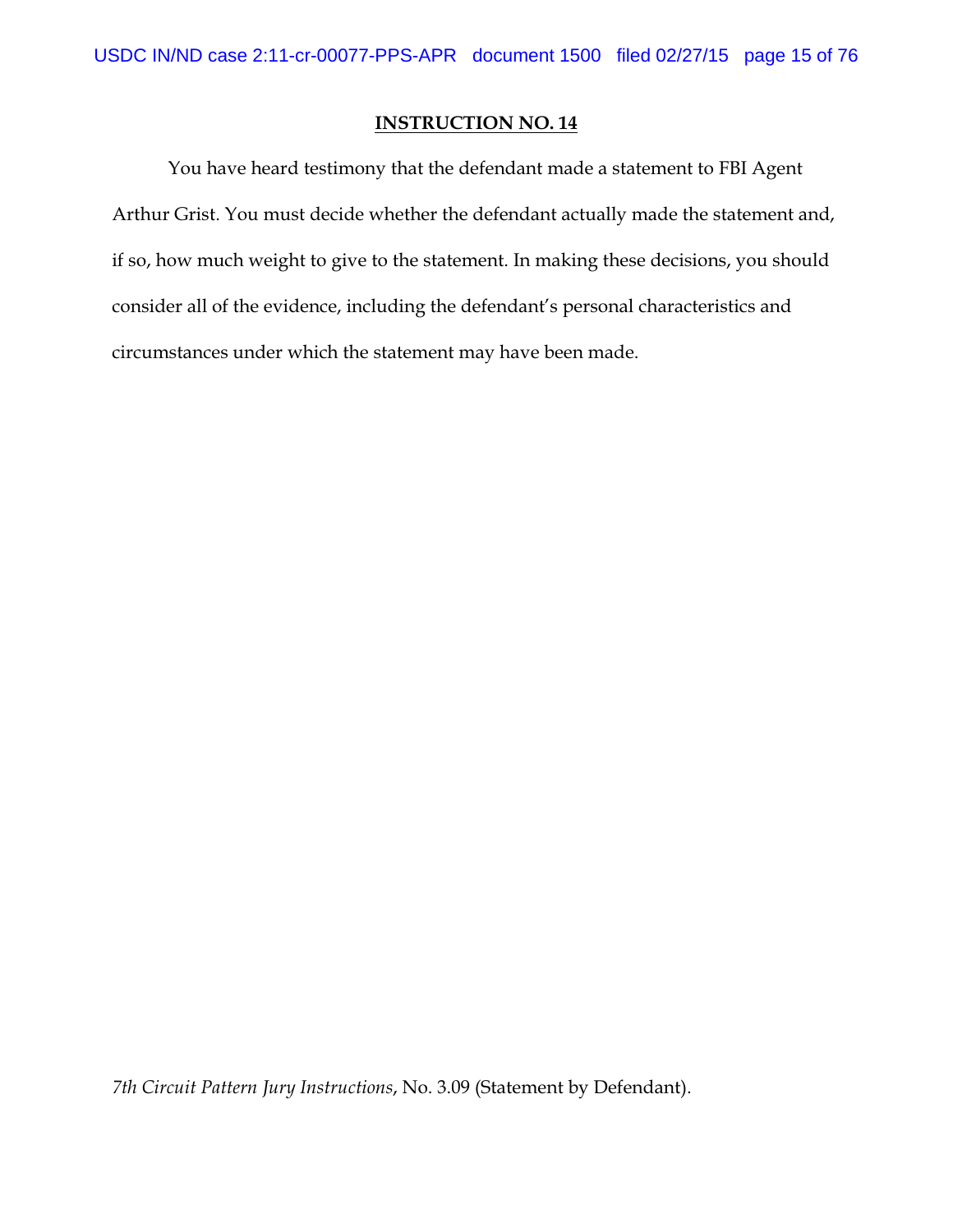**INSTRUCTION NO. 14**

You have heard testimony that the defendant made a statement to FBI Agent Arthur Grist. You must decide whether the defendant actually made the statement and, if so, how much weight to give to the statement. In making these decisions, you should consider all of the evidence, including the defendant's personal characteristics and circumstances under which the statement may have been made.

*7th Circuit Pattern Jury Instructions*, No. 3.09 (Statement by Defendant).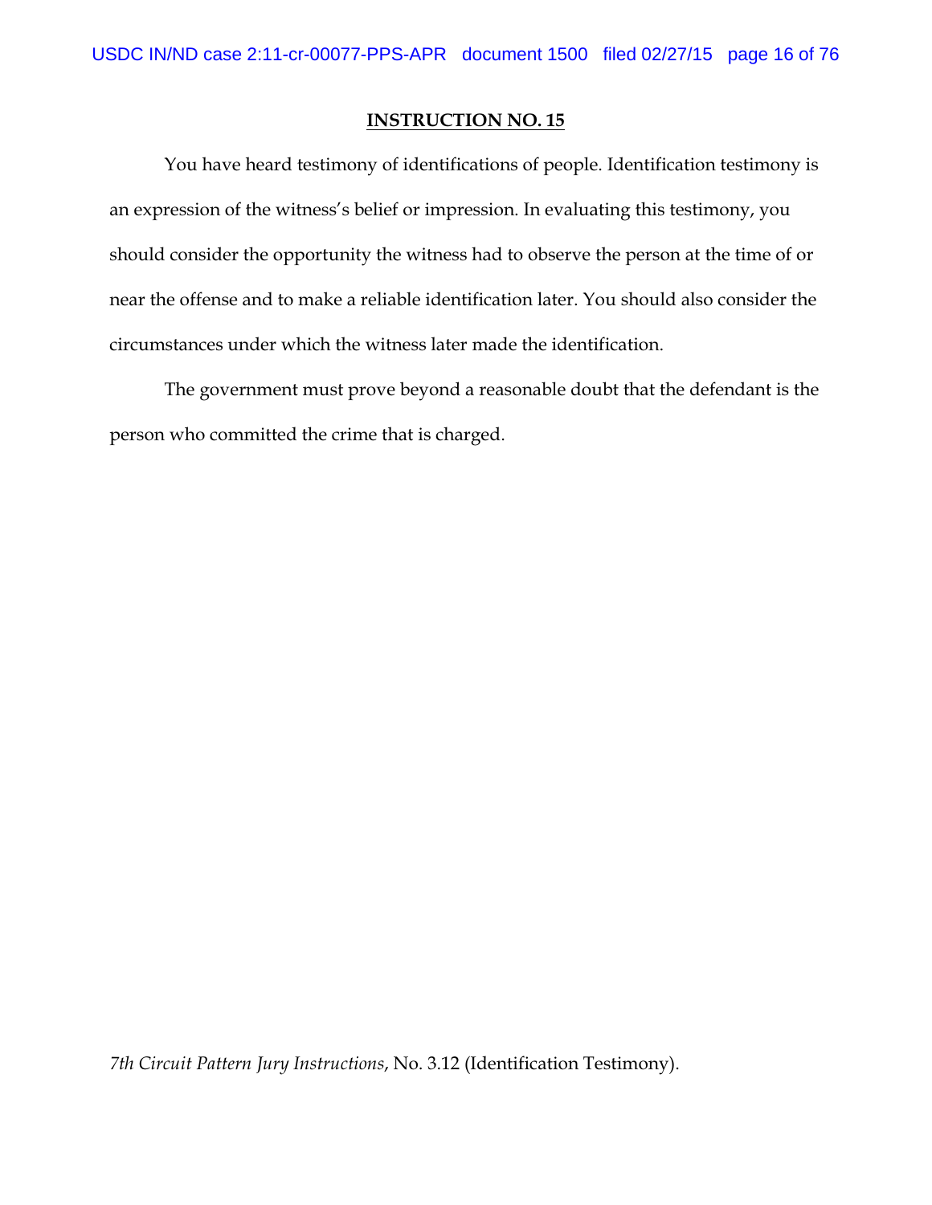**INSTRUCTION NO. 15**

You have heard testimony of identifications of people. Identification testimony is an expression of the witness's belief or impression. In evaluating this testimony, you should consider the opportunity the witness had to observe the person at the time of or near the offense and to make a reliable identification later. You should also consider the circumstances under which the witness later made the identification.

The government must prove beyond a reasonable doubt that the defendant is the person who committed the crime that is charged.

*7th Circuit Pattern Jury Instructions*, No. 3.12 (Identification Testimony).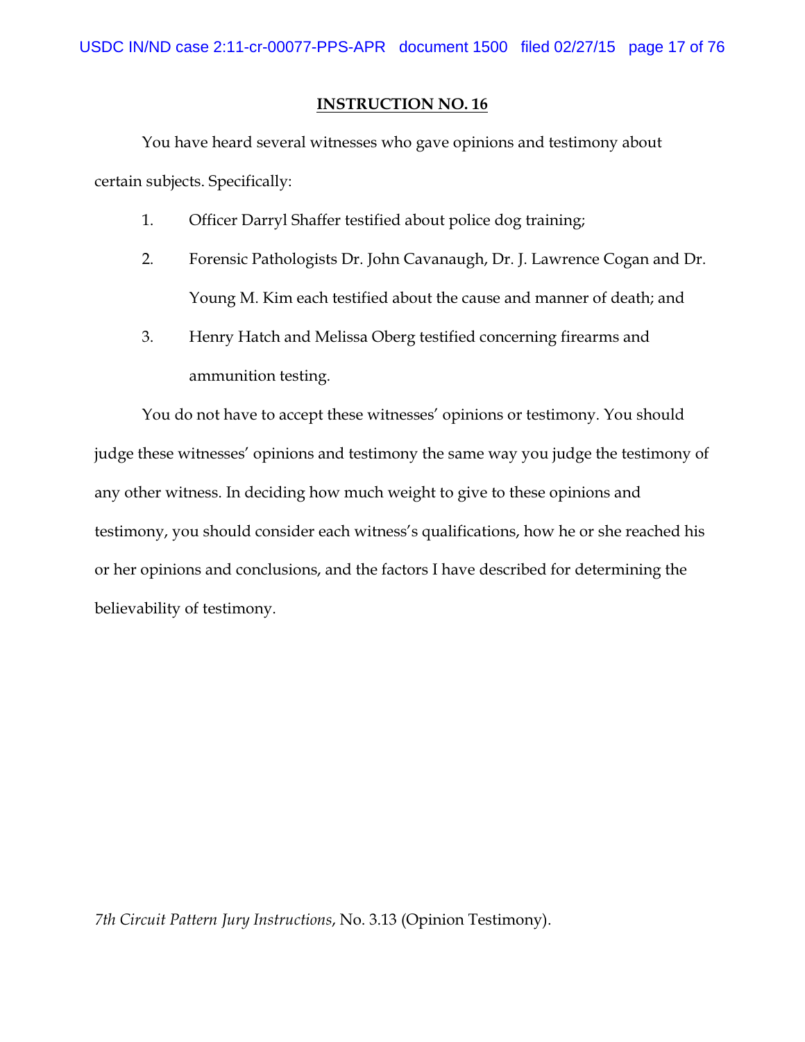## INSTRUCTION NO. 16

You have heard several witnesses who gave opinions and testimony about certain subjects. Specifically:

1. Officer Darryl Shaffer testified about police dog training;
2. Forensic Pathologists Dr. John Cavanaugh, Dr. J. Lawrence Cogan and Dr. Young M. Kim each testified about the cause and manner of death; and
3. Henry Hatch and Melissa Oberg testified concerning firearms and ammunition testing.

You do not have to accept these witnesses' opinions or testimony. You should judge these witnesses' opinions and testimony the same way you judge the testimony of any other witness. In deciding how much weight to give to these opinions and testimony, you should consider each witness's qualifications, how he or she reached his or her opinions and conclusions, and the factors I have described for determining the believability of testimony.

*7th Circuit Pattern Jury Instructions*, No. 3.13 (Opinion Testimony).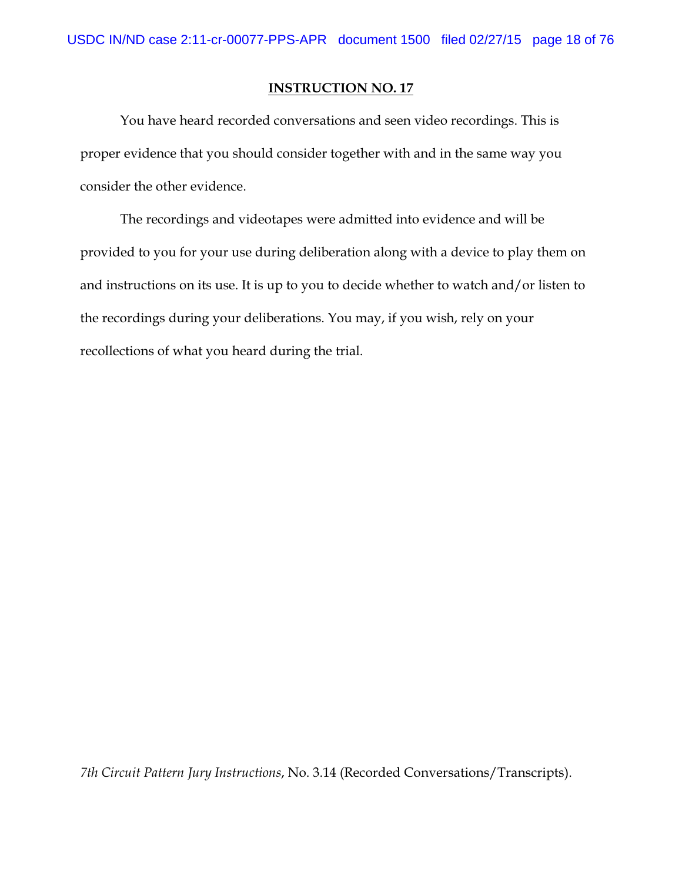**INSTRUCTION NO. 17**

You have heard recorded conversations and seen video recordings. This is proper evidence that you should consider together with and in the same way you consider the other evidence.

The recordings and videotapes were admitted into evidence and will be provided to you for your use during deliberation along with a device to play them on and instructions on its use. It is up to you to decide whether to watch and/or listen to the recordings during your deliberations. You may, if you wish, rely on your recollections of what you heard during the trial.

*7th Circuit Pattern Jury Instructions*, No. 3.14 (Recorded Conversations/Transcripts).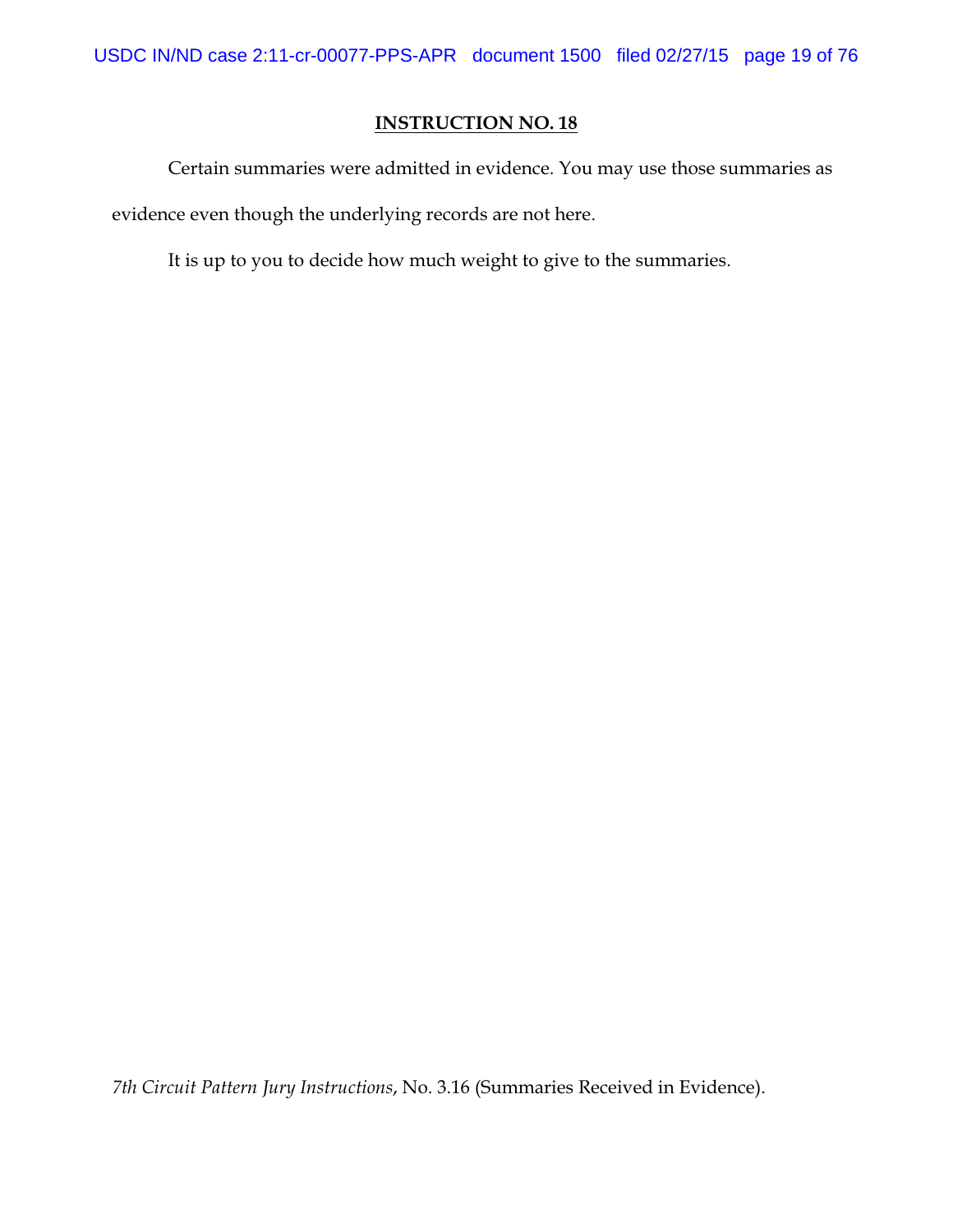## INSTRUCTION NO. 18

Certain summaries were admitted in evidence. You may use those summaries as evidence even though the underlying records are not here.

It is up to you to decide how much weight to give to the summaries.

*7th Circuit Pattern Jury Instructions*, No. 3.16 (Summaries Received in Evidence).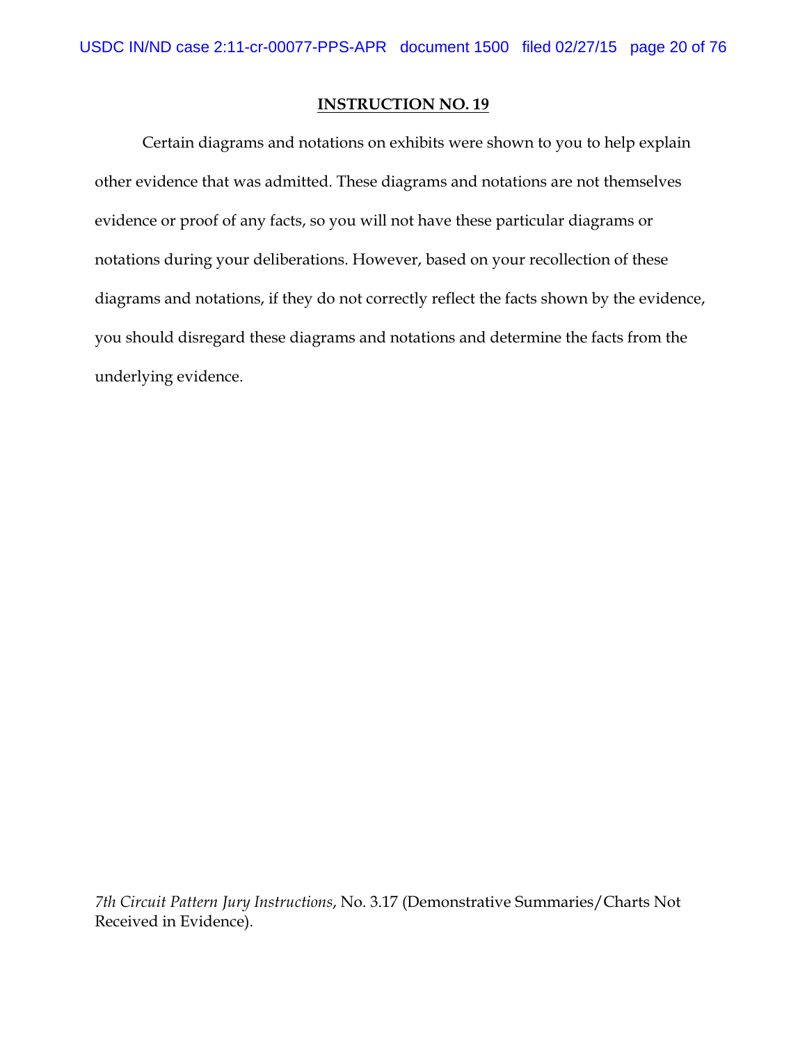**INSTRUCTION NO. 19**

Certain diagrams and notations on exhibits were shown to you to help explain other evidence that was admitted. These diagrams and notations are not themselves evidence or proof of any facts, so you will not have these particular diagrams or notations during your deliberations. However, based on your recollection of these diagrams and notations, if they do not correctly reflect the facts shown by the evidence, you should disregard these diagrams and notations and determine the facts from the underlying evidence.

*7th Circuit Pattern Jury Instructions*, No. 3.17 (Demonstrative Summaries/Charts Not Received in Evidence).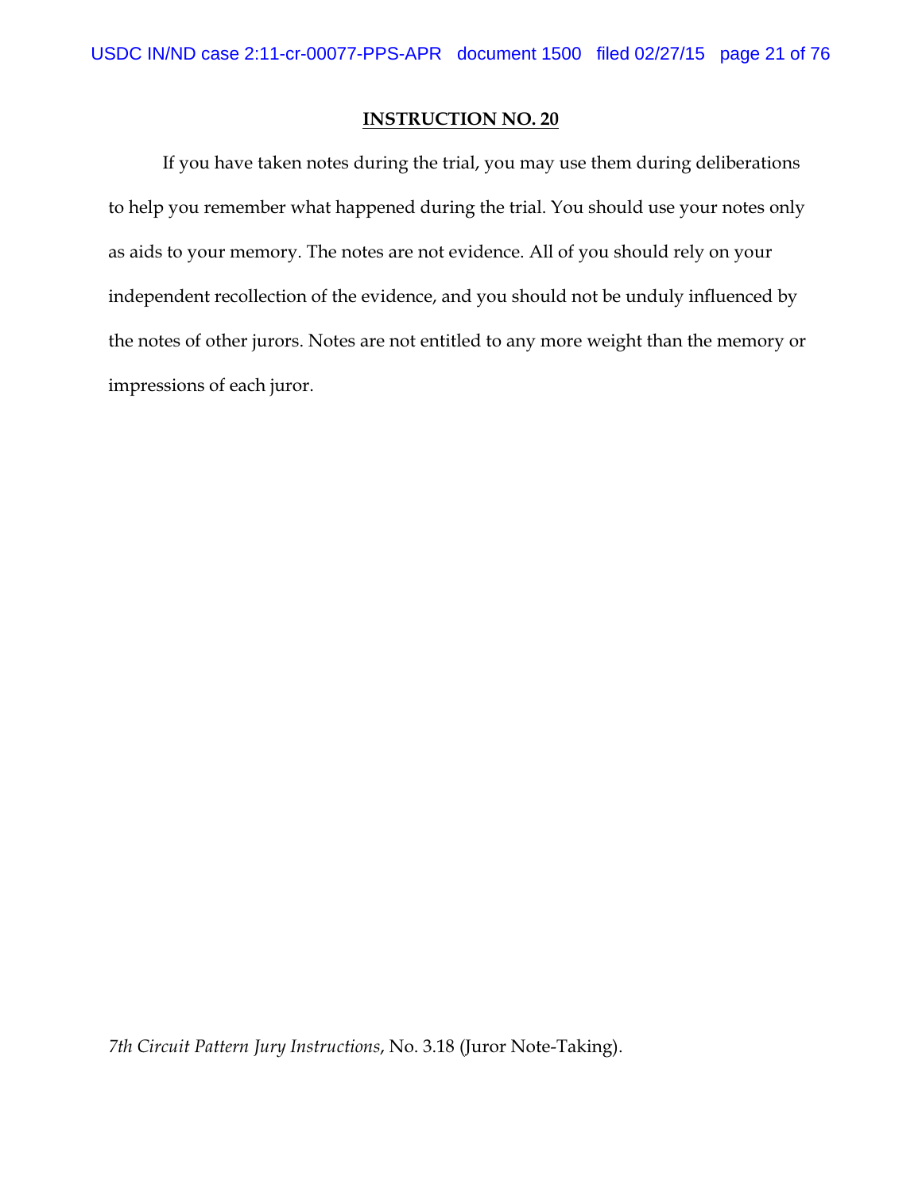**INSTRUCTION NO. 20**

If you have taken notes during the trial, you may use them during deliberations to help you remember what happened during the trial. You should use your notes only as aids to your memory. The notes are not evidence. All of you should rely on your independent recollection of the evidence, and you should not be unduly influenced by the notes of other jurors. Notes are not entitled to any more weight than the memory or impressions of each juror.

*7th Circuit Pattern Jury Instructions*, No. 3.18 (Juror Note-Taking).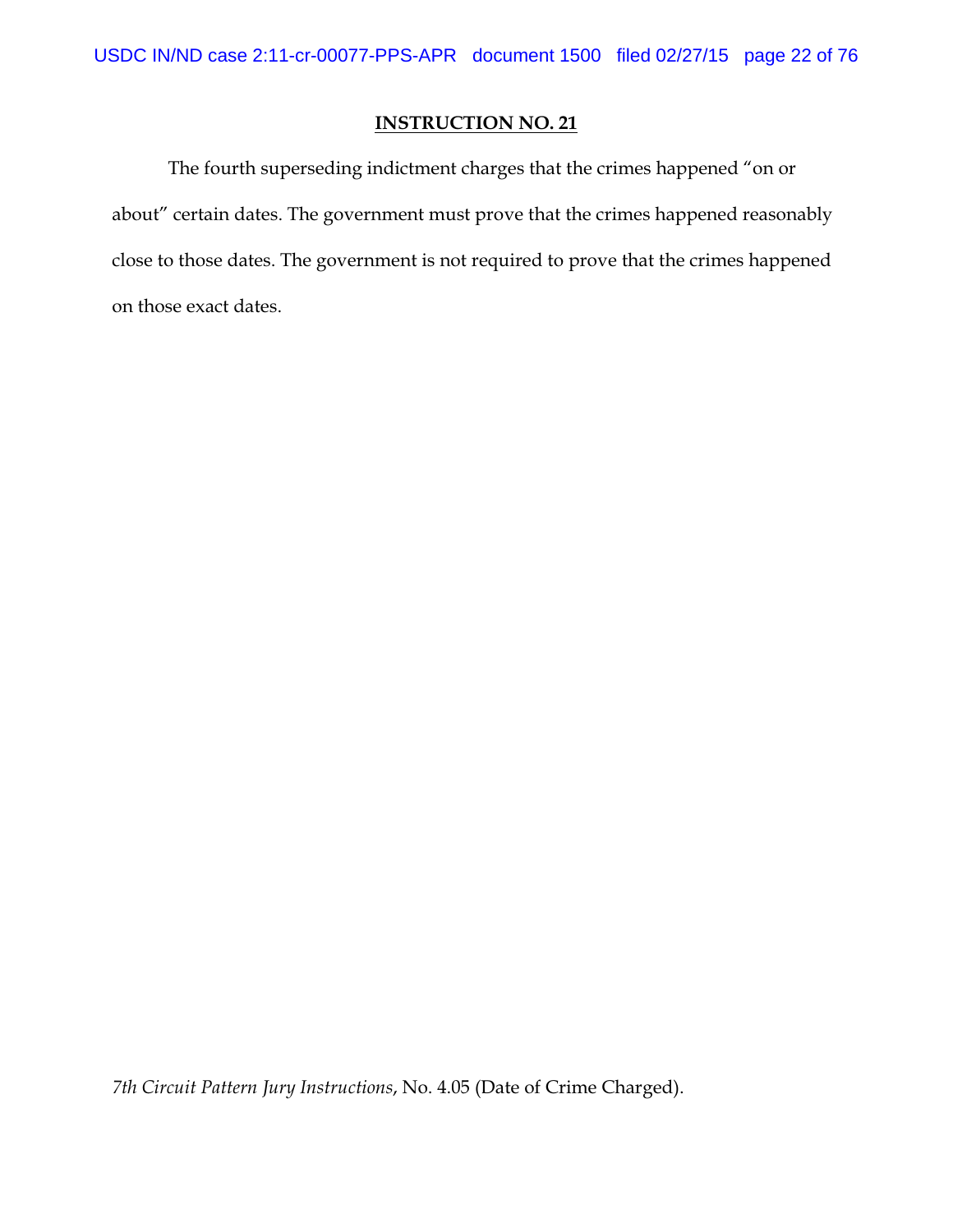## INSTRUCTION NO. 21

The fourth superseding indictment charges that the crimes happened "on or about" certain dates. The government must prove that the crimes happened reasonably close to those dates. The government is not required to prove that the crimes happened on those exact dates.

*7th Circuit Pattern Jury Instructions*, No. 4.05 (Date of Crime Charged).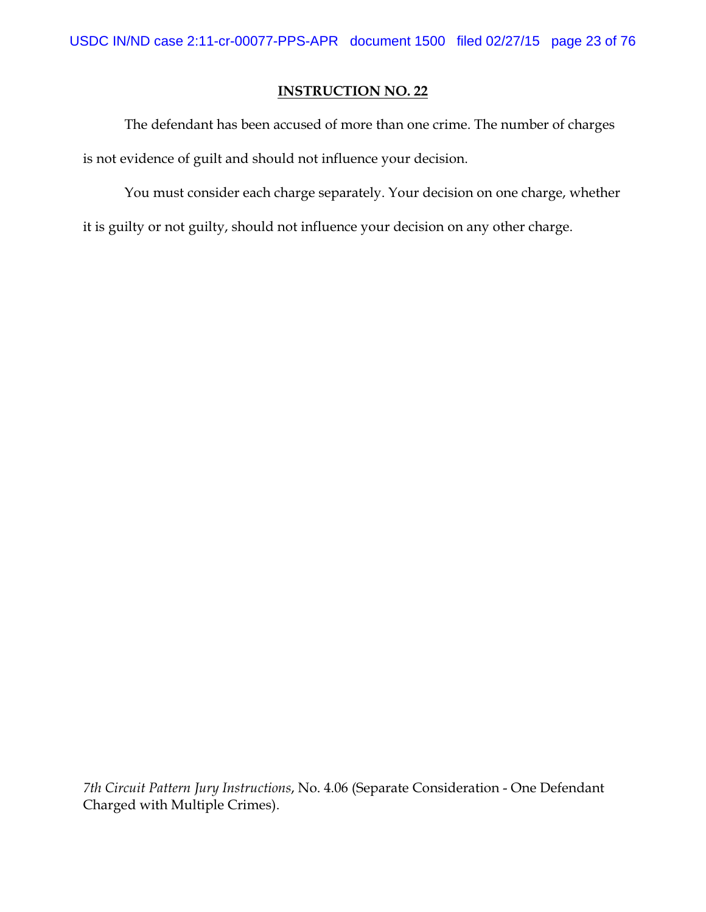**INSTRUCTION NO. 22**

The defendant has been accused of more than one crime. The number of charges is not evidence of guilt and should not influence your decision.

You must consider each charge separately. Your decision on one charge, whether it is guilty or not guilty, should not influence your decision on any other charge.

*7th Circuit Pattern Jury Instructions*, No. 4.06 (Separate Consideration - One Defendant Charged with Multiple Crimes).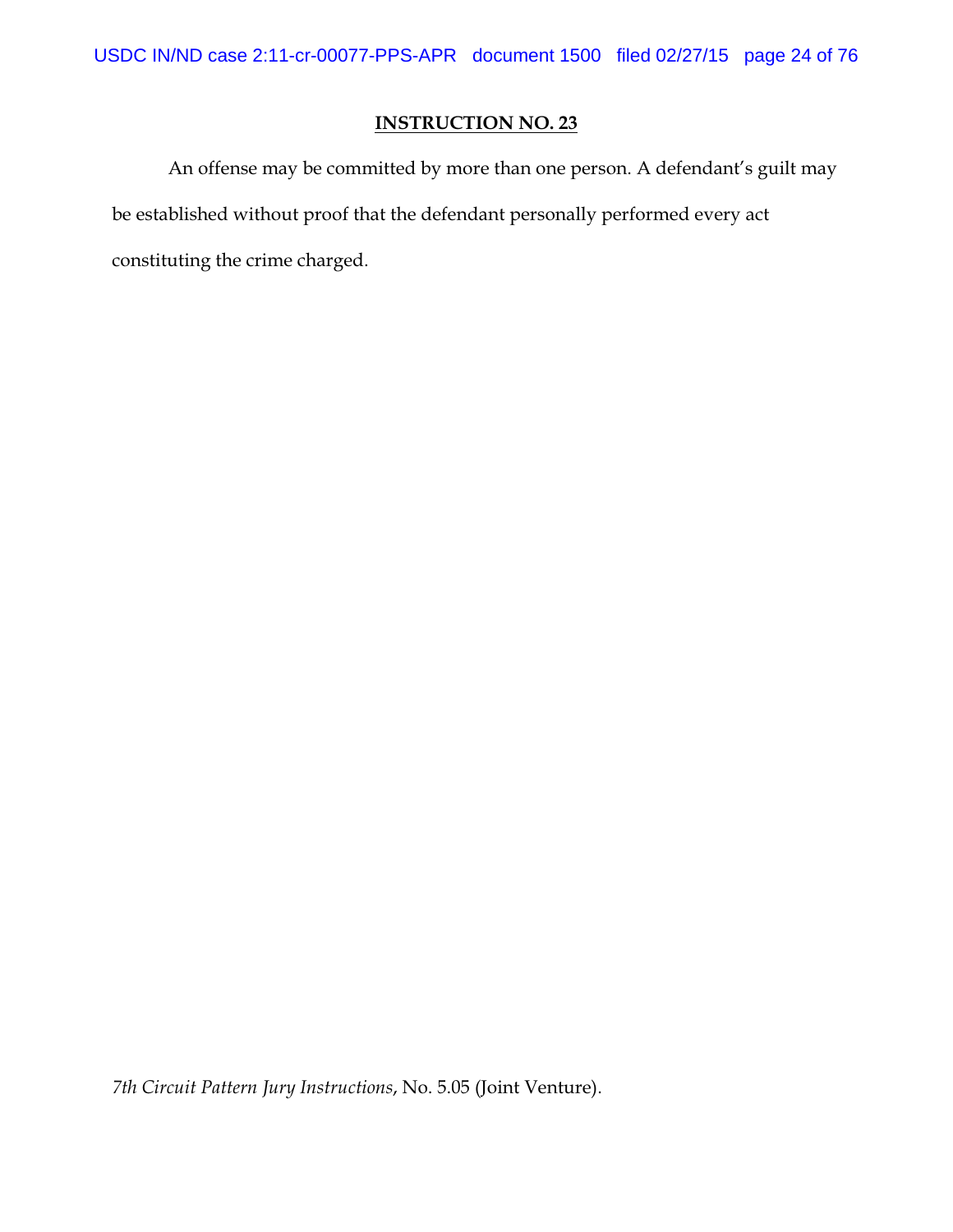**INSTRUCTION NO. 23**

An offense may be committed by more than one person. A defendant's guilt may be established without proof that the defendant personally performed every act constituting the crime charged.

*7th Circuit Pattern Jury Instructions*, No. 5.05 (Joint Venture).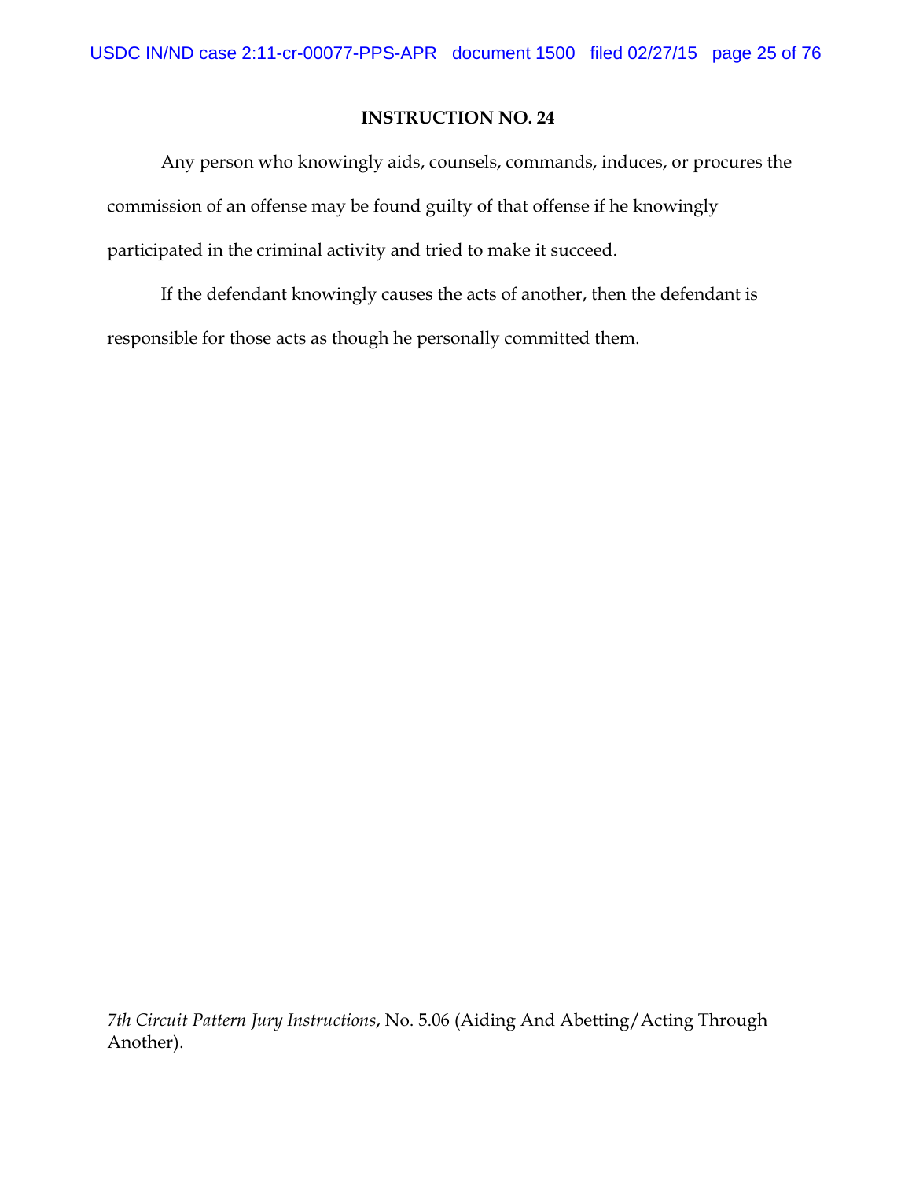**INSTRUCTION NO. 24**

Any person who knowingly aids, counsels, commands, induces, or procures the commission of an offense may be found guilty of that offense if he knowingly participated in the criminal activity and tried to make it succeed.

If the defendant knowingly causes the acts of another, then the defendant is responsible for those acts as though he personally committed them.

*7th Circuit Pattern Jury Instructions*, No. 5.06 (Aiding And Abetting/Acting Through Another).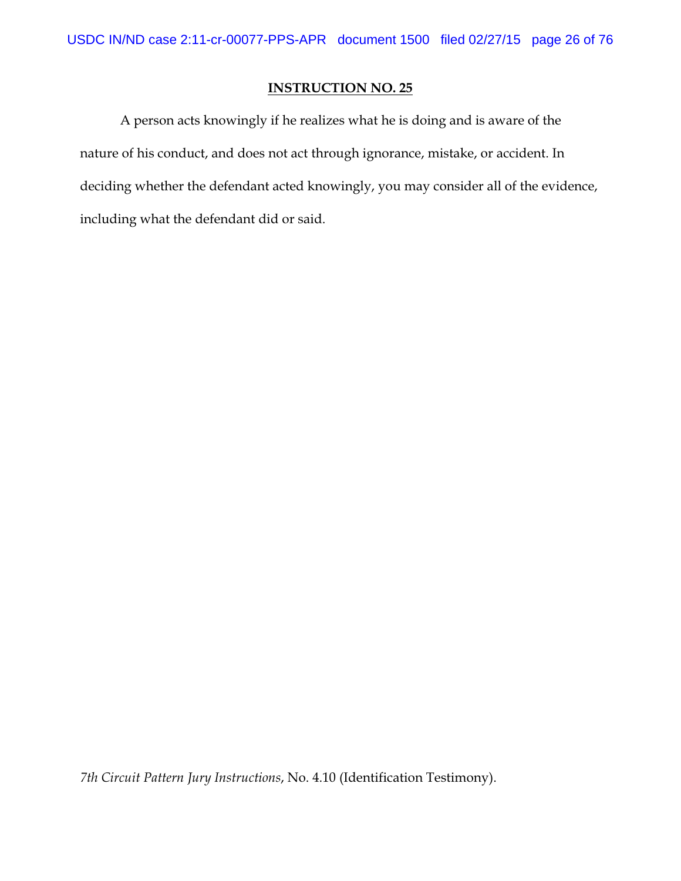## INSTRUCTION NO. 25

A person acts knowingly if he realizes what he is doing and is aware of the nature of his conduct, and does not act through ignorance, mistake, or accident. In deciding whether the defendant acted knowingly, you may consider all of the evidence, including what the defendant did or said.

*7th Circuit Pattern Jury Instructions*, No. 4.10 (Identification Testimony).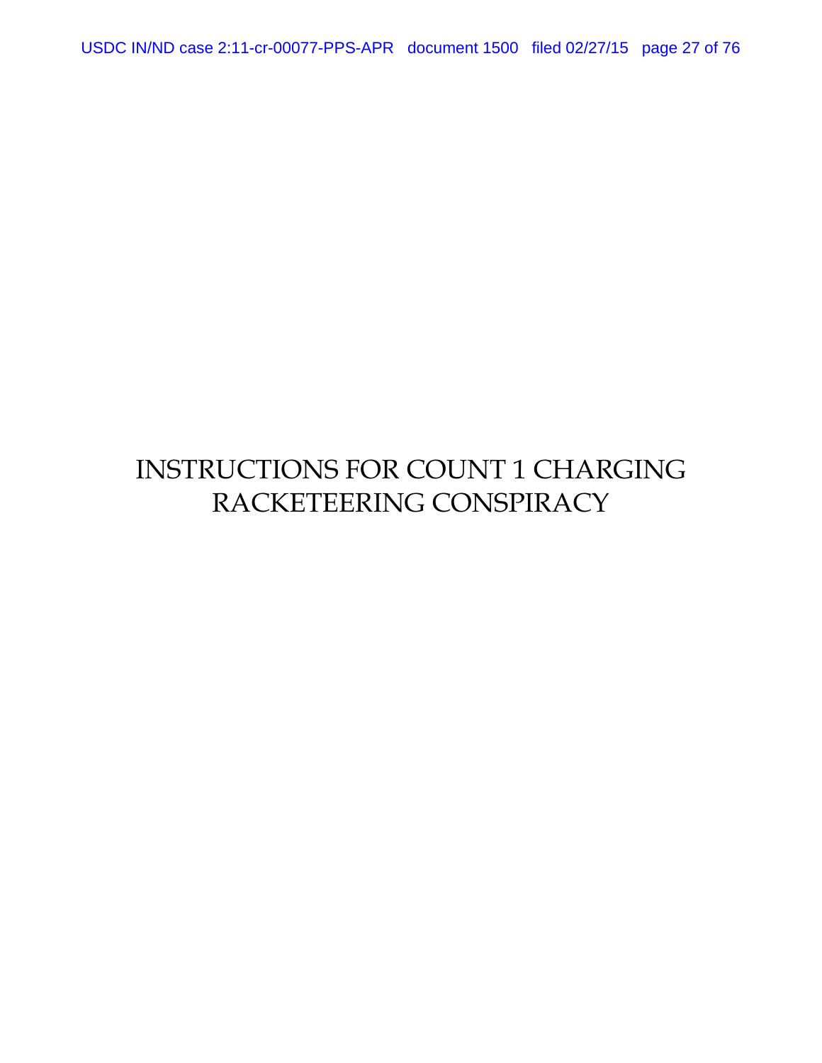# INSTRUCTIONS FOR COUNT 1 CHARGING RACKETEERING CONSPIRACY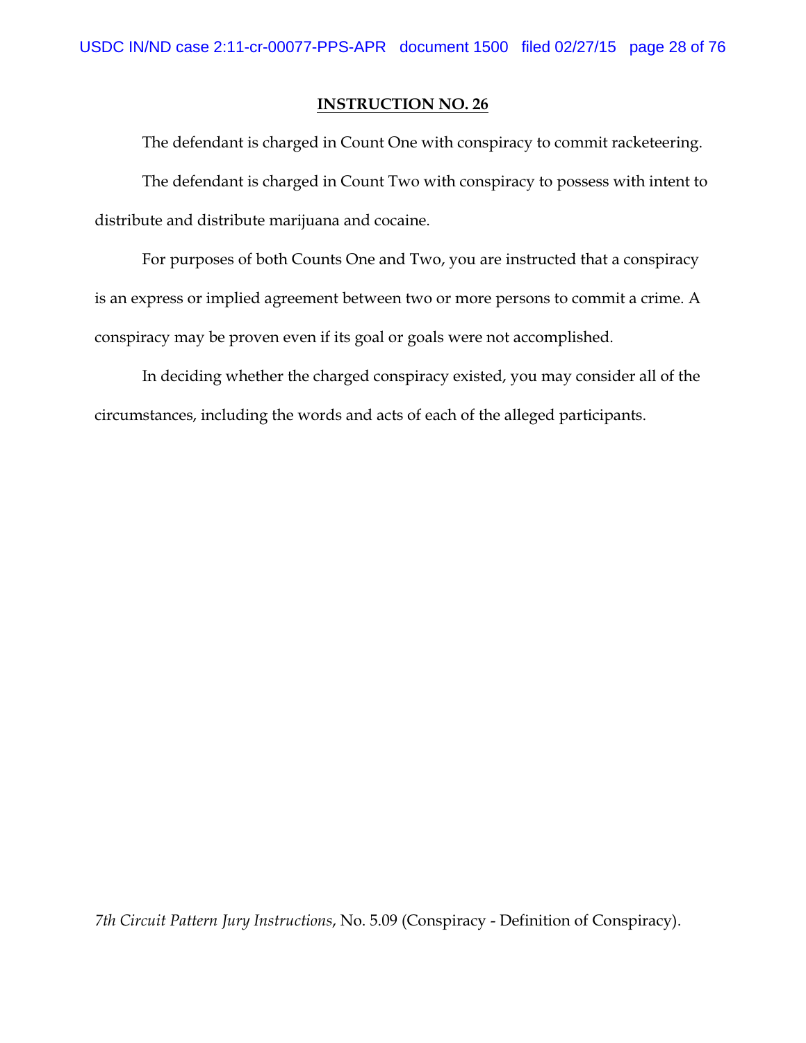**INSTRUCTION NO. 26**

The defendant is charged in Count One with conspiracy to commit racketeering.

The defendant is charged in Count Two with conspiracy to possess with intent to distribute and distribute marijuana and cocaine.

For purposes of both Counts One and Two, you are instructed that a conspiracy is an express or implied agreement between two or more persons to commit a crime. A conspiracy may be proven even if its goal or goals were not accomplished.

In deciding whether the charged conspiracy existed, you may consider all of the circumstances, including the words and acts of each of the alleged participants.

*7th Circuit Pattern Jury Instructions*, No. 5.09 (Conspiracy - Definition of Conspiracy).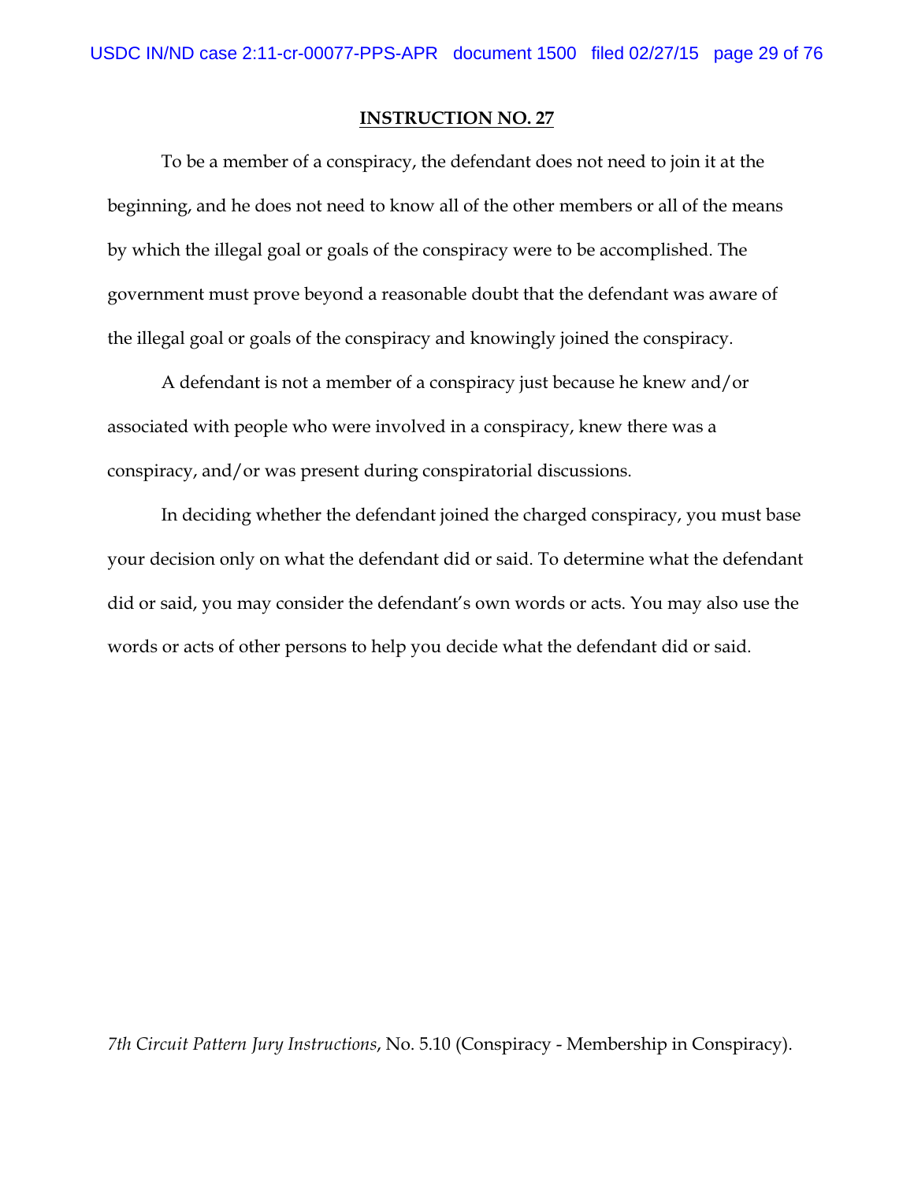**INSTRUCTION NO. 27**

To be a member of a conspiracy, the defendant does not need to join it at the beginning, and he does not need to know all of the other members or all of the means by which the illegal goal or goals of the conspiracy were to be accomplished. The government must prove beyond a reasonable doubt that the defendant was aware of the illegal goal or goals of the conspiracy and knowingly joined the conspiracy.

A defendant is not a member of a conspiracy just because he knew and/or associated with people who were involved in a conspiracy, knew there was a conspiracy, and/or was present during conspiratorial discussions.

In deciding whether the defendant joined the charged conspiracy, you must base your decision only on what the defendant did or said. To determine what the defendant did or said, you may consider the defendant's own words or acts. You may also use the words or acts of other persons to help you decide what the defendant did or said.

*7th Circuit Pattern Jury Instructions*, No. 5.10 (Conspiracy - Membership in Conspiracy).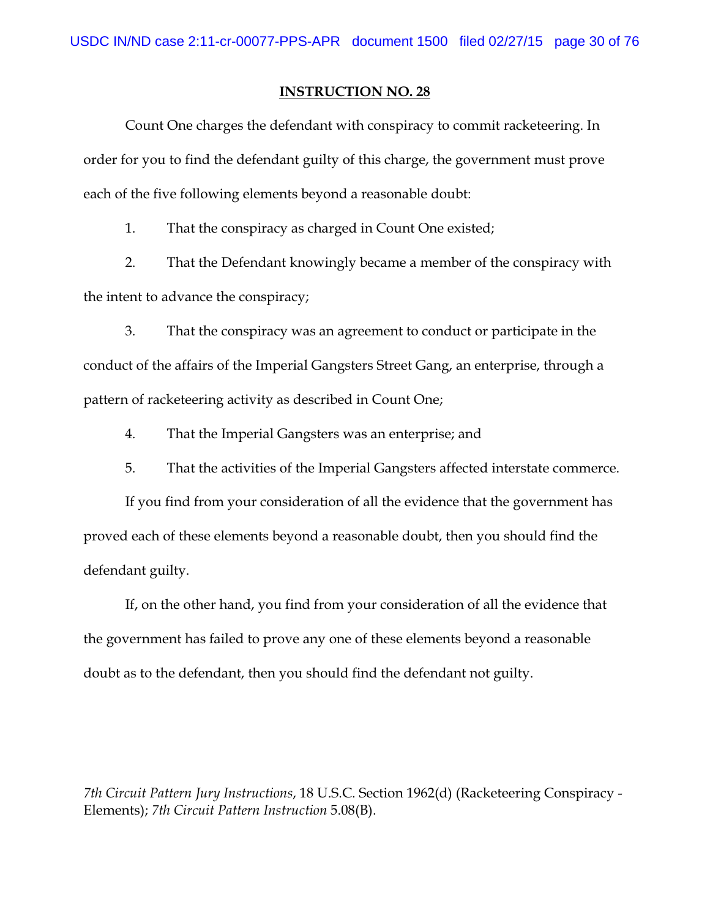**INSTRUCTION NO. 28**

Count One charges the defendant with conspiracy to commit racketeering. In order for you to find the defendant guilty of this charge, the government must prove each of the five following elements beyond a reasonable doubt:

1. That the conspiracy as charged in Count One existed;

2. That the Defendant knowingly became a member of the conspiracy with the intent to advance the conspiracy;

3. That the conspiracy was an agreement to conduct or participate in the conduct of the affairs of the Imperial Gangsters Street Gang, an enterprise, through a pattern of racketeering activity as described in Count One;

4. That the Imperial Gangsters was an enterprise; and

5. That the activities of the Imperial Gangsters affected interstate commerce.

If you find from your consideration of all the evidence that the government has proved each of these elements beyond a reasonable doubt, then you should find the defendant guilty.

If, on the other hand, you find from your consideration of all the evidence that the government has failed to prove any one of these elements beyond a reasonable doubt as to the defendant, then you should find the defendant not guilty.

*7th Circuit Pattern Jury Instructions*, 18 U.S.C. Section 1962(d) (Racketeering Conspiracy - Elements); *7th Circuit Pattern Instruction* 5.08(B).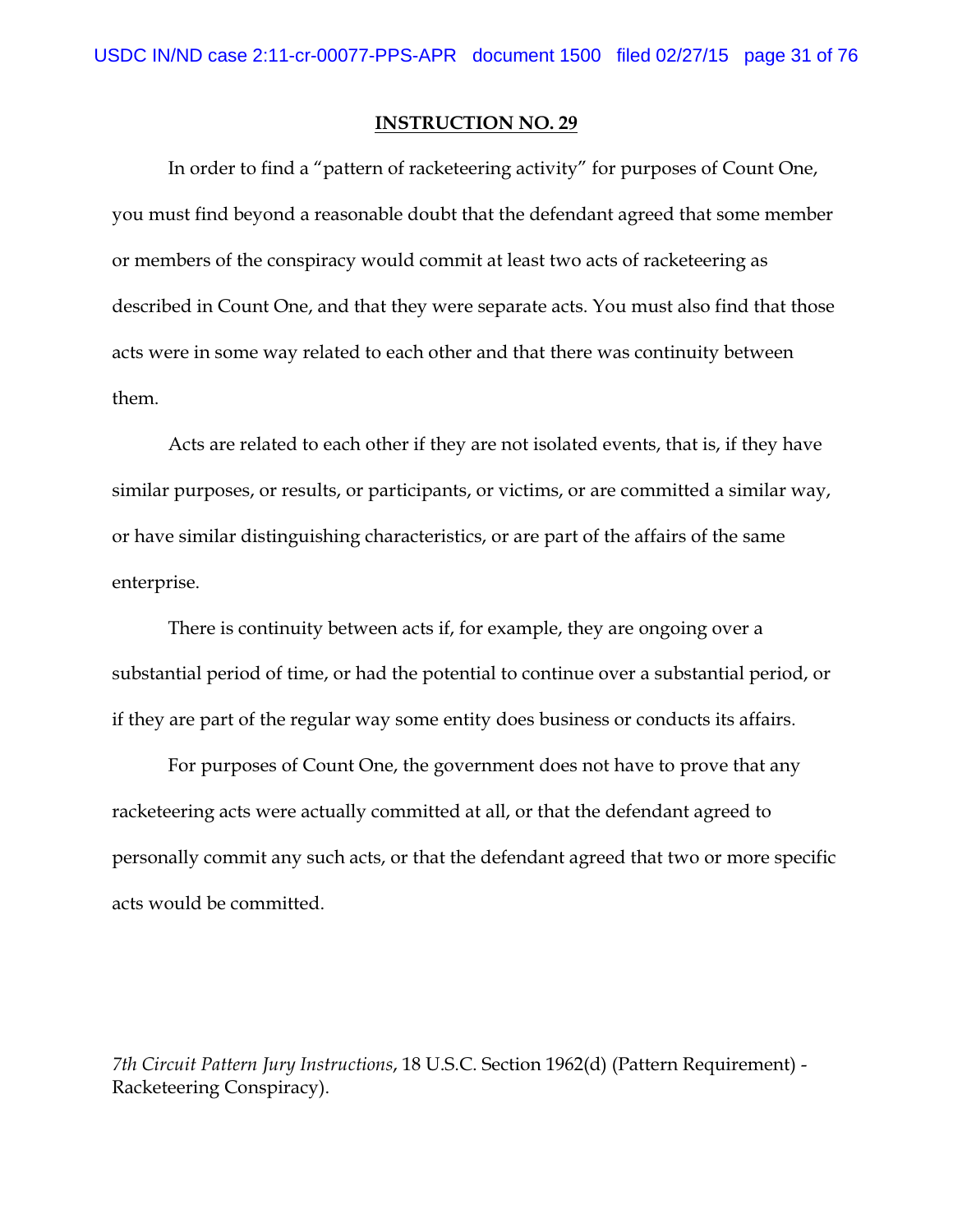**INSTRUCTION NO. 29**

In order to find a "pattern of racketeering activity" for purposes of Count One, you must find beyond a reasonable doubt that the defendant agreed that some member or members of the conspiracy would commit at least two acts of racketeering as described in Count One, and that they were separate acts. You must also find that those acts were in some way related to each other and that there was continuity between them.

Acts are related to each other if they are not isolated events, that is, if they have similar purposes, or results, or participants, or victims, or are committed a similar way, or have similar distinguishing characteristics, or are part of the affairs of the same enterprise.

There is continuity between acts if, for example, they are ongoing over a substantial period of time, or had the potential to continue over a substantial period, or if they are part of the regular way some entity does business or conducts its affairs.

For purposes of Count One, the government does not have to prove that any racketeering acts were actually committed at all, or that the defendant agreed to personally commit any such acts, or that the defendant agreed that two or more specific acts would be committed.

*7th Circuit Pattern Jury Instructions*, 18 U.S.C. Section 1962(d) (Pattern Requirement) - Racketeering Conspiracy).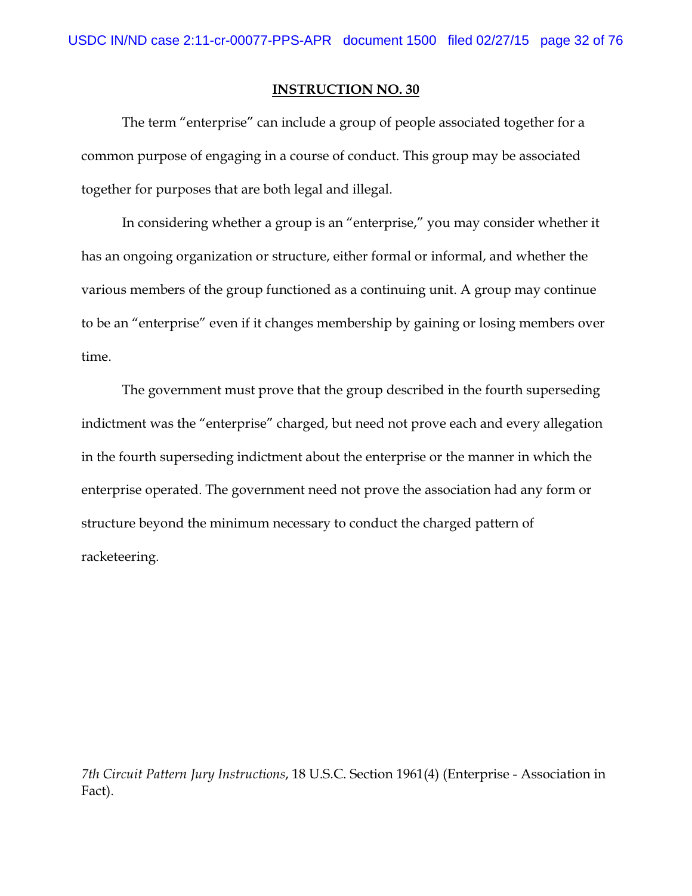**INSTRUCTION NO. 30**

The term "enterprise" can include a group of people associated together for a common purpose of engaging in a course of conduct. This group may be associated together for purposes that are both legal and illegal.

In considering whether a group is an "enterprise," you may consider whether it has an ongoing organization or structure, either formal or informal, and whether the various members of the group functioned as a continuing unit. A group may continue to be an "enterprise" even if it changes membership by gaining or losing members over time.

The government must prove that the group described in the fourth superseding indictment was the "enterprise" charged, but need not prove each and every allegation in the fourth superseding indictment about the enterprise or the manner in which the enterprise operated. The government need not prove the association had any form or structure beyond the minimum necessary to conduct the charged pattern of racketeering.

*7th Circuit Pattern Jury Instructions*, 18 U.S.C. Section 1961(4) (Enterprise - Association in Fact).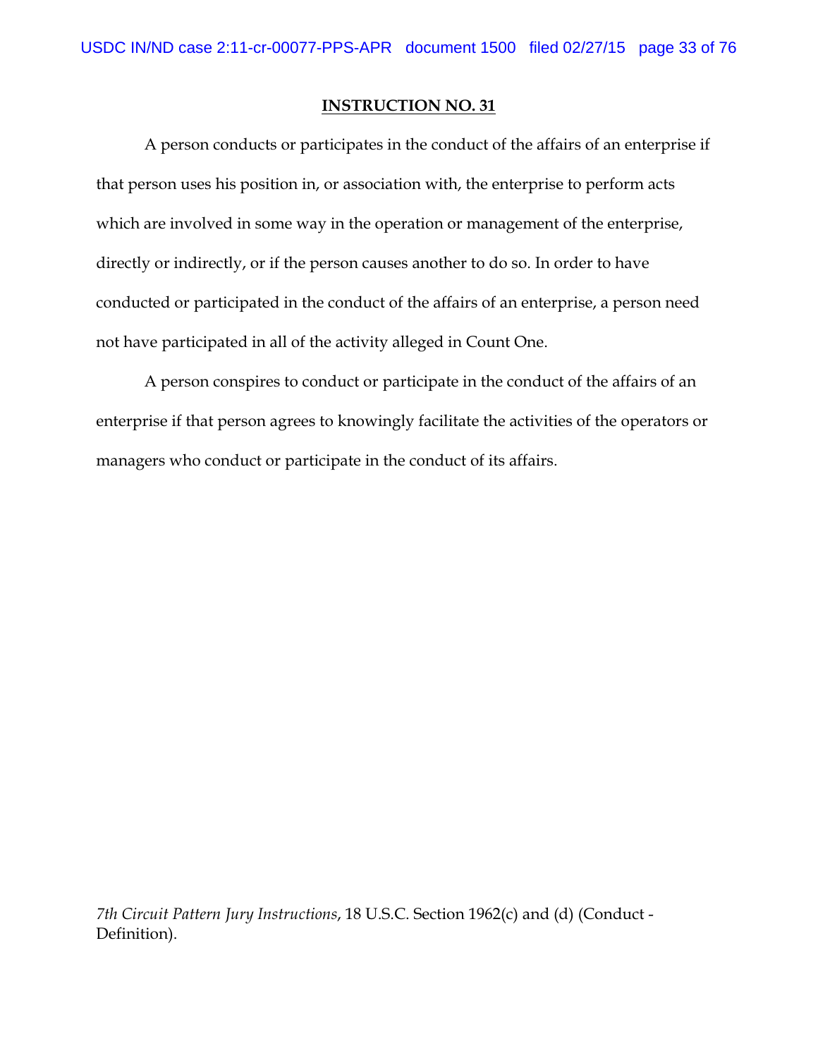**INSTRUCTION NO. 31**

A person conducts or participates in the conduct of the affairs of an enterprise if that person uses his position in, or association with, the enterprise to perform acts which are involved in some way in the operation or management of the enterprise, directly or indirectly, or if the person causes another to do so. In order to have conducted or participated in the conduct of the affairs of an enterprise, a person need not have participated in all of the activity alleged in Count One.

A person conspires to conduct or participate in the conduct of the affairs of an enterprise if that person agrees to knowingly facilitate the activities of the operators or managers who conduct or participate in the conduct of its affairs.

*7th Circuit Pattern Jury Instructions*, 18 U.S.C. Section 1962(c) and (d) (Conduct - Definition).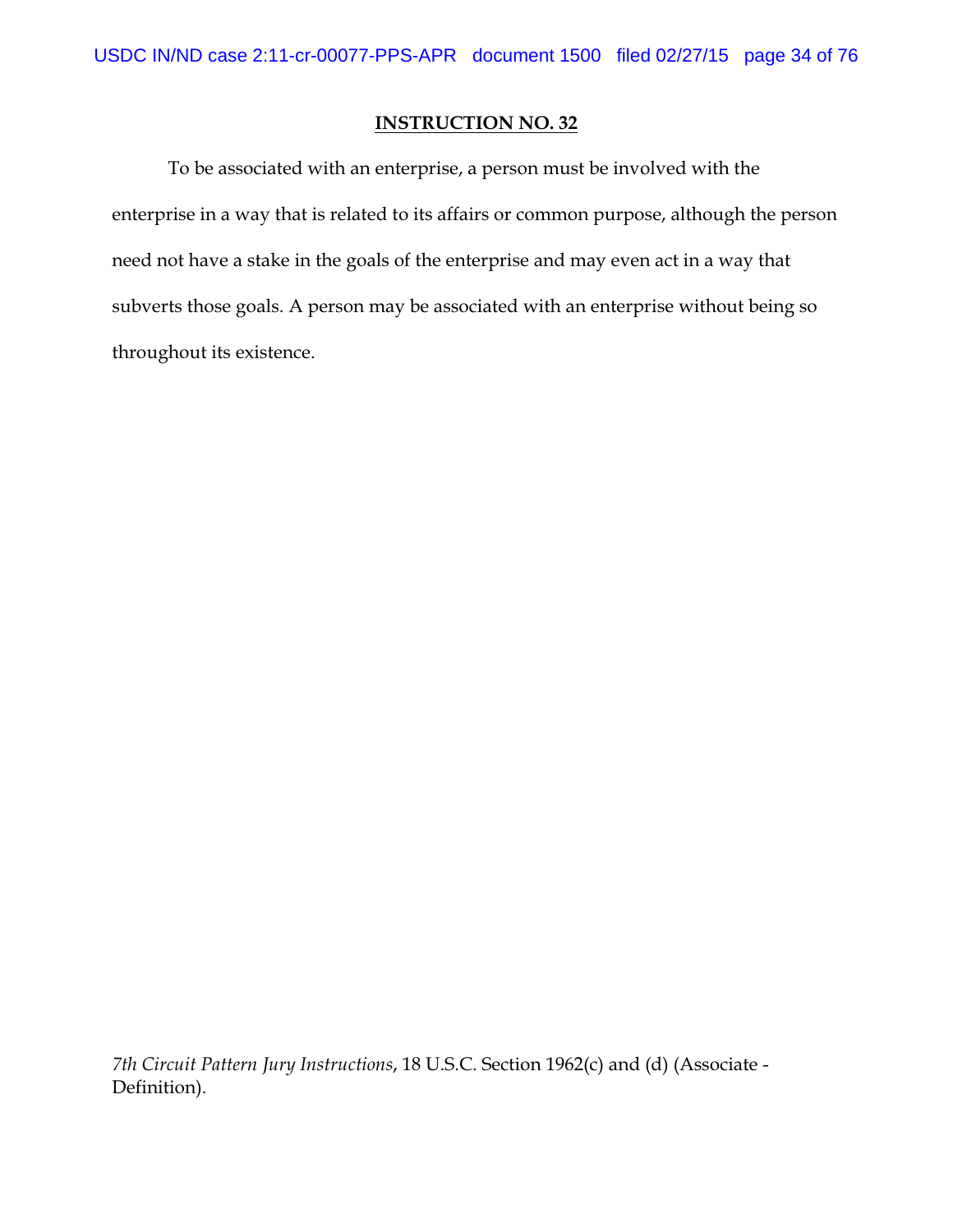**INSTRUCTION NO. 32**

To be associated with an enterprise, a person must be involved with the enterprise in a way that is related to its affairs or common purpose, although the person need not have a stake in the goals of the enterprise and may even act in a way that subverts those goals. A person may be associated with an enterprise without being so throughout its existence.

*7th Circuit Pattern Jury Instructions*, 18 U.S.C. Section 1962(c) and (d) (Associate - Definition).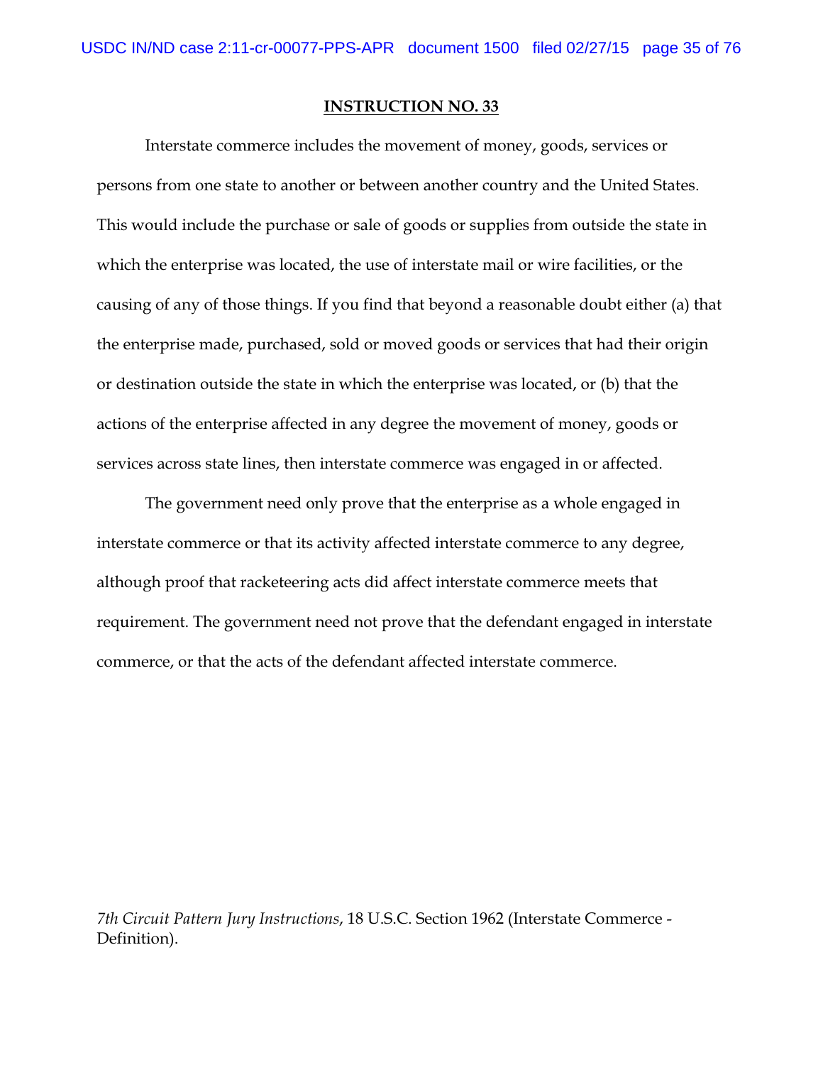**INSTRUCTION NO. 33**

Interstate commerce includes the movement of money, goods, services or persons from one state to another or between another country and the United States. This would include the purchase or sale of goods or supplies from outside the state in which the enterprise was located, the use of interstate mail or wire facilities, or the causing of any of those things. If you find that beyond a reasonable doubt either (a) that the enterprise made, purchased, sold or moved goods or services that had their origin or destination outside the state in which the enterprise was located, or (b) that the actions of the enterprise affected in any degree the movement of money, goods or services across state lines, then interstate commerce was engaged in or affected.

The government need only prove that the enterprise as a whole engaged in interstate commerce or that its activity affected interstate commerce to any degree, although proof that racketeering acts did affect interstate commerce meets that requirement. The government need not prove that the defendant engaged in interstate commerce, or that the acts of the defendant affected interstate commerce.

*7th Circuit Pattern Jury Instructions*, 18 U.S.C. Section 1962 (Interstate Commerce - Definition).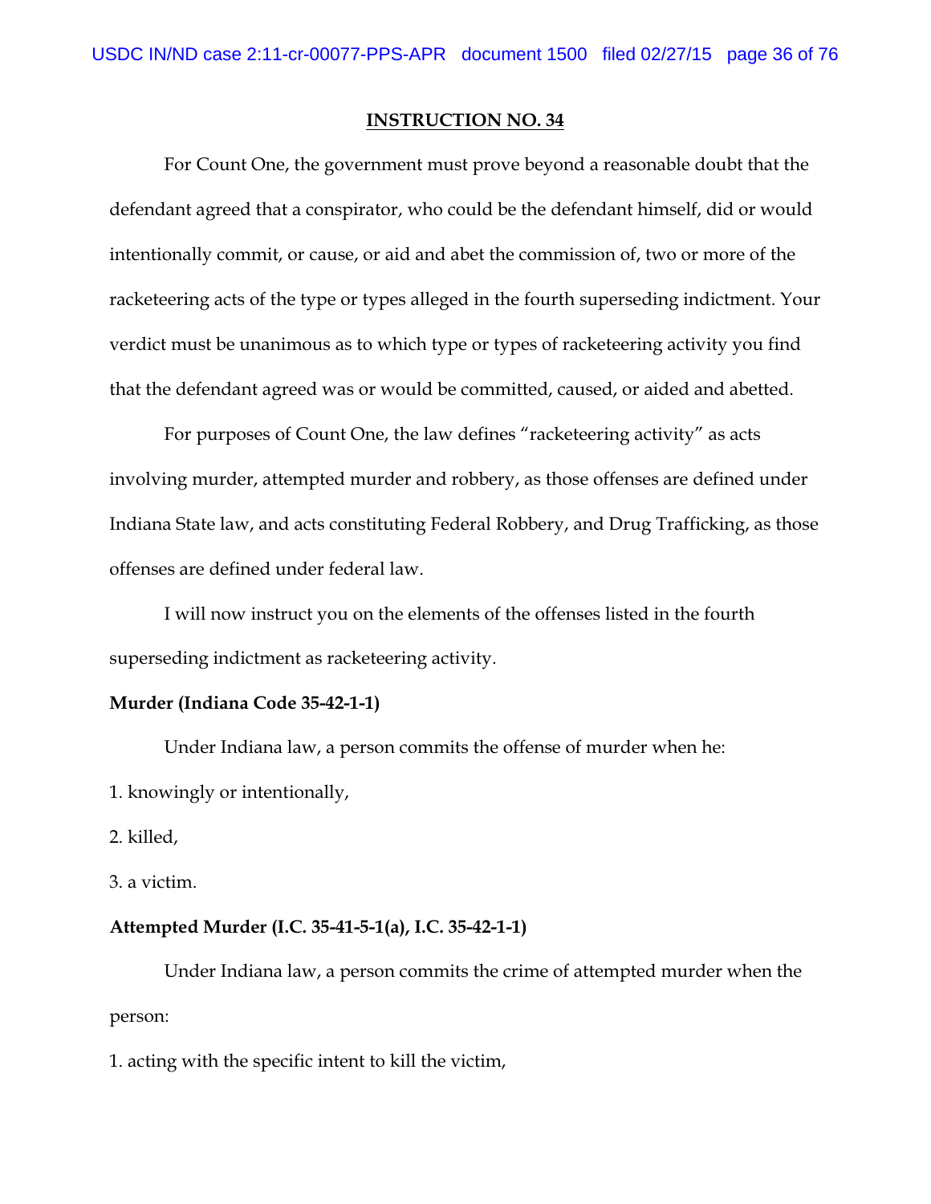**INSTRUCTION NO. 34**

For Count One, the government must prove beyond a reasonable doubt that the defendant agreed that a conspirator, who could be the defendant himself, did or would intentionally commit, or cause, or aid and abet the commission of, two or more of the racketeering acts of the type or types alleged in the fourth superseding indictment. Your verdict must be unanimous as to which type or types of racketeering activity you find that the defendant agreed was or would be committed, caused, or aided and abetted.

For purposes of Count One, the law defines "racketeering activity" as acts involving murder, attempted murder and robbery, as those offenses are defined under Indiana State law, and acts constituting Federal Robbery, and Drug Trafficking, as those offenses are defined under federal law.

I will now instruct you on the elements of the offenses listed in the fourth superseding indictment as racketeering activity.

**Murder (Indiana Code 35-42-1-1)**

Under Indiana law, a person commits the offense of murder when he:

1. knowingly or intentionally,
2. killed,
3. a victim.

**Attempted Murder (I.C. 35-41-5-1(a), I.C. 35-42-1-1)**

Under Indiana law, a person commits the crime of attempted murder when the person:

1. acting with the specific intent to kill the victim,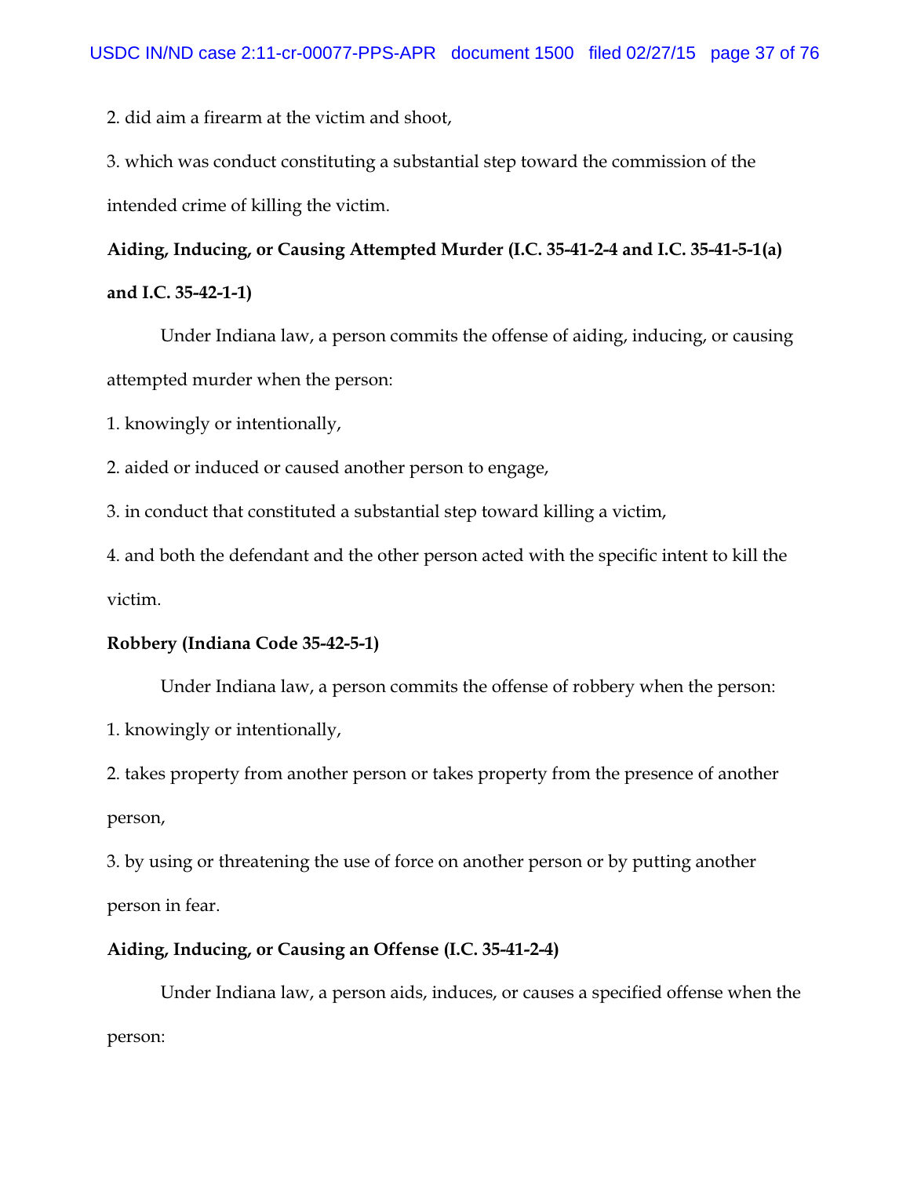2. did aim a firearm at the victim and shoot,

3. which was conduct constituting a substantial step toward the commission of the intended crime of killing the victim.

**Aiding, Inducing, or Causing Attempted Murder (I.C. 35-41-2-4 and I.C. 35-41-5-1(a) and I.C. 35-42-1-1)**

Under Indiana law, a person commits the offense of aiding, inducing, or causing attempted murder when the person:

1. knowingly or intentionally,

2. aided or induced or caused another person to engage,

3. in conduct that constituted a substantial step toward killing a victim,

4. and both the defendant and the other person acted with the specific intent to kill the victim.

**Robbery (Indiana Code 35-42-5-1)**

Under Indiana law, a person commits the offense of robbery when the person:

1. knowingly or intentionally,

2. takes property from another person or takes property from the presence of another person,

3. by using or threatening the use of force on another person or by putting another person in fear.

**Aiding, Inducing, or Causing an Offense (I.C. 35-41-2-4)**

Under Indiana law, a person aids, induces, or causes a specified offense when the person: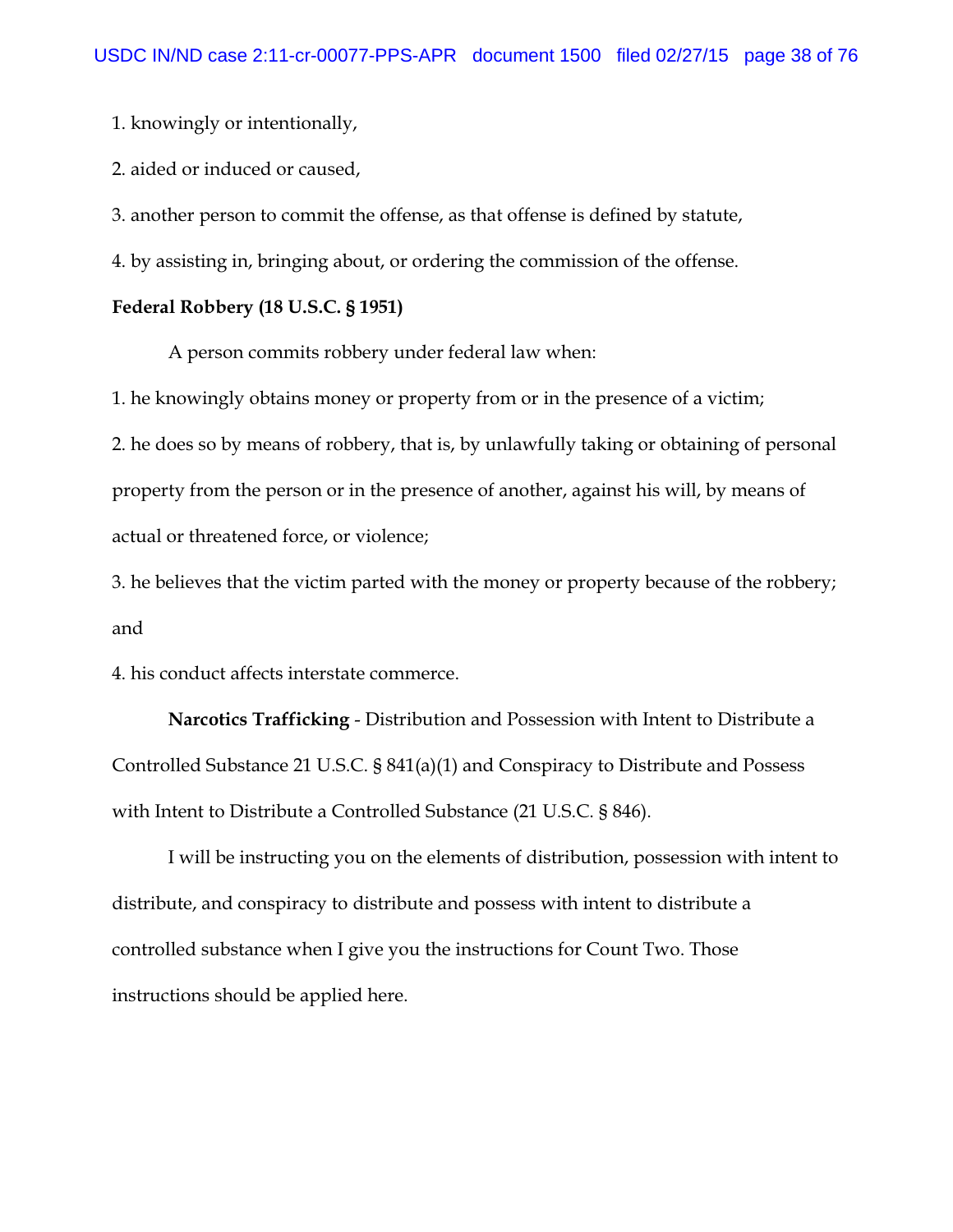1. knowingly or intentionally,

2. aided or induced or caused,

3. another person to commit the offense, as that offense is defined by statute,

4. by assisting in, bringing about, or ordering the commission of the offense.

**Federal Robbery (18 U.S.C. § 1951)**

A person commits robbery under federal law when:

1. he knowingly obtains money or property from or in the presence of a victim;

2. he does so by means of robbery, that is, by unlawfully taking or obtaining of personal property from the person or in the presence of another, against his will, by means of actual or threatened force, or violence;

3. he believes that the victim parted with the money or property because of the robbery; and

4. his conduct affects interstate commerce.

**Narcotics Trafficking** - Distribution and Possession with Intent to Distribute a Controlled Substance 21 U.S.C. § 841(a)(1) and Conspiracy to Distribute and Possess with Intent to Distribute a Controlled Substance (21 U.S.C. § 846).

I will be instructing you on the elements of distribution, possession with intent to distribute, and conspiracy to distribute and possess with intent to distribute a controlled substance when I give you the instructions for Count Two. Those instructions should be applied here.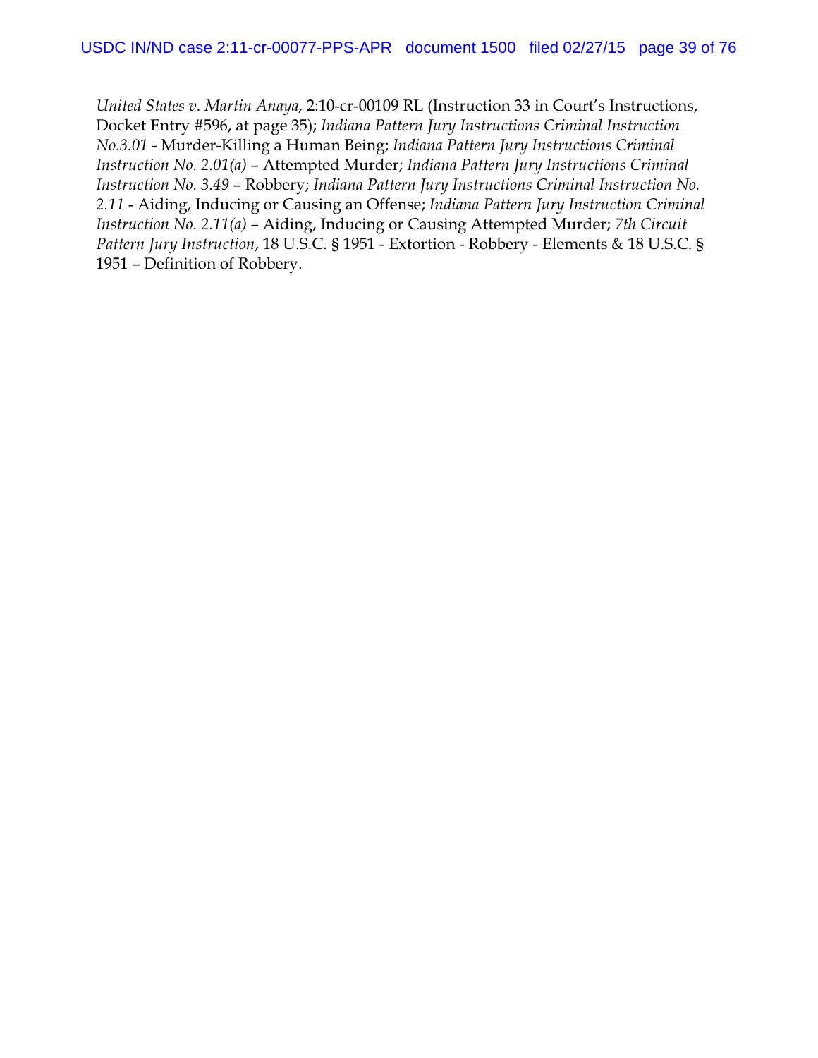*United States v. Martin Anaya*, 2:10-cr-00109 RL (Instruction 33 in Court's Instructions, Docket Entry #596, at page 35); *Indiana Pattern Jury Instructions Criminal Instruction No.3.01* - Murder-Killing a Human Being; *Indiana Pattern Jury Instructions Criminal Instruction No. 2.01(a)* – Attempted Murder; *Indiana Pattern Jury Instructions Criminal Instruction No. 3.49* – Robbery; *Indiana Pattern Jury Instructions Criminal Instruction No. 2.11* - Aiding, Inducing or Causing an Offense; *Indiana Pattern Jury Instruction Criminal Instruction No. 2.11(a)* – Aiding, Inducing or Causing Attempted Murder; *7th Circuit Pattern Jury Instruction*, 18 U.S.C. § 1951 - Extortion - Robbery - Elements & 18 U.S.C. § 1951 – Definition of Robbery.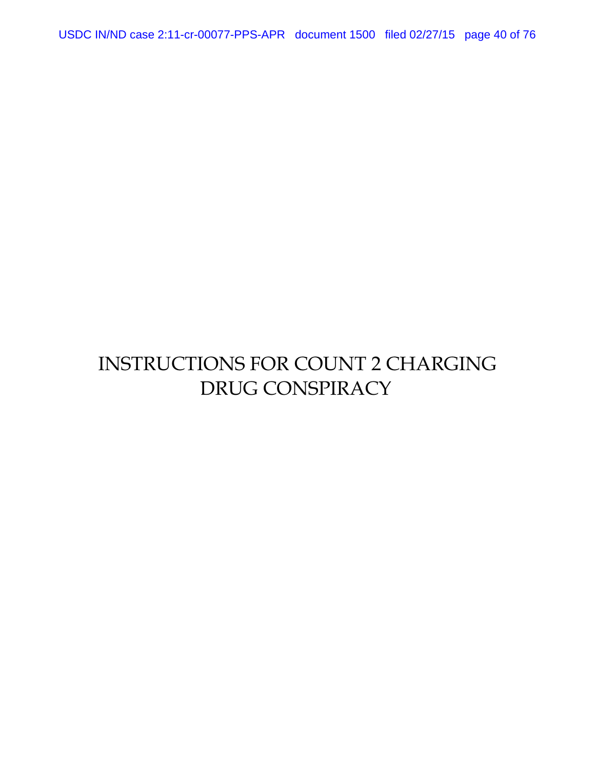# INSTRUCTIONS FOR COUNT 2 CHARGING DRUG CONSPIRACY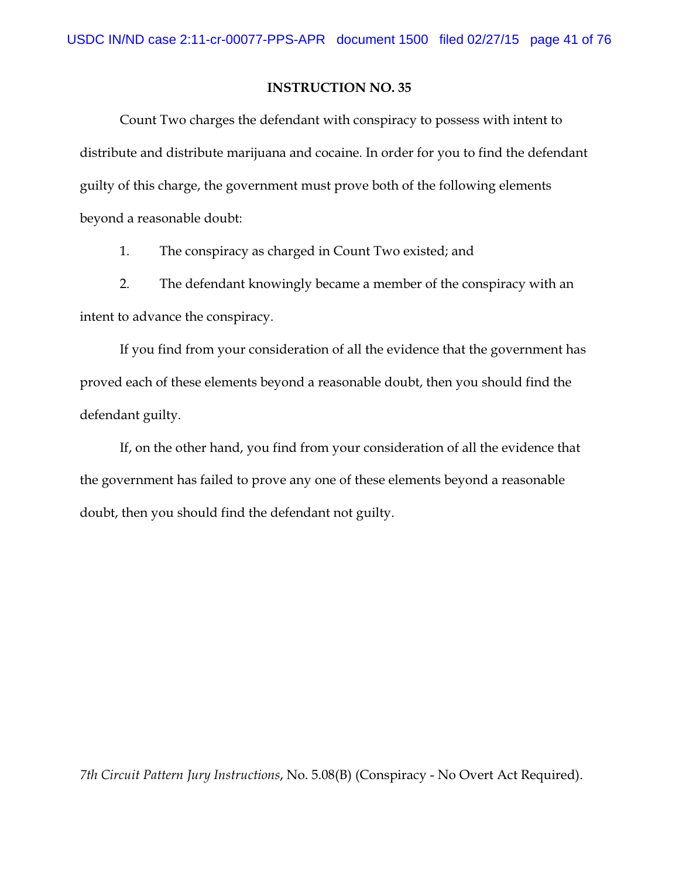**INSTRUCTION NO. 35**

Count Two charges the defendant with conspiracy to possess with intent to distribute and distribute marijuana and cocaine. In order for you to find the defendant guilty of this charge, the government must prove both of the following elements beyond a reasonable doubt:

1. The conspiracy as charged in Count Two existed; and

2. The defendant knowingly became a member of the conspiracy with an intent to advance the conspiracy.

If you find from your consideration of all the evidence that the government has proved each of these elements beyond a reasonable doubt, then you should find the defendant guilty.

If, on the other hand, you find from your consideration of all the evidence that the government has failed to prove any one of these elements beyond a reasonable doubt, then you should find the defendant not guilty.

*7th Circuit Pattern Jury Instructions*, No. 5.08(B) (Conspiracy - No Overt Act Required).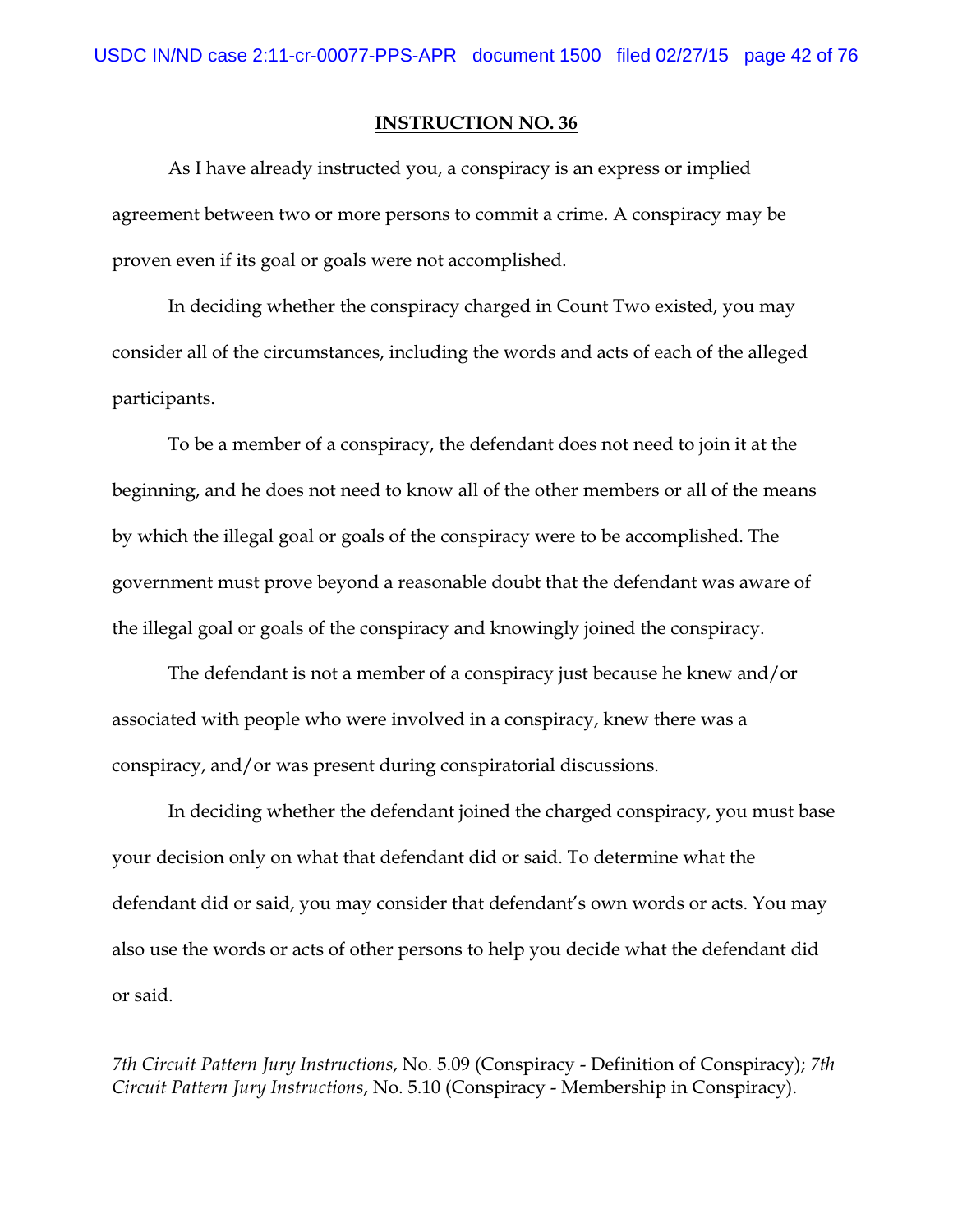**INSTRUCTION NO. 36**

As I have already instructed you, a conspiracy is an express or implied agreement between two or more persons to commit a crime. A conspiracy may be proven even if its goal or goals were not accomplished.

In deciding whether the conspiracy charged in Count Two existed, you may consider all of the circumstances, including the words and acts of each of the alleged participants.

To be a member of a conspiracy, the defendant does not need to join it at the beginning, and he does not need to know all of the other members or all of the means by which the illegal goal or goals of the conspiracy were to be accomplished. The government must prove beyond a reasonable doubt that the defendant was aware of the illegal goal or goals of the conspiracy and knowingly joined the conspiracy.

The defendant is not a member of a conspiracy just because he knew and/or associated with people who were involved in a conspiracy, knew there was a conspiracy, and/or was present during conspiratorial discussions.

In deciding whether the defendant joined the charged conspiracy, you must base your decision only on what that defendant did or said. To determine what the defendant did or said, you may consider that defendant's own words or acts. You may also use the words or acts of other persons to help you decide what the defendant did or said.

*7th Circuit Pattern Jury Instructions*, No. 5.09 (Conspiracy - Definition of Conspiracy); *7th Circuit Pattern Jury Instructions*, No. 5.10 (Conspiracy - Membership in Conspiracy).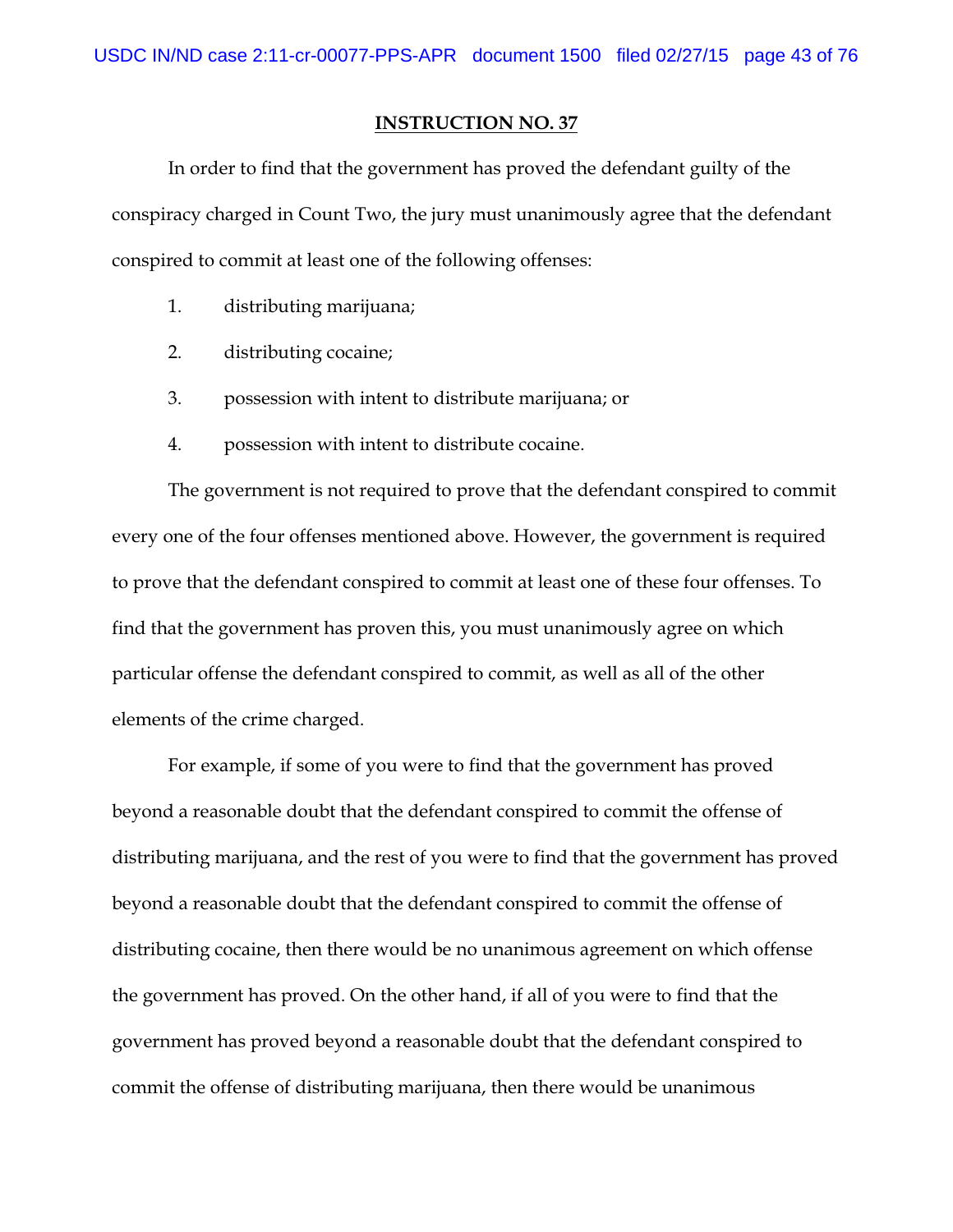**INSTRUCTION NO. 37**

In order to find that the government has proved the defendant guilty of the conspiracy charged in Count Two, the jury must unanimously agree that the defendant conspired to commit at least one of the following offenses:

1. distributing marijuana;
2. distributing cocaine;
3. possession with intent to distribute marijuana; or
4. possession with intent to distribute cocaine.

The government is not required to prove that the defendant conspired to commit every one of the four offenses mentioned above. However, the government is required to prove that the defendant conspired to commit at least one of these four offenses. To find that the government has proven this, you must unanimously agree on which particular offense the defendant conspired to commit, as well as all of the other elements of the crime charged.

For example, if some of you were to find that the government has proved beyond a reasonable doubt that the defendant conspired to commit the offense of distributing marijuana, and the rest of you were to find that the government has proved beyond a reasonable doubt that the defendant conspired to commit the offense of distributing cocaine, then there would be no unanimous agreement on which offense the government has proved. On the other hand, if all of you were to find that the government has proved beyond a reasonable doubt that the defendant conspired to commit the offense of distributing marijuana, then there would be unanimous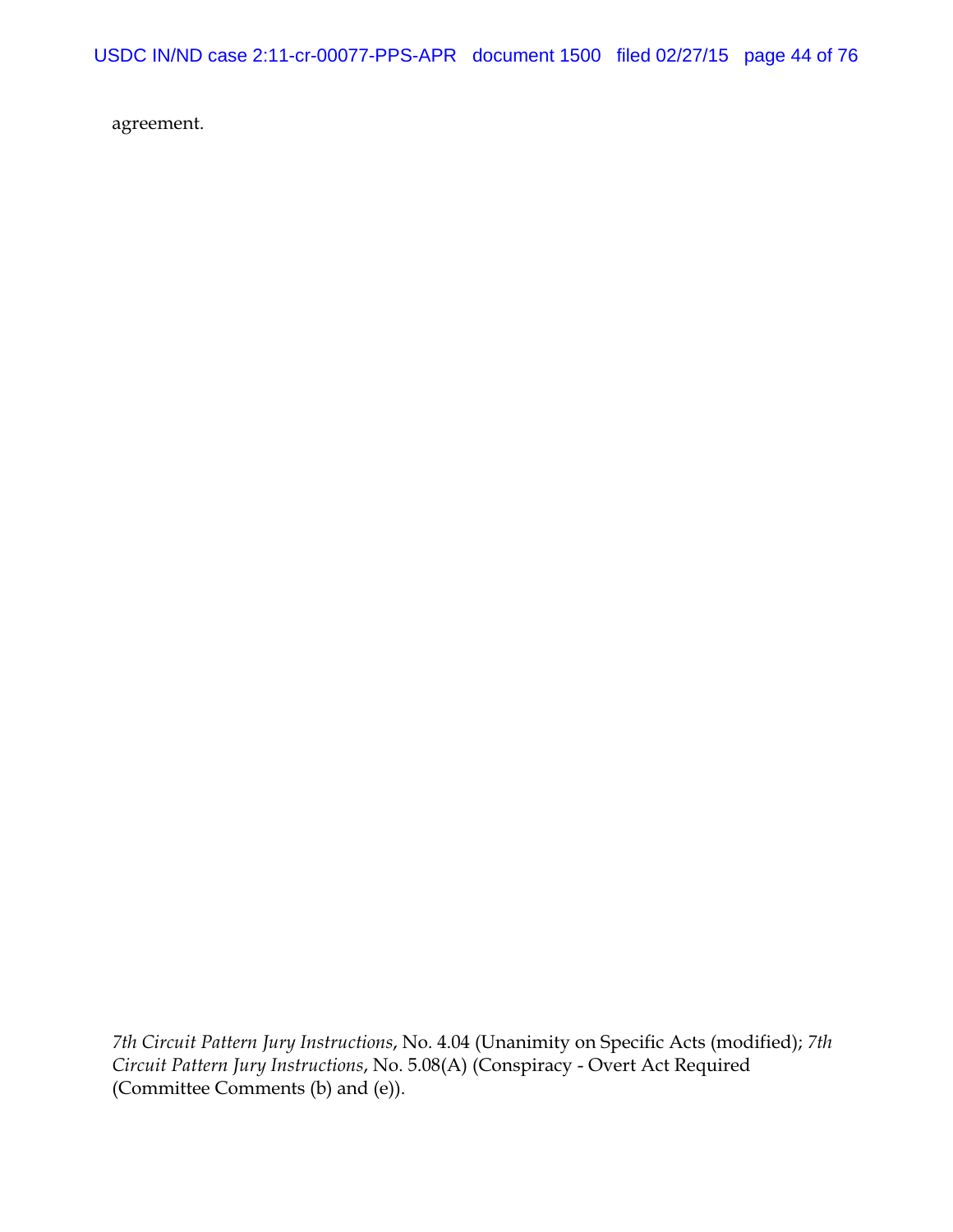agreement.

*7th Circuit Pattern Jury Instructions*, No. 4.04 (Unanimity on Specific Acts (modified); *7th Circuit Pattern Jury Instructions*, No. 5.08(A) (Conspiracy - Overt Act Required (Committee Comments (b) and (e)).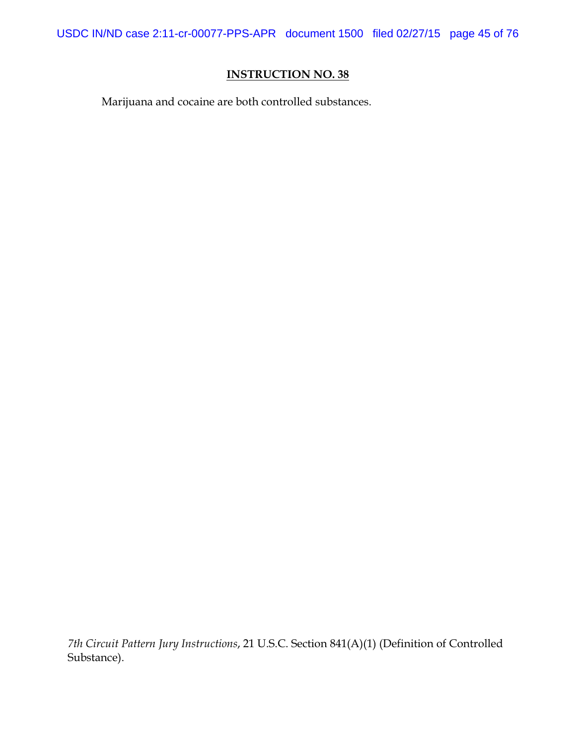## INSTRUCTION NO. 38

Marijuana and cocaine are both controlled substances.

*7th Circuit Pattern Jury Instructions*, 21 U.S.C. Section 841(A)(1) (Definition of Controlled Substance).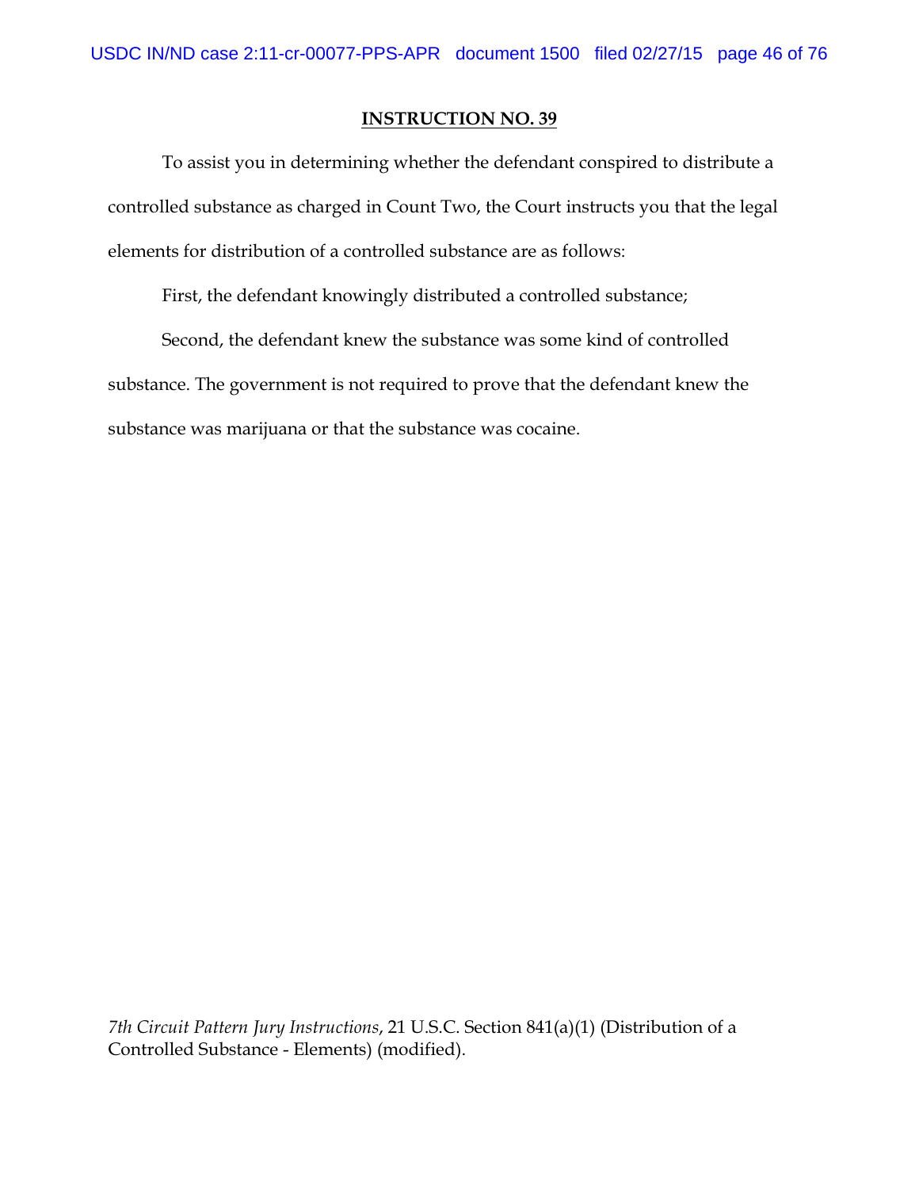**INSTRUCTION NO. 39**

To assist you in determining whether the defendant conspired to distribute a controlled substance as charged in Count Two, the Court instructs you that the legal elements for distribution of a controlled substance are as follows:

First, the defendant knowingly distributed a controlled substance;

Second, the defendant knew the substance was some kind of controlled substance. The government is not required to prove that the defendant knew the substance was marijuana or that the substance was cocaine.

*7th Circuit Pattern Jury Instructions*, 21 U.S.C. Section 841(a)(1) (Distribution of a Controlled Substance - Elements) (modified).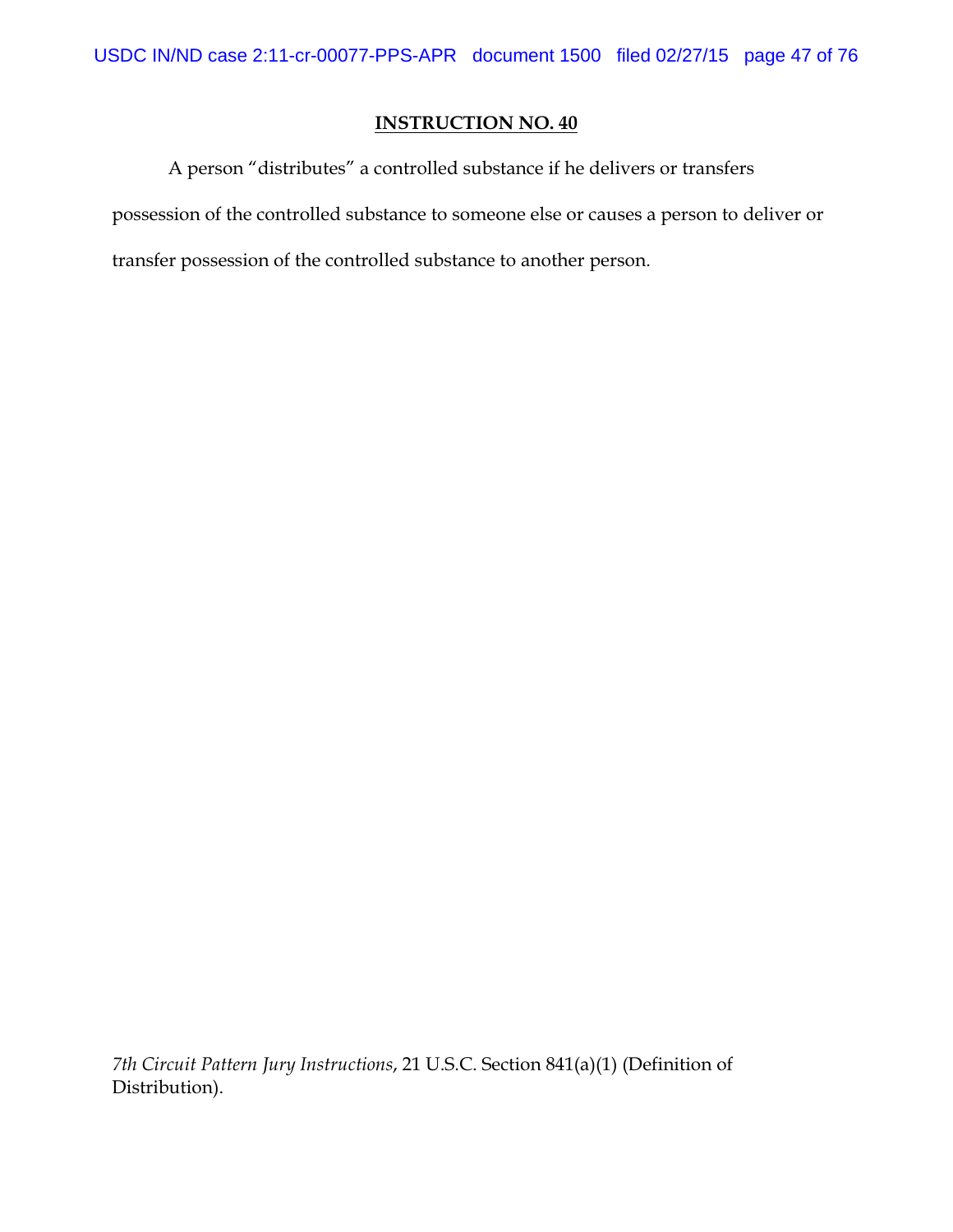**INSTRUCTION NO. 40**

A person "distributes" a controlled substance if he delivers or transfers possession of the controlled substance to someone else or causes a person to deliver or transfer possession of the controlled substance to another person.

*7th Circuit Pattern Jury Instructions*, 21 U.S.C. Section 841(a)(1) (Definition of Distribution).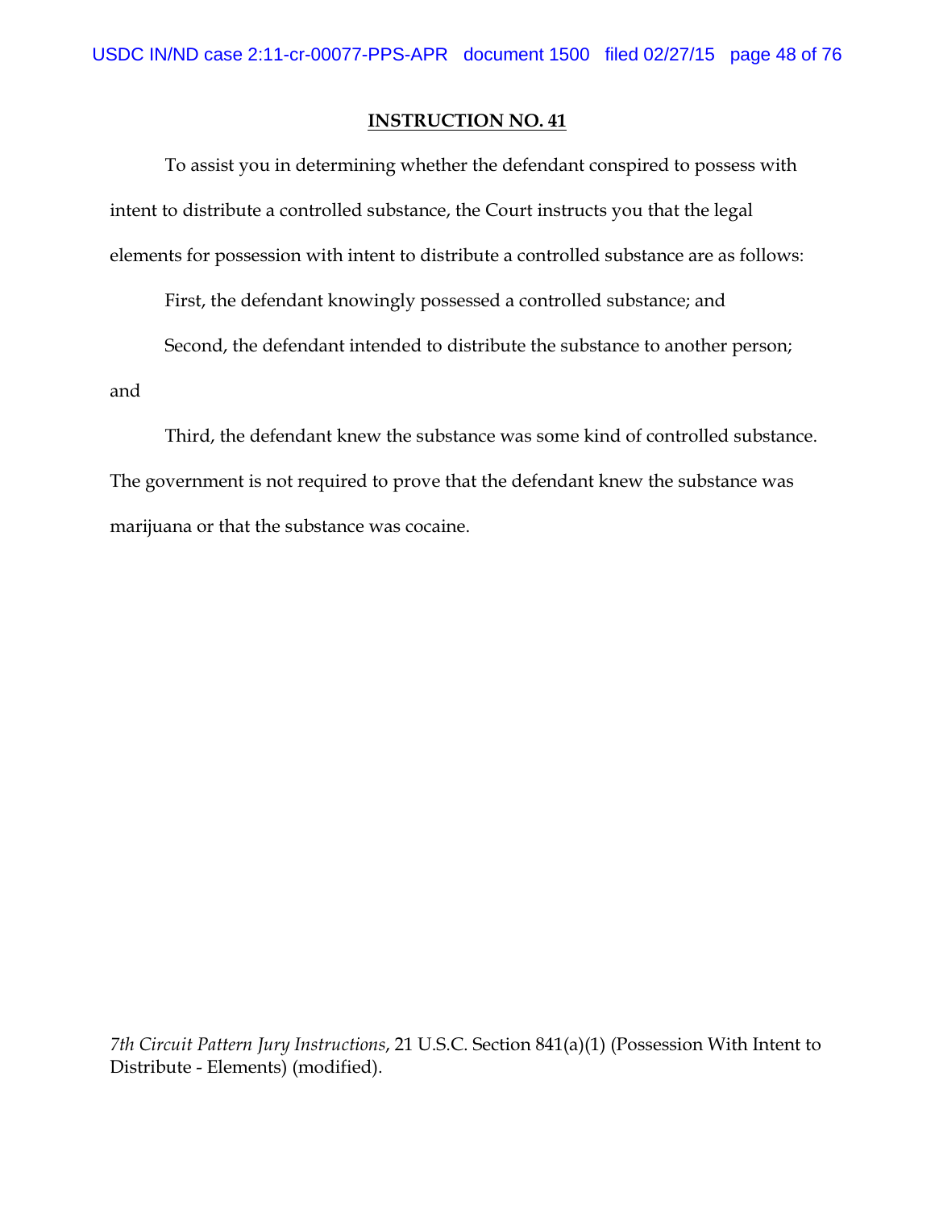**INSTRUCTION NO. 41**

To assist you in determining whether the defendant conspired to possess with intent to distribute a controlled substance, the Court instructs you that the legal elements for possession with intent to distribute a controlled substance are as follows:

First, the defendant knowingly possessed a controlled substance; and

Second, the defendant intended to distribute the substance to another person; and

Third, the defendant knew the substance was some kind of controlled substance. The government is not required to prove that the defendant knew the substance was marijuana or that the substance was cocaine.

*7th Circuit Pattern Jury Instructions*, 21 U.S.C. Section 841(a)(1) (Possession With Intent to Distribute - Elements) (modified).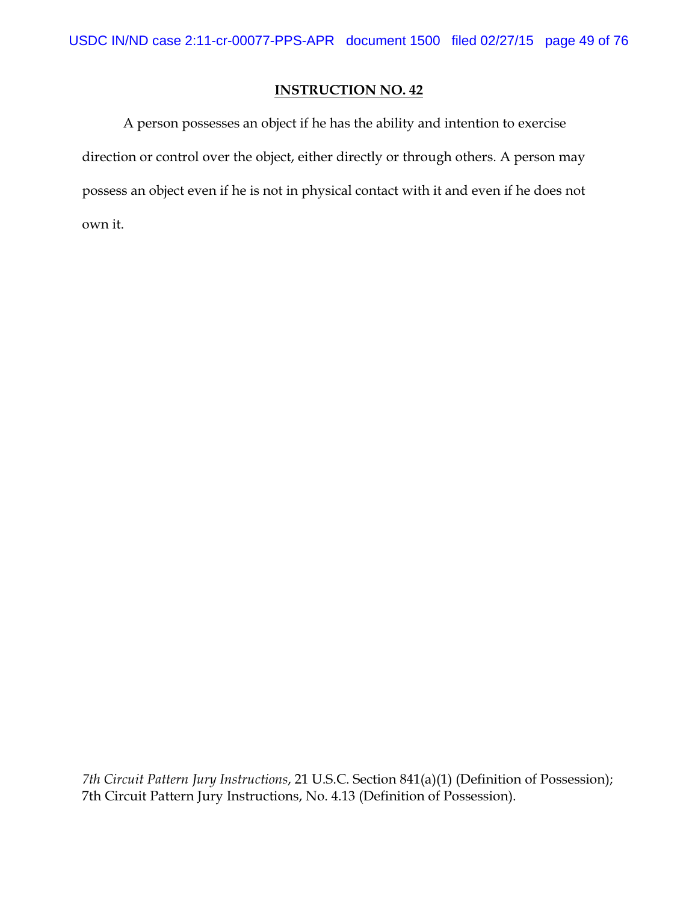**INSTRUCTION NO. 42**

A person possesses an object if he has the ability and intention to exercise direction or control over the object, either directly or through others. A person may possess an object even if he is not in physical contact with it and even if he does not own it.

*7th Circuit Pattern Jury Instructions*, 21 U.S.C. Section 841(a)(1) (Definition of Possession); 7th Circuit Pattern Jury Instructions, No. 4.13 (Definition of Possession).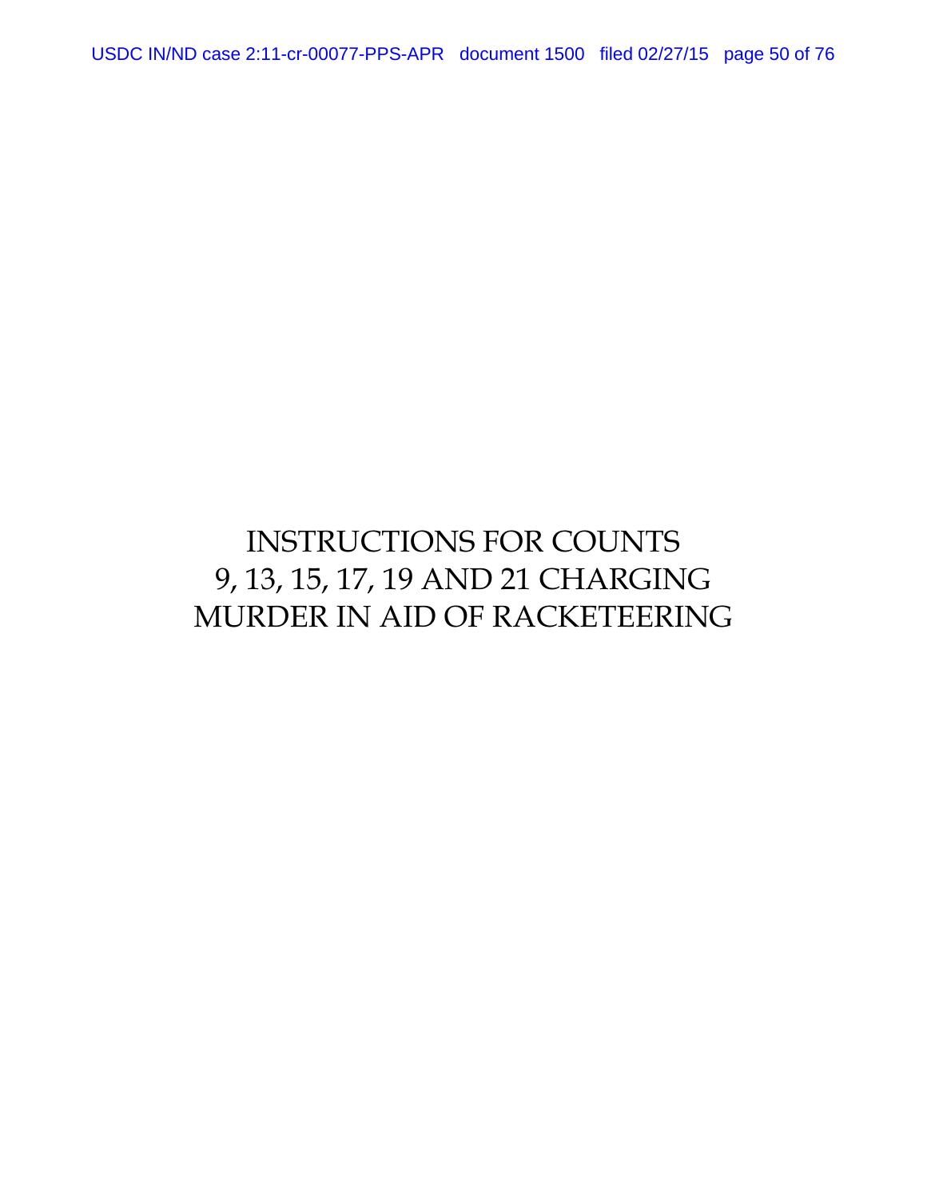# INSTRUCTIONS FOR COUNTS 9, 13, 15, 17, 19 AND 21 CHARGING MURDER IN AID OF RACKETEERING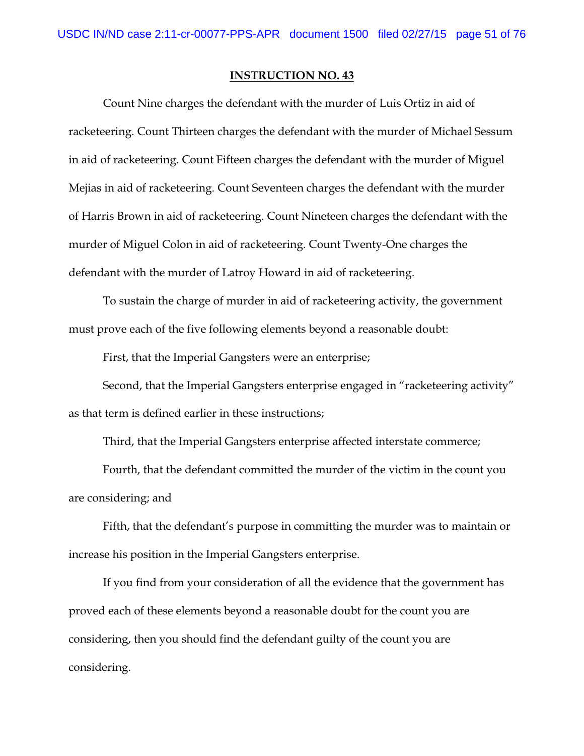**INSTRUCTION NO. 43**

Count Nine charges the defendant with the murder of Luis Ortiz in aid of racketeering. Count Thirteen charges the defendant with the murder of Michael Sessum in aid of racketeering. Count Fifteen charges the defendant with the murder of Miguel Mejias in aid of racketeering. Count Seventeen charges the defendant with the murder of Harris Brown in aid of racketeering. Count Nineteen charges the defendant with the murder of Miguel Colon in aid of racketeering. Count Twenty-One charges the defendant with the murder of Latroy Howard in aid of racketeering.

To sustain the charge of murder in aid of racketeering activity, the government must prove each of the five following elements beyond a reasonable doubt:

First, that the Imperial Gangsters were an enterprise;

Second, that the Imperial Gangsters enterprise engaged in "racketeering activity" as that term is defined earlier in these instructions;

Third, that the Imperial Gangsters enterprise affected interstate commerce;

Fourth, that the defendant committed the murder of the victim in the count you are considering; and

Fifth, that the defendant's purpose in committing the murder was to maintain or increase his position in the Imperial Gangsters enterprise.

If you find from your consideration of all the evidence that the government has proved each of these elements beyond a reasonable doubt for the count you are considering, then you should find the defendant guilty of the count you are considering.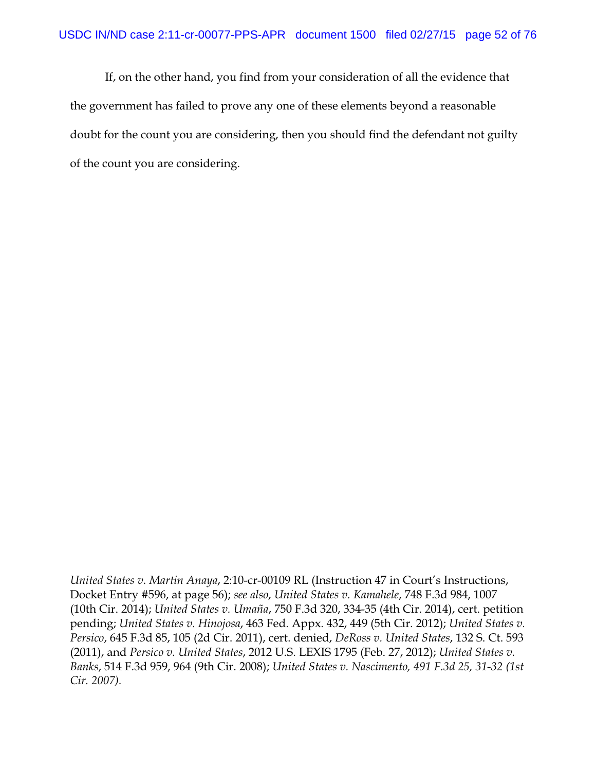If, on the other hand, you find from your consideration of all the evidence that the government has failed to prove any one of these elements beyond a reasonable doubt for the count you are considering, then you should find the defendant not guilty of the count you are considering.

*United States v. Martin Anaya*, 2:10-cr-00109 RL (Instruction 47 in Court's Instructions, Docket Entry #596, at page 56); *see also*, *United States v. Kamahele*, 748 F.3d 984, 1007 (10th Cir. 2014); *United States v. Umaña*, 750 F.3d 320, 334-35 (4th Cir. 2014), cert. petition pending; *United States v. Hinojosa*, 463 Fed. Appx. 432, 449 (5th Cir. 2012); *United States v. Persico*, 645 F.3d 85, 105 (2d Cir. 2011), cert. denied, *DeRoss v. United States*, 132 S. Ct. 593 (2011), and *Persico v. United States*, 2012 U.S. LEXIS 1795 (Feb. 27, 2012); *United States v. Banks*, 514 F.3d 959, 964 (9th Cir. 2008); *United States v. Nascimento, 491 F.3d 25, 31-32 (1st Cir. 2007).*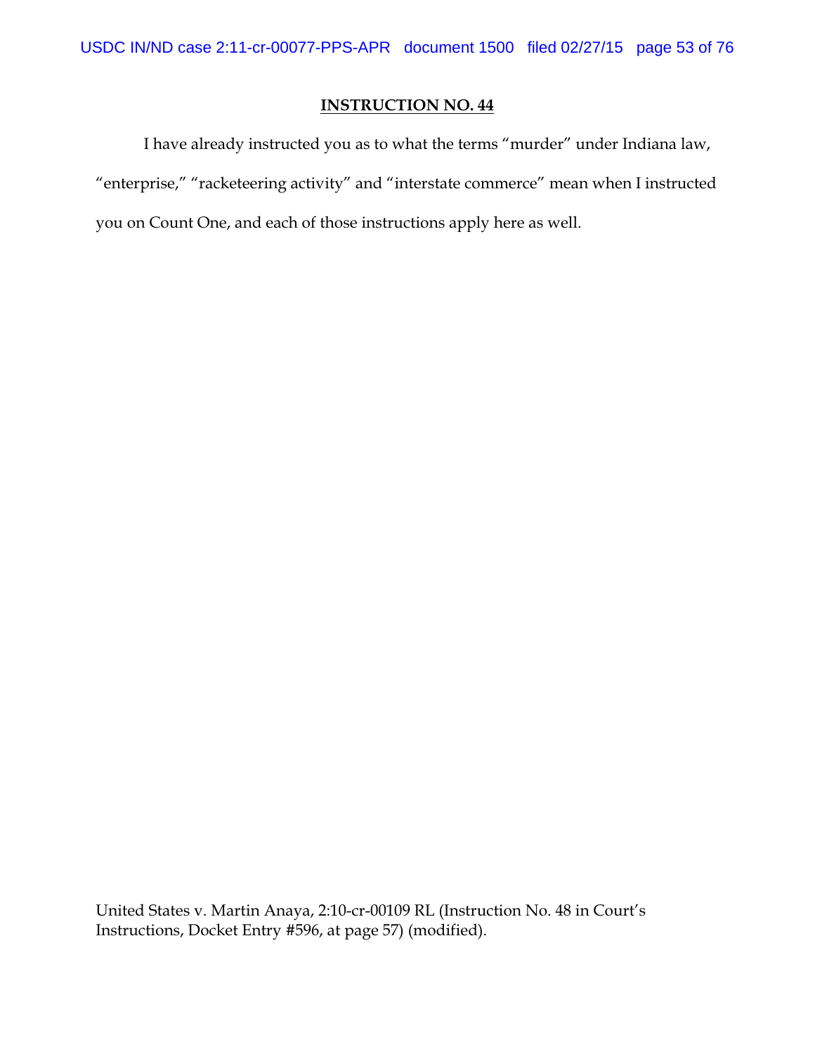**INSTRUCTION NO. 44**

I have already instructed you as to what the terms "murder" under Indiana law, "enterprise," "racketeering activity" and "interstate commerce" mean when I instructed you on Count One, and each of those instructions apply here as well.

United States v. Martin Anaya, 2:10-cr-00109 RL (Instruction No. 48 in Court's Instructions, Docket Entry #596, at page 57) (modified).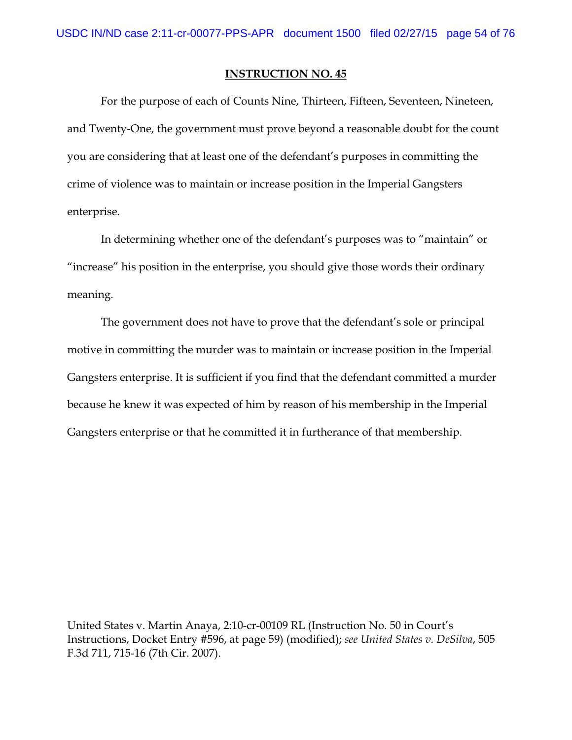**INSTRUCTION NO. 45**

For the purpose of each of Counts Nine, Thirteen, Fifteen, Seventeen, Nineteen, and Twenty-One, the government must prove beyond a reasonable doubt for the count you are considering that at least one of the defendant's purposes in committing the crime of violence was to maintain or increase position in the Imperial Gangsters enterprise.

In determining whether one of the defendant's purposes was to "maintain" or "increase" his position in the enterprise, you should give those words their ordinary meaning.

The government does not have to prove that the defendant's sole or principal motive in committing the murder was to maintain or increase position in the Imperial Gangsters enterprise. It is sufficient if you find that the defendant committed a murder because he knew it was expected of him by reason of his membership in the Imperial Gangsters enterprise or that he committed it in furtherance of that membership.

United States v. Martin Anaya, 2:10-cr-00109 RL (Instruction No. 50 in Court's Instructions, Docket Entry #596, at page 59) (modified); *see United States v. DeSilva*, 505 F.3d 711, 715-16 (7th Cir. 2007).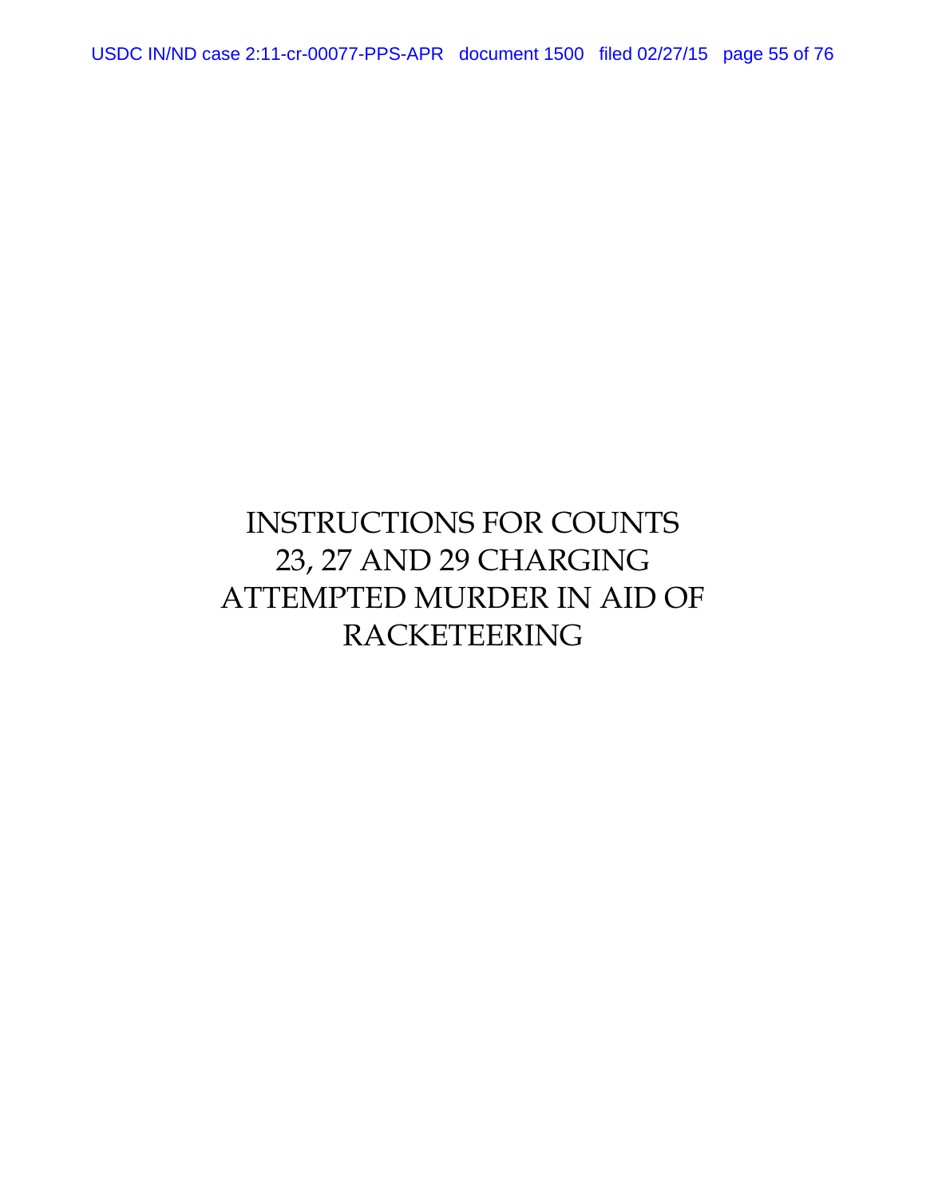# INSTRUCTIONS FOR COUNTS 23, 27 AND 29 CHARGING ATTEMPTED MURDER IN AID OF RACKETEERING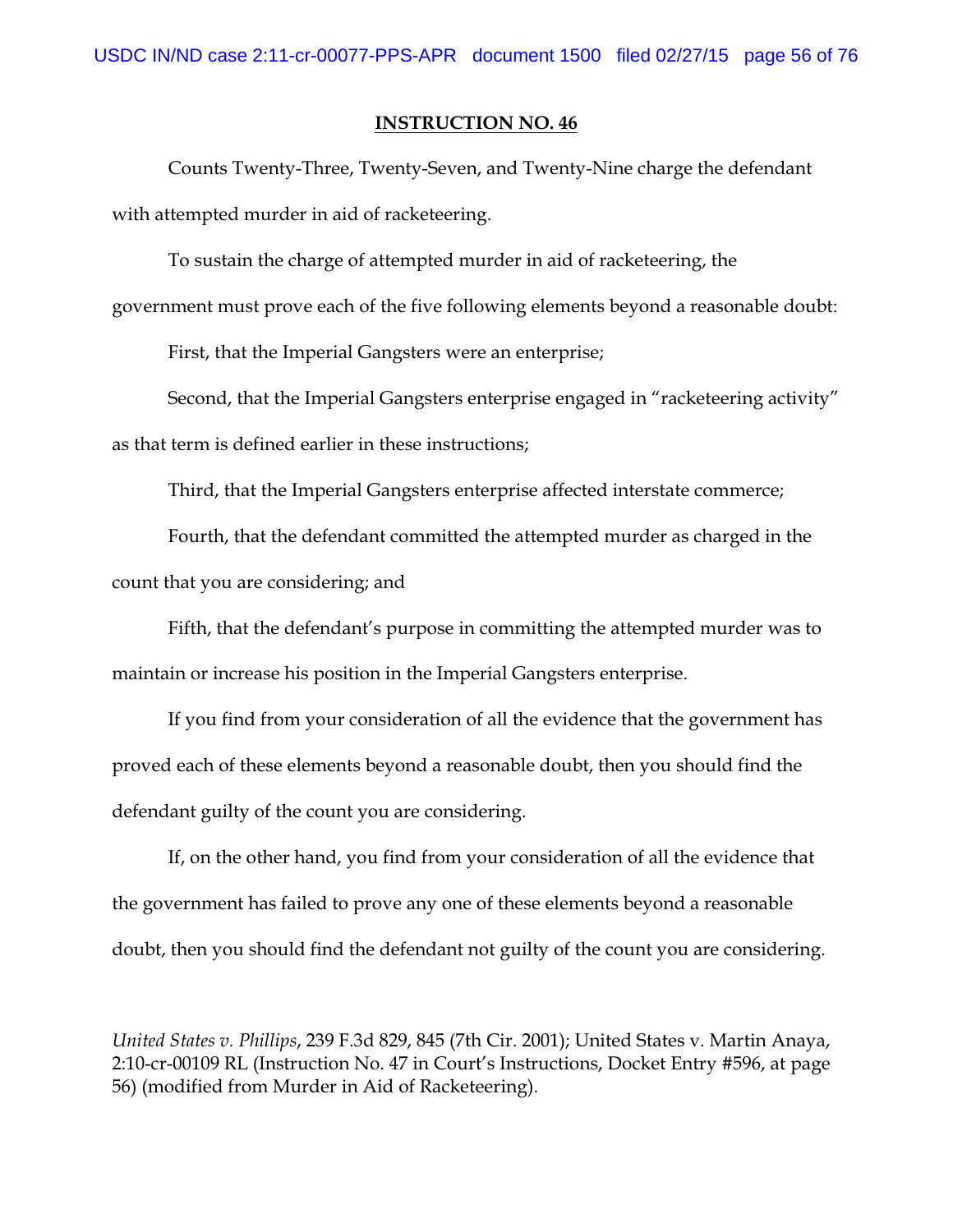**INSTRUCTION NO. 46**

Counts Twenty-Three, Twenty-Seven, and Twenty-Nine charge the defendant with attempted murder in aid of racketeering.

To sustain the charge of attempted murder in aid of racketeering, the government must prove each of the five following elements beyond a reasonable doubt:

First, that the Imperial Gangsters were an enterprise;

Second, that the Imperial Gangsters enterprise engaged in "racketeering activity" as that term is defined earlier in these instructions;

Third, that the Imperial Gangsters enterprise affected interstate commerce;

Fourth, that the defendant committed the attempted murder as charged in the count that you are considering; and

Fifth, that the defendant's purpose in committing the attempted murder was to maintain or increase his position in the Imperial Gangsters enterprise.

If you find from your consideration of all the evidence that the government has proved each of these elements beyond a reasonable doubt, then you should find the defendant guilty of the count you are considering.

If, on the other hand, you find from your consideration of all the evidence that the government has failed to prove any one of these elements beyond a reasonable doubt, then you should find the defendant not guilty of the count you are considering.

*United States v. Phillips*, 239 F.3d 829, 845 (7th Cir. 2001); United States v. Martin Anaya, 2:10-cr-00109 RL (Instruction No. 47 in Court's Instructions, Docket Entry #596, at page 56) (modified from Murder in Aid of Racketeering).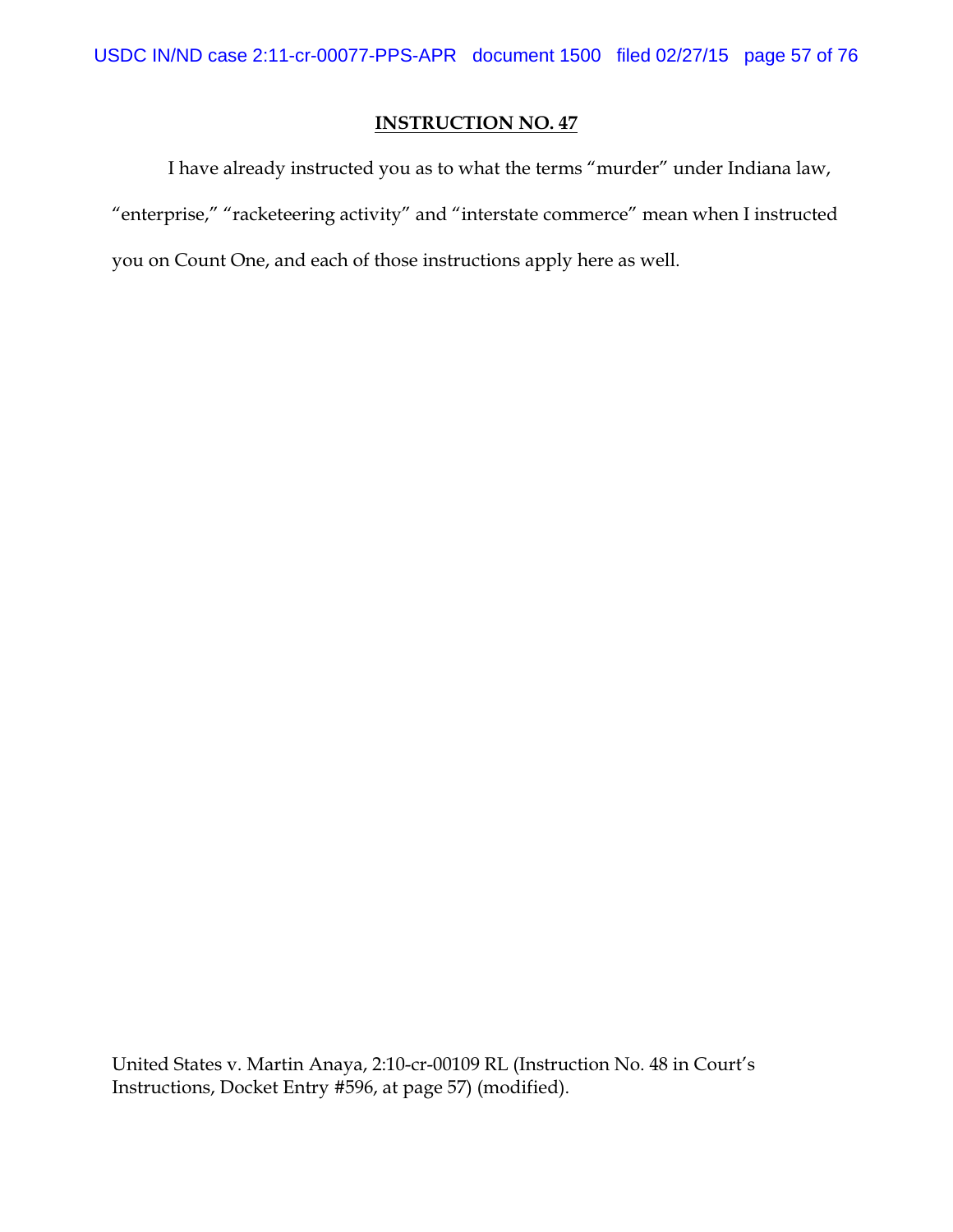**INSTRUCTION NO. 47**

I have already instructed you as to what the terms "murder" under Indiana law, "enterprise," "racketeering activity" and "interstate commerce" mean when I instructed you on Count One, and each of those instructions apply here as well.

United States v. Martin Anaya, 2:10-cr-00109 RL (Instruction No. 48 in Court's Instructions, Docket Entry #596, at page 57) (modified).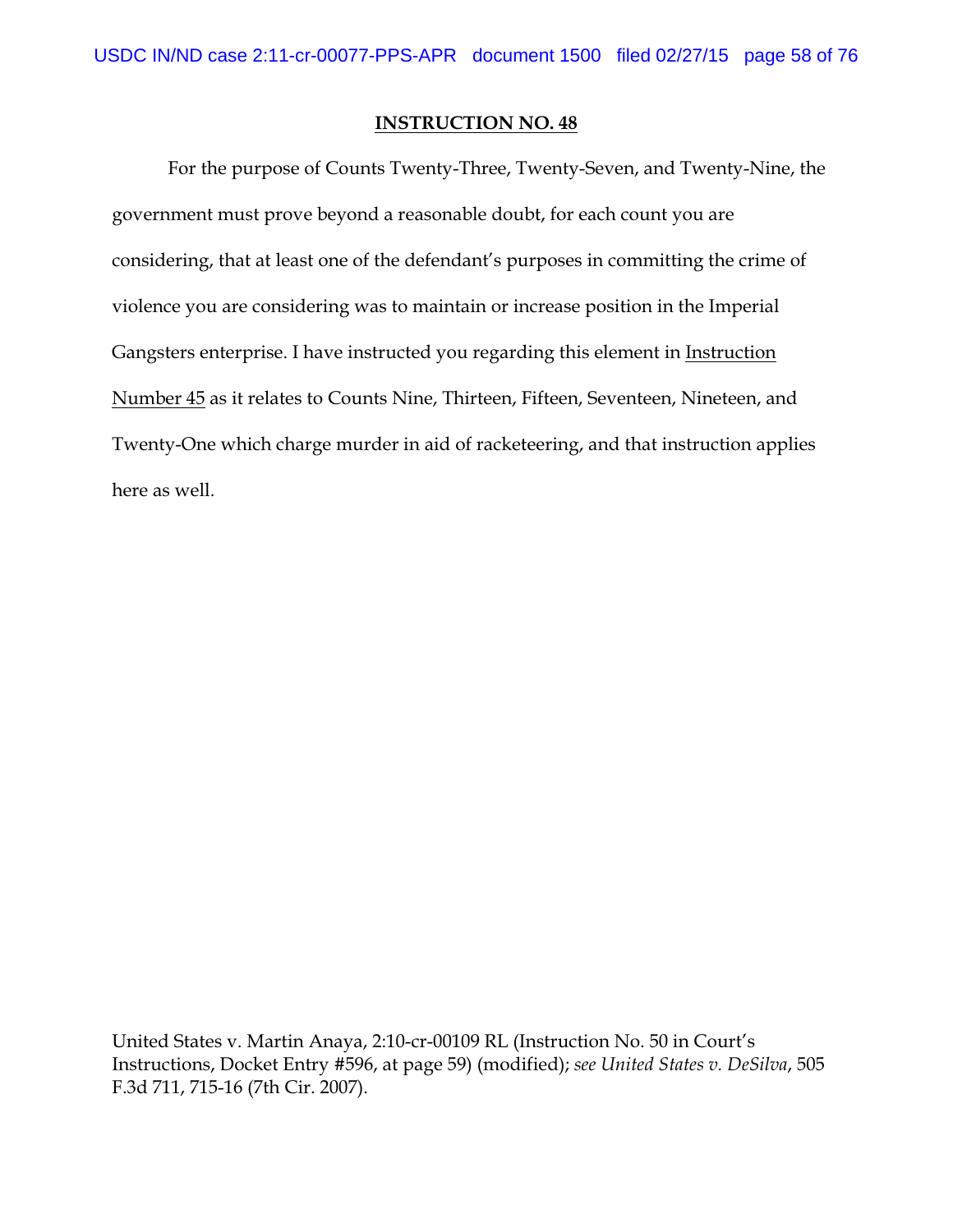**<u>INSTRUCTION NO. 48</u>**

For the purpose of Counts Twenty-Three, Twenty-Seven, and Twenty-Nine, the government must prove beyond a reasonable doubt, for each count you are considering, that at least one of the defendant's purposes in committing the crime of violence you are considering was to maintain or increase position in the Imperial Gangsters enterprise. I have instructed you regarding this element in <u>Instruction Number 45</u> as it relates to Counts Nine, Thirteen, Fifteen, Seventeen, Nineteen, and Twenty-One which charge murder in aid of racketeering, and that instruction applies here as well.

United States v. Martin Anaya, 2:10-cr-00109 RL (Instruction No. 50 in Court's Instructions, Docket Entry #596, at page 59) (modified); *see United States v. DeSilva*, 505 F.3d 711, 715-16 (7th Cir. 2007).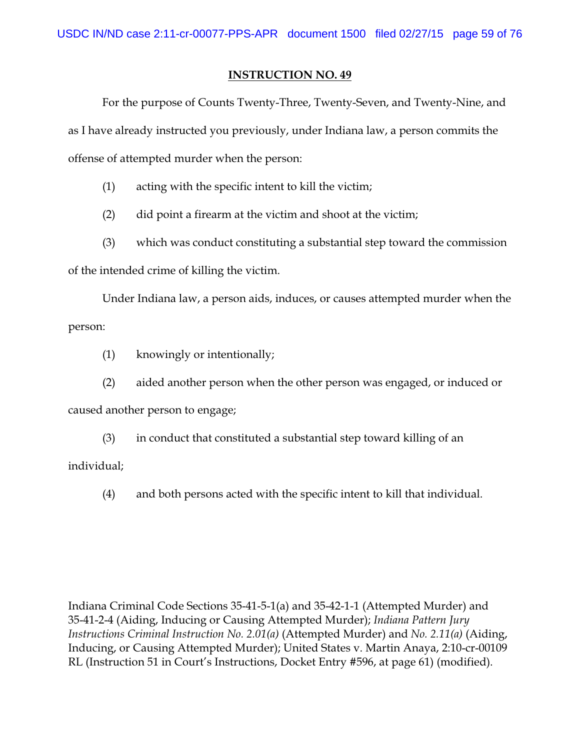**INSTRUCTION NO. 49**

For the purpose of Counts Twenty-Three, Twenty-Seven, and Twenty-Nine, and as I have already instructed you previously, under Indiana law, a person commits the offense of attempted murder when the person:

(1) acting with the specific intent to kill the victim;

(2) did point a firearm at the victim and shoot at the victim;

(3) which was conduct constituting a substantial step toward the commission of the intended crime of killing the victim.

Under Indiana law, a person aids, induces, or causes attempted murder when the person:

(1) knowingly or intentionally;

(2) aided another person when the other person was engaged, or induced or caused another person to engage;

(3) in conduct that constituted a substantial step toward killing of an individual;

(4) and both persons acted with the specific intent to kill that individual.

Indiana Criminal Code Sections 35-41-5-1(a) and 35-42-1-1 (Attempted Murder) and 35-41-2-4 (Aiding, Inducing or Causing Attempted Murder); *Indiana Pattern Jury Instructions Criminal Instruction No. 2.01(a)* (Attempted Murder) and *No. 2.11(a)* (Aiding, Inducing, or Causing Attempted Murder); United States v. Martin Anaya, 2:10-cr-00109 RL (Instruction 51 in Court's Instructions, Docket Entry #596, at page 61) (modified).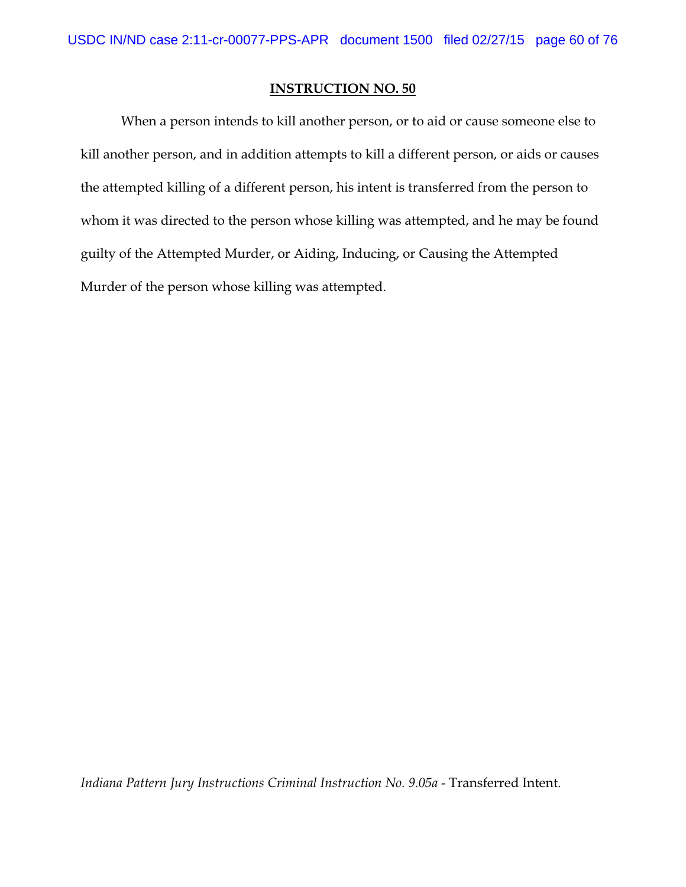**INSTRUCTION NO. 50**

When a person intends to kill another person, or to aid or cause someone else to kill another person, and in addition attempts to kill a different person, or aids or causes the attempted killing of a different person, his intent is transferred from the person to whom it was directed to the person whose killing was attempted, and he may be found guilty of the Attempted Murder, or Aiding, Inducing, or Causing the Attempted Murder of the person whose killing was attempted.

*Indiana Pattern Jury Instructions Criminal Instruction No. 9.05a* - Transferred Intent.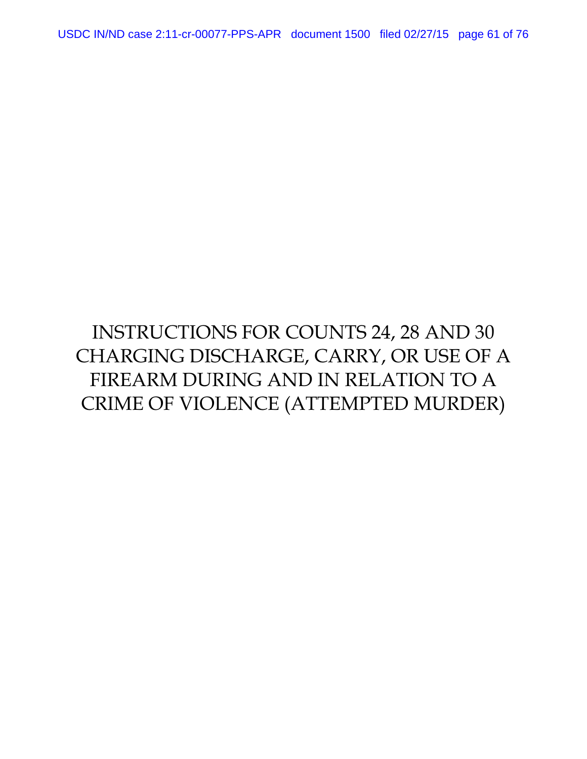# INSTRUCTIONS FOR COUNTS 24, 28 AND 30 CHARGING DISCHARGE, CARRY, OR USE OF A FIREARM DURING AND IN RELATION TO A CRIME OF VIOLENCE (ATTEMPTED MURDER)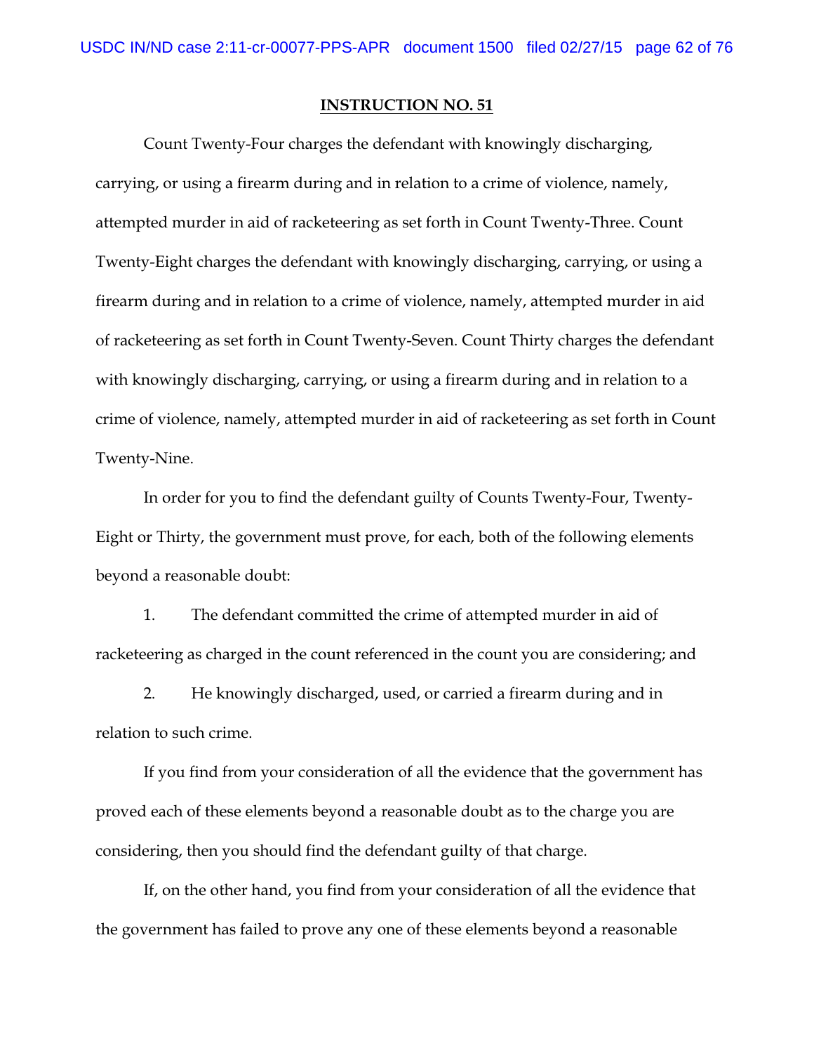## INSTRUCTION NO. 51

Count Twenty-Four charges the defendant with knowingly discharging, carrying, or using a firearm during and in relation to a crime of violence, namely, attempted murder in aid of racketeering as set forth in Count Twenty-Three. Count Twenty-Eight charges the defendant with knowingly discharging, carrying, or using a firearm during and in relation to a crime of violence, namely, attempted murder in aid of racketeering as set forth in Count Twenty-Seven. Count Thirty charges the defendant with knowingly discharging, carrying, or using a firearm during and in relation to a crime of violence, namely, attempted murder in aid of racketeering as set forth in Count Twenty-Nine.

In order for you to find the defendant guilty of Counts Twenty-Four, Twenty-Eight or Thirty, the government must prove, for each, both of the following elements beyond a reasonable doubt:

1. The defendant committed the crime of attempted murder in aid of racketeering as charged in the count referenced in the count you are considering; and

2. He knowingly discharged, used, or carried a firearm during and in relation to such crime.

If you find from your consideration of all the evidence that the government has proved each of these elements beyond a reasonable doubt as to the charge you are considering, then you should find the defendant guilty of that charge.

If, on the other hand, you find from your consideration of all the evidence that the government has failed to prove any one of these elements beyond a reasonable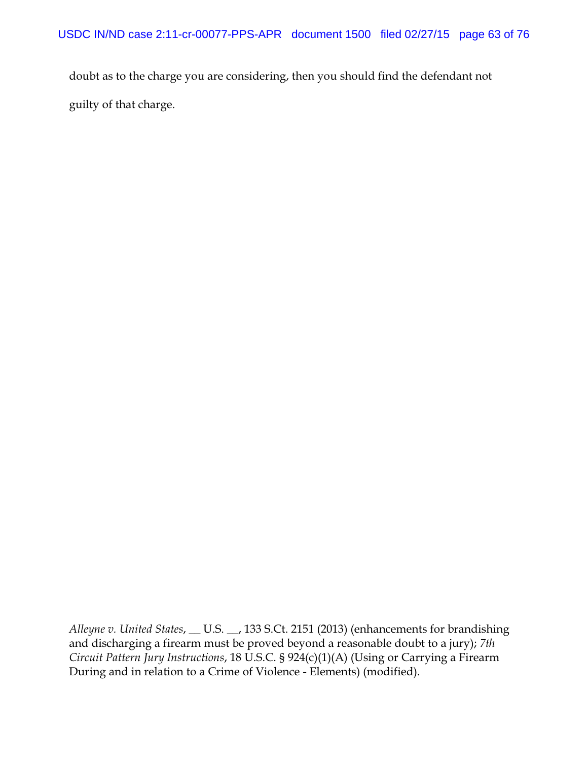doubt as to the charge you are considering, then you should find the defendant not guilty of that charge.

*Alleyne v. United States*, __ U.S. __, 133 S.Ct. 2151 (2013) (enhancements for brandishing and discharging a firearm must be proved beyond a reasonable doubt to a jury); *7th Circuit Pattern Jury Instructions*, 18 U.S.C. § 924(c)(1)(A) (Using or Carrying a Firearm During and in relation to a Crime of Violence - Elements) (modified).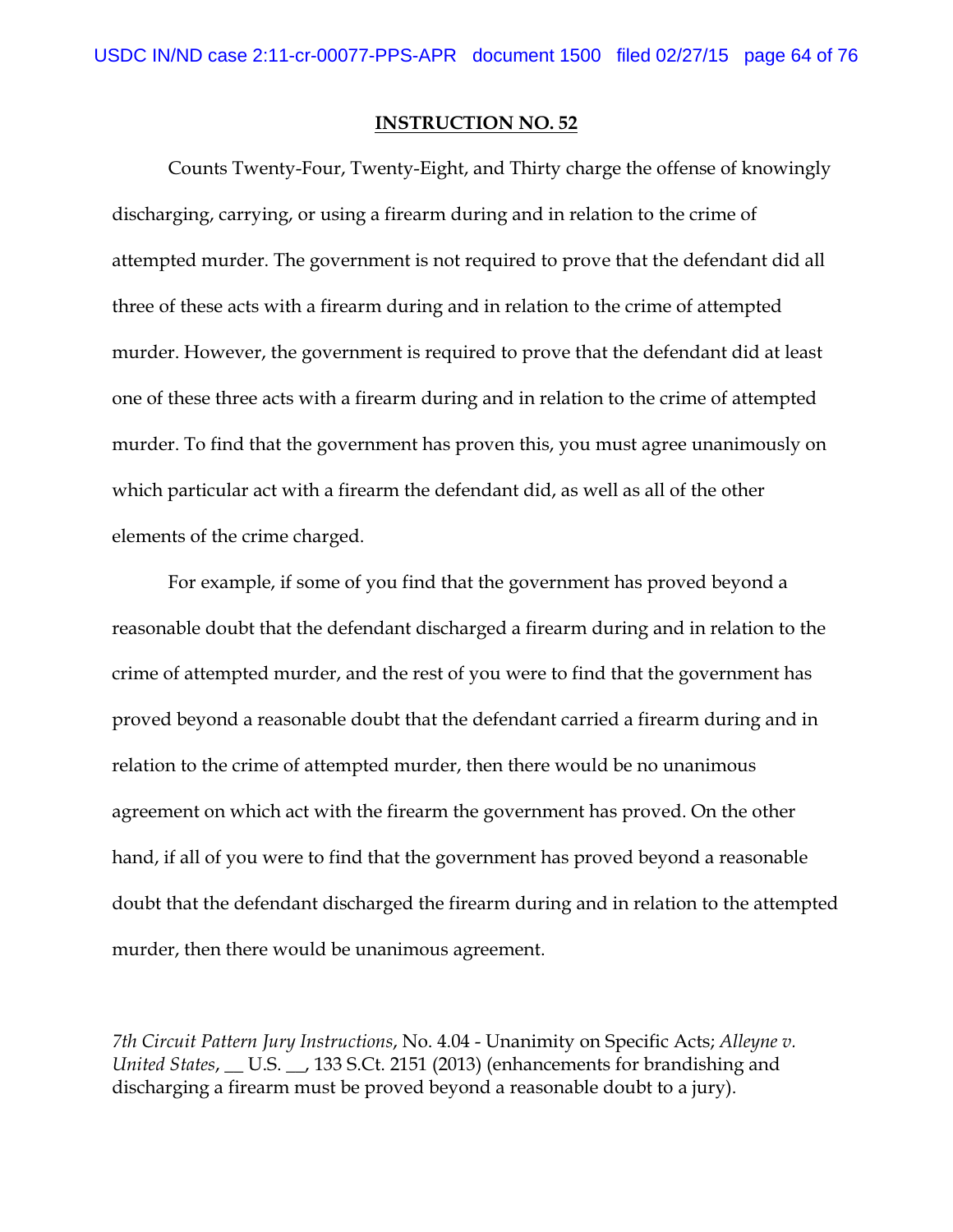**INSTRUCTION NO. 52**

Counts Twenty-Four, Twenty-Eight, and Thirty charge the offense of knowingly discharging, carrying, or using a firearm during and in relation to the crime of attempted murder. The government is not required to prove that the defendant did all three of these acts with a firearm during and in relation to the crime of attempted murder. However, the government is required to prove that the defendant did at least one of these three acts with a firearm during and in relation to the crime of attempted murder. To find that the government has proven this, you must agree unanimously on which particular act with a firearm the defendant did, as well as all of the other elements of the crime charged.

For example, if some of you find that the government has proved beyond a reasonable doubt that the defendant discharged a firearm during and in relation to the crime of attempted murder, and the rest of you were to find that the government has proved beyond a reasonable doubt that the defendant carried a firearm during and in relation to the crime of attempted murder, then there would be no unanimous agreement on which act with the firearm the government has proved. On the other hand, if all of you were to find that the government has proved beyond a reasonable doubt that the defendant discharged the firearm during and in relation to the attempted murder, then there would be unanimous agreement.

*7th Circuit Pattern Jury Instructions*, No. 4.04 - Unanimity on Specific Acts; *Alleyne v. United States*, __ U.S. __, 133 S.Ct. 2151 (2013) (enhancements for brandishing and discharging a firearm must be proved beyond a reasonable doubt to a jury).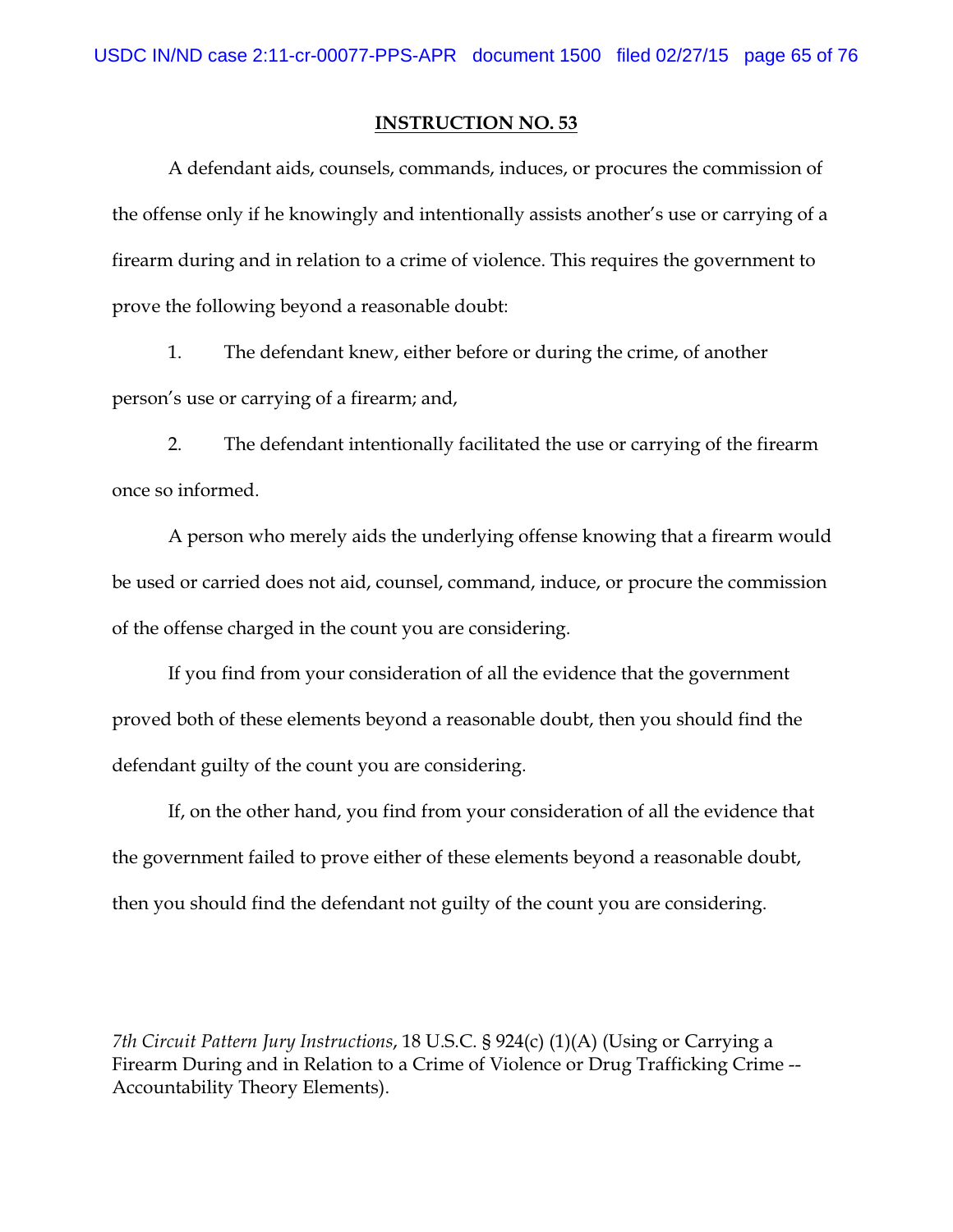## INSTRUCTION NO. 53

A defendant aids, counsels, commands, induces, or procures the commission of the offense only if he knowingly and intentionally assists another's use or carrying of a firearm during and in relation to a crime of violence. This requires the government to prove the following beyond a reasonable doubt:

1. The defendant knew, either before or during the crime, of another person's use or carrying of a firearm; and,

2. The defendant intentionally facilitated the use or carrying of the firearm once so informed.

A person who merely aids the underlying offense knowing that a firearm would be used or carried does not aid, counsel, command, induce, or procure the commission of the offense charged in the count you are considering.

If you find from your consideration of all the evidence that the government proved both of these elements beyond a reasonable doubt, then you should find the defendant guilty of the count you are considering.

If, on the other hand, you find from your consideration of all the evidence that the government failed to prove either of these elements beyond a reasonable doubt, then you should find the defendant not guilty of the count you are considering.

*7th Circuit Pattern Jury Instructions*, 18 U.S.C. § 924(c) (1)(A) (Using or Carrying a Firearm During and in Relation to a Crime of Violence or Drug Trafficking Crime -- Accountability Theory Elements).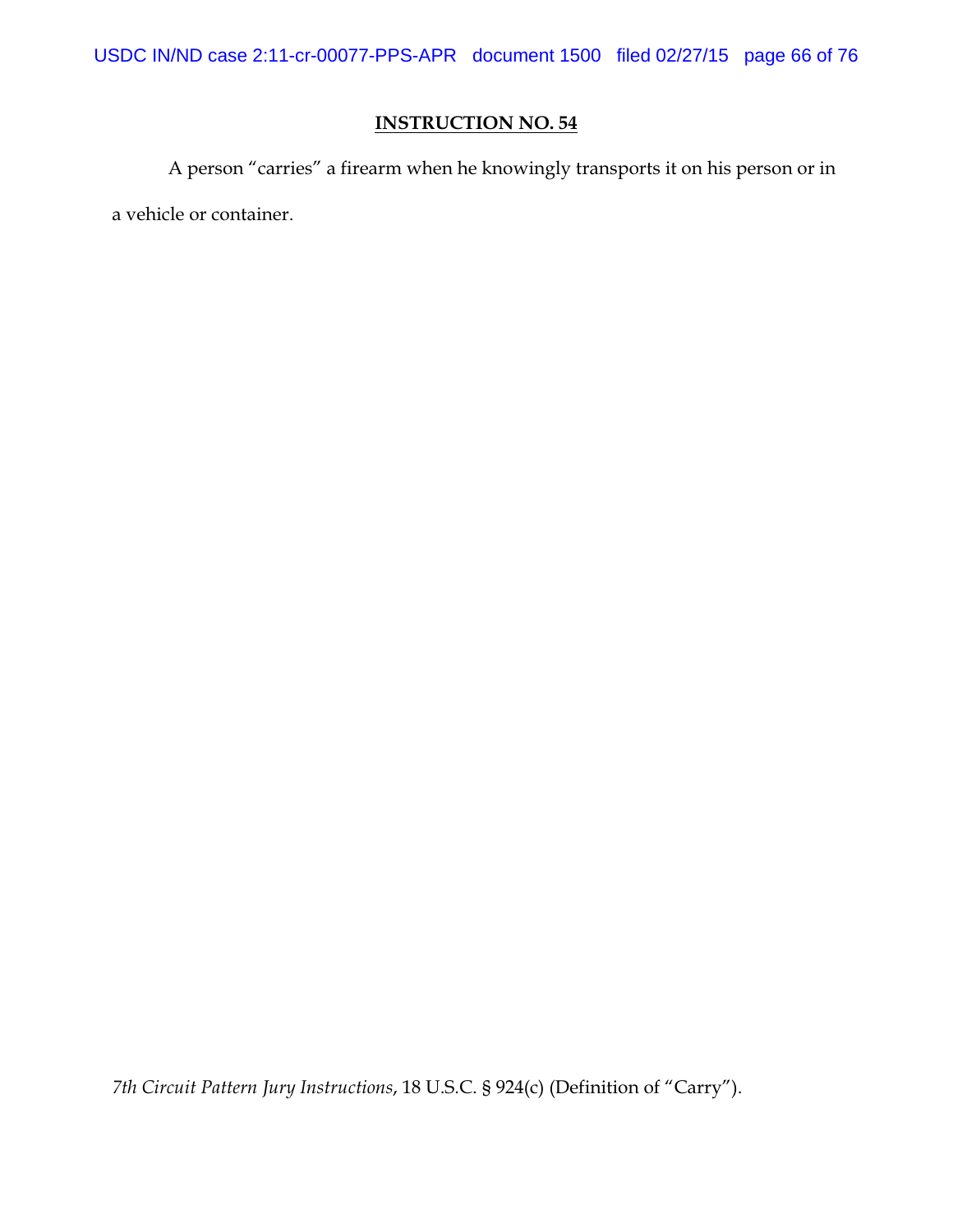## INSTRUCTION NO. 54

A person "carries" a firearm when he knowingly transports it on his person or in a vehicle or container.

*7th Circuit Pattern Jury Instructions*, 18 U.S.C. § 924(c) (Definition of "Carry").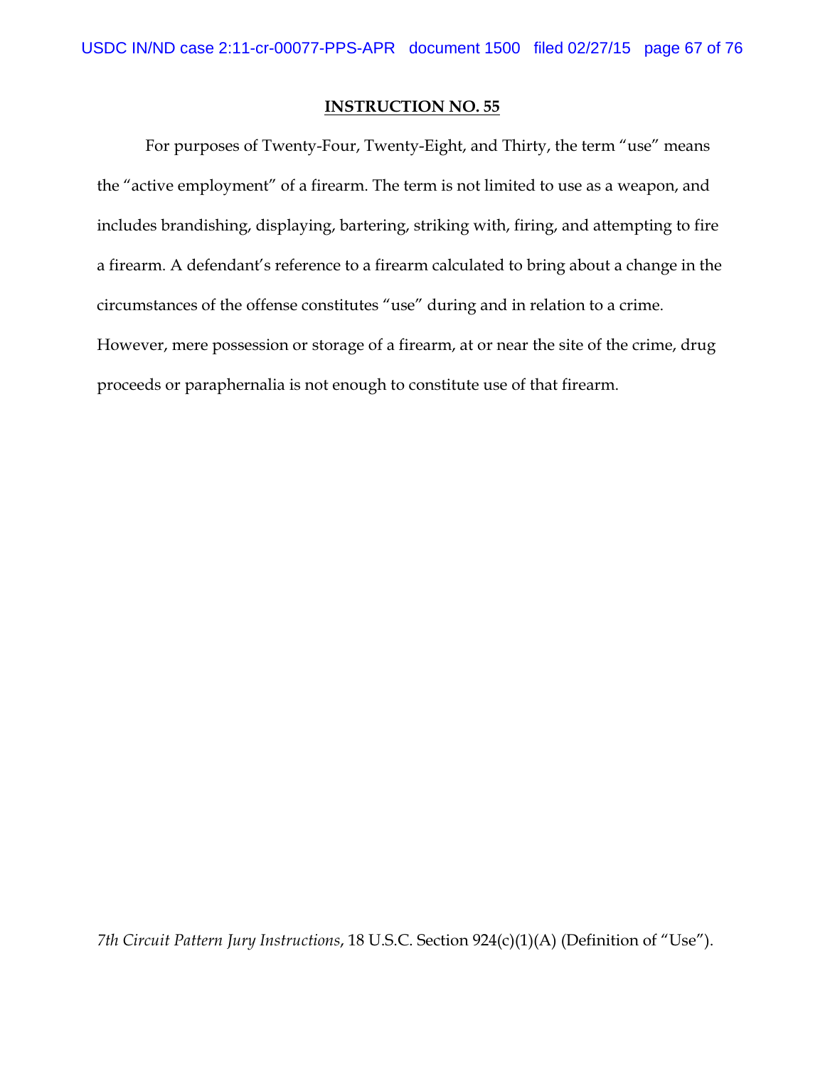**INSTRUCTION NO. 55**

For purposes of Twenty-Four, Twenty-Eight, and Thirty, the term "use" means the "active employment" of a firearm. The term is not limited to use as a weapon, and includes brandishing, displaying, bartering, striking with, firing, and attempting to fire a firearm. A defendant's reference to a firearm calculated to bring about a change in the circumstances of the offense constitutes "use" during and in relation to a crime. However, mere possession or storage of a firearm, at or near the site of the crime, drug proceeds or paraphernalia is not enough to constitute use of that firearm.

*7th Circuit Pattern Jury Instructions*, 18 U.S.C. Section 924(c)(1)(A) (Definition of "Use").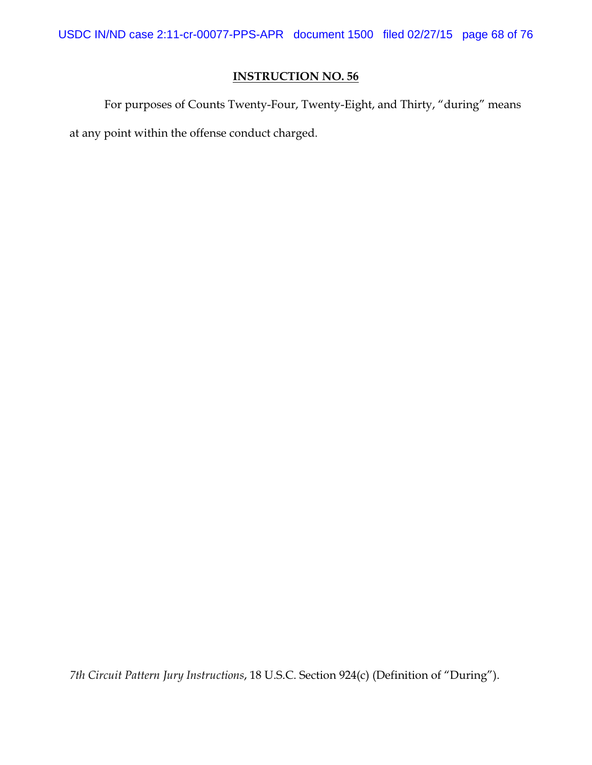**INSTRUCTION NO. 56**

For purposes of Counts Twenty-Four, Twenty-Eight, and Thirty, "during" means at any point within the offense conduct charged.

*7th Circuit Pattern Jury Instructions*, 18 U.S.C. Section 924(c) (Definition of "During").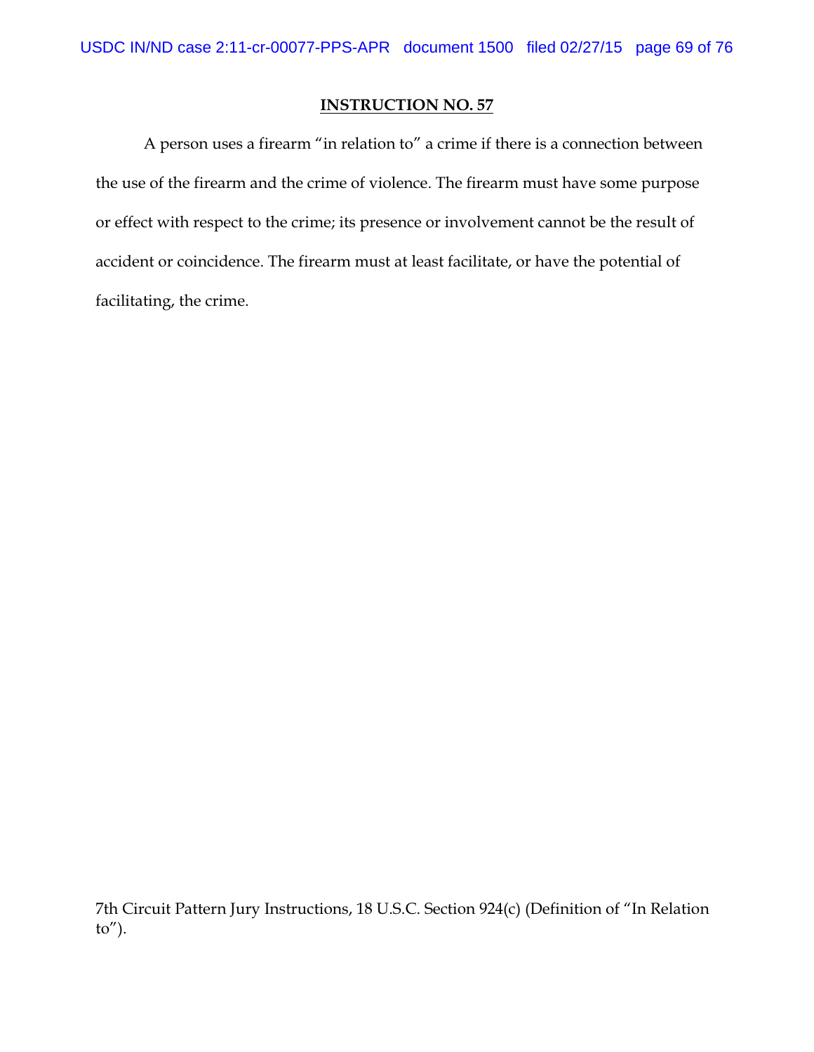**INSTRUCTION NO. 57**

A person uses a firearm "in relation to" a crime if there is a connection between the use of the firearm and the crime of violence. The firearm must have some purpose or effect with respect to the crime; its presence or involvement cannot be the result of accident or coincidence. The firearm must at least facilitate, or have the potential of facilitating, the crime.

7th Circuit Pattern Jury Instructions, 18 U.S.C. Section 924(c) (Definition of "In Relation to").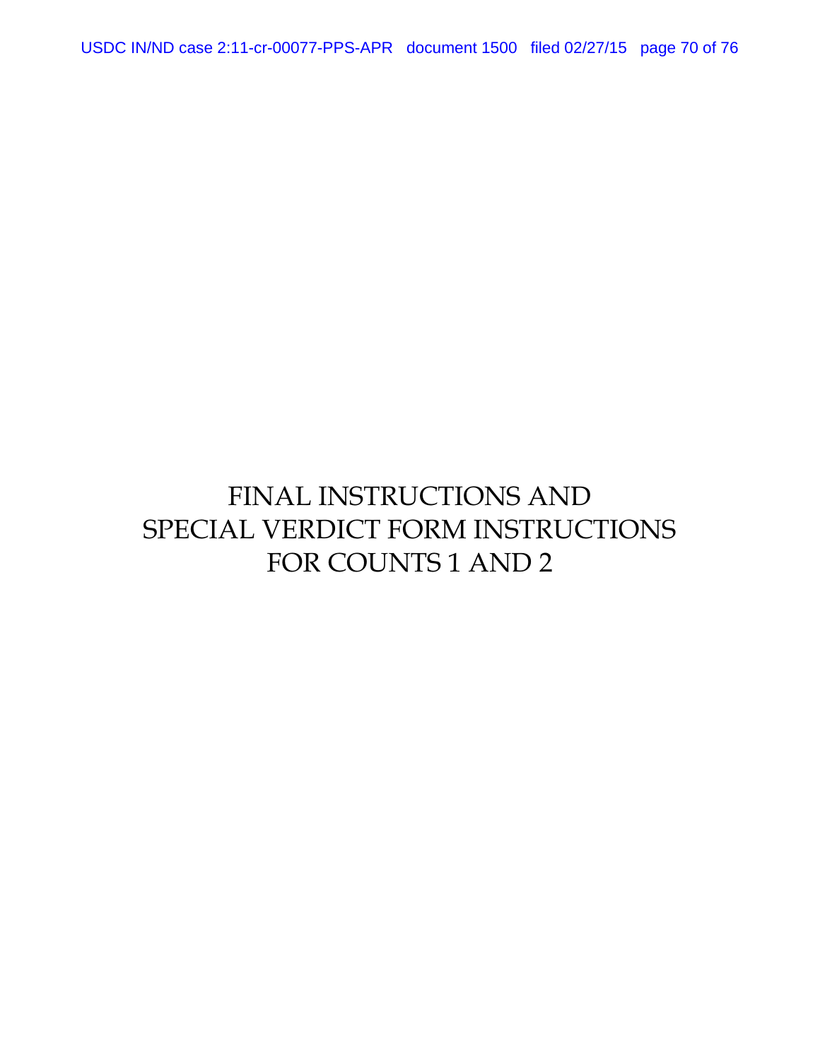# FINAL INSTRUCTIONS AND SPECIAL VERDICT FORM INSTRUCTIONS FOR COUNTS 1 AND 2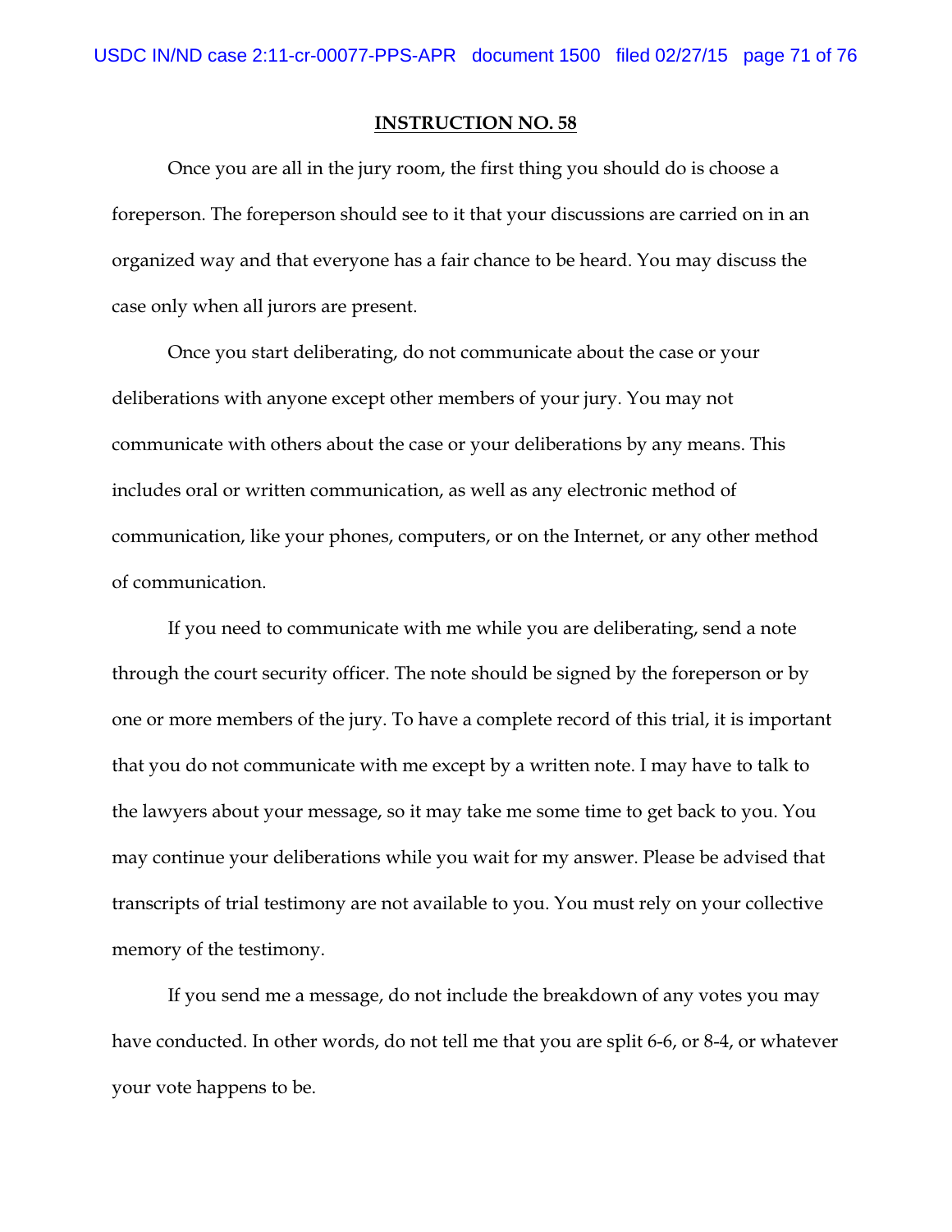## INSTRUCTION NO. 58

Once you are all in the jury room, the first thing you should do is choose a foreperson. The foreperson should see to it that your discussions are carried on in an organized way and that everyone has a fair chance to be heard. You may discuss the case only when all jurors are present.

Once you start deliberating, do not communicate about the case or your deliberations with anyone except other members of your jury. You may not communicate with others about the case or your deliberations by any means. This includes oral or written communication, as well as any electronic method of communication, like your phones, computers, or on the Internet, or any other method of communication.

If you need to communicate with me while you are deliberating, send a note through the court security officer. The note should be signed by the foreperson or by one or more members of the jury. To have a complete record of this trial, it is important that you do not communicate with me except by a written note. I may have to talk to the lawyers about your message, so it may take me some time to get back to you. You may continue your deliberations while you wait for my answer. Please be advised that transcripts of trial testimony are not available to you. You must rely on your collective memory of the testimony.

If you send me a message, do not include the breakdown of any votes you may have conducted. In other words, do not tell me that you are split 6-6, or 8-4, or whatever your vote happens to be.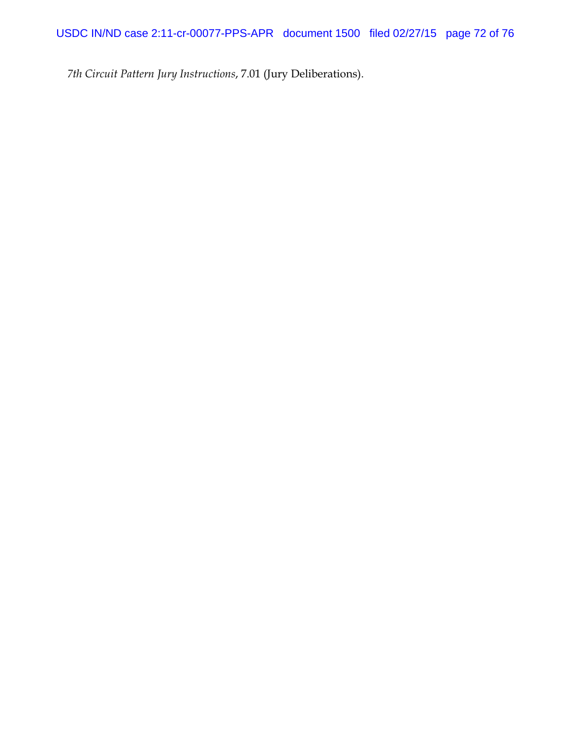*7th Circuit Pattern Jury Instructions*, 7.01 (Jury Deliberations).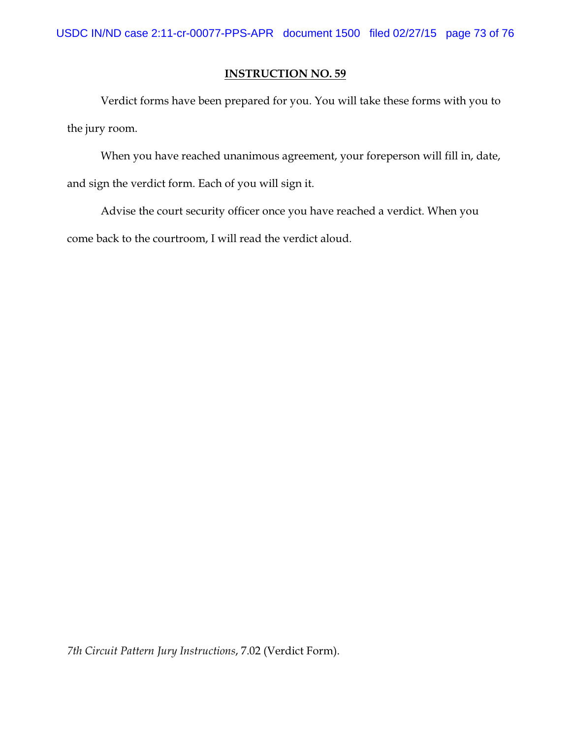## INSTRUCTION NO. 59

Verdict forms have been prepared for you. You will take these forms with you to the jury room.

When you have reached unanimous agreement, your foreperson will fill in, date, and sign the verdict form. Each of you will sign it.

Advise the court security officer once you have reached a verdict. When you come back to the courtroom, I will read the verdict aloud.

*7th Circuit Pattern Jury Instructions*, 7.02 (Verdict Form).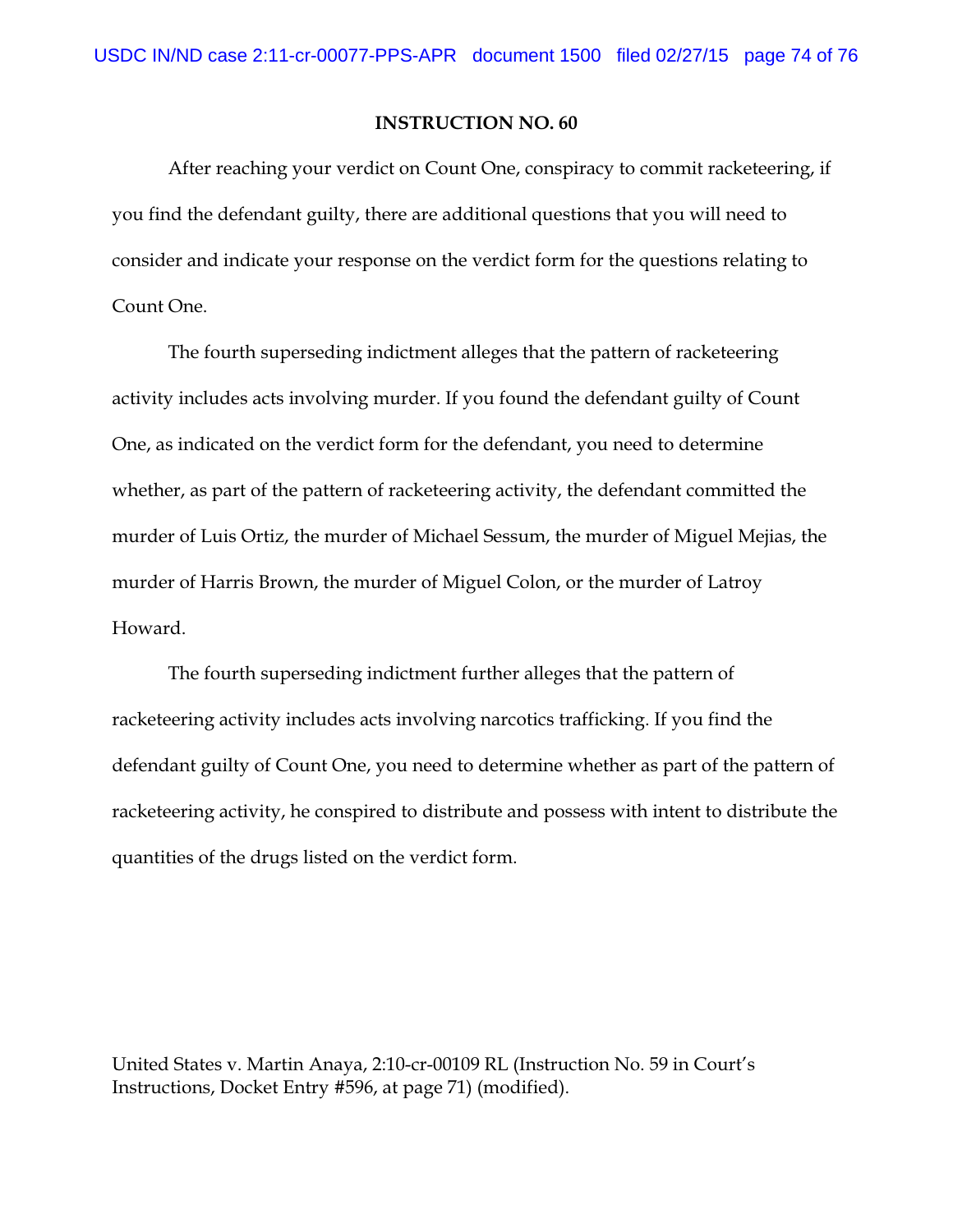## INSTRUCTION NO. 60

After reaching your verdict on Count One, conspiracy to commit racketeering, if you find the defendant guilty, there are additional questions that you will need to consider and indicate your response on the verdict form for the questions relating to Count One.

The fourth superseding indictment alleges that the pattern of racketeering activity includes acts involving murder. If you found the defendant guilty of Count One, as indicated on the verdict form for the defendant, you need to determine whether, as part of the pattern of racketeering activity, the defendant committed the murder of Luis Ortiz, the murder of Michael Sessum, the murder of Miguel Mejias, the murder of Harris Brown, the murder of Miguel Colon, or the murder of Latroy Howard.

The fourth superseding indictment further alleges that the pattern of racketeering activity includes acts involving narcotics trafficking. If you find the defendant guilty of Count One, you need to determine whether as part of the pattern of racketeering activity, he conspired to distribute and possess with intent to distribute the quantities of the drugs listed on the verdict form.

United States v. Martin Anaya, 2:10-cr-00109 RL (Instruction No. 59 in Court's Instructions, Docket Entry #596, at page 71) (modified).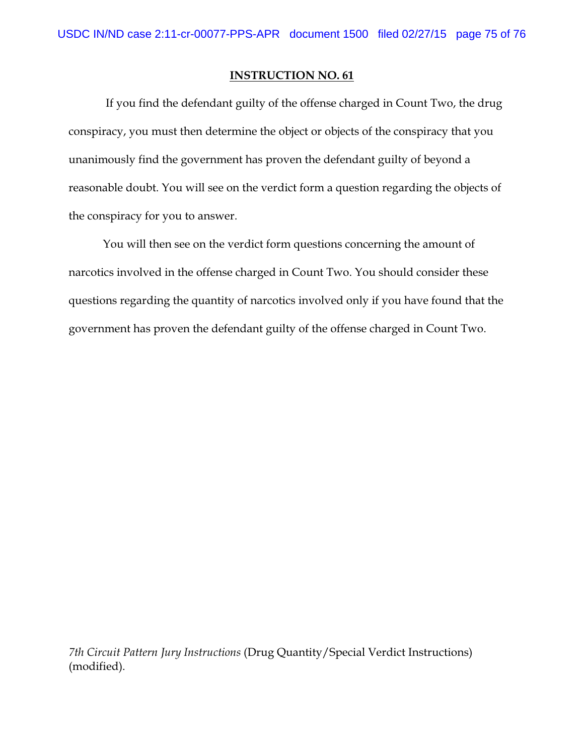**INSTRUCTION NO. 61**

If you find the defendant guilty of the offense charged in Count Two, the drug conspiracy, you must then determine the object or objects of the conspiracy that you unanimously find the government has proven the defendant guilty of beyond a reasonable doubt. You will see on the verdict form a question regarding the objects of the conspiracy for you to answer.

You will then see on the verdict form questions concerning the amount of narcotics involved in the offense charged in Count Two. You should consider these questions regarding the quantity of narcotics involved only if you have found that the government has proven the defendant guilty of the offense charged in Count Two.

*7th Circuit Pattern Jury Instructions* (Drug Quantity/Special Verdict Instructions) (modified).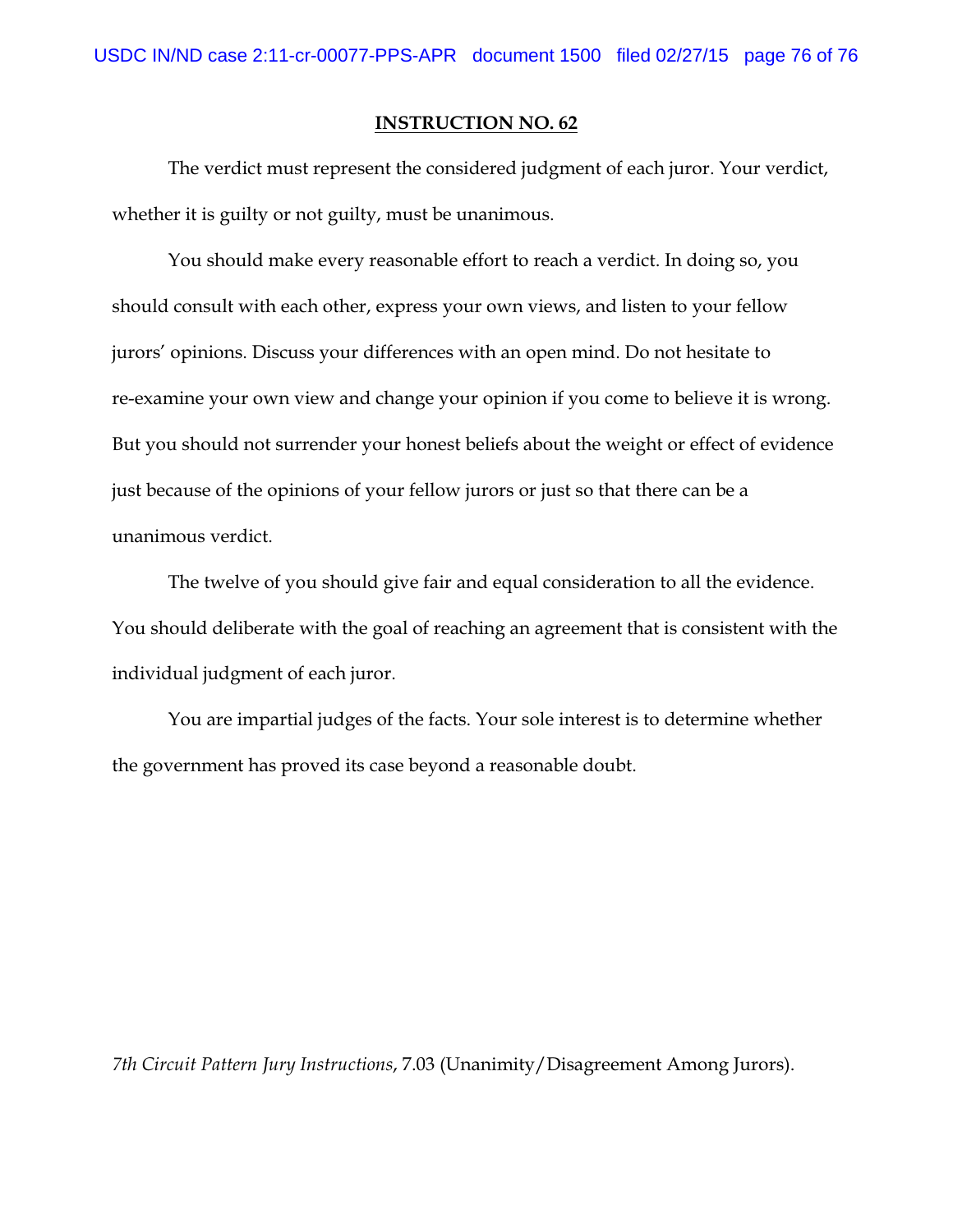**INSTRUCTION NO. 62**

The verdict must represent the considered judgment of each juror. Your verdict, whether it is guilty or not guilty, must be unanimous.

You should make every reasonable effort to reach a verdict. In doing so, you should consult with each other, express your own views, and listen to your fellow jurors' opinions. Discuss your differences with an open mind. Do not hesitate to re-examine your own view and change your opinion if you come to believe it is wrong. But you should not surrender your honest beliefs about the weight or effect of evidence just because of the opinions of your fellow jurors or just so that there can be a unanimous verdict.

The twelve of you should give fair and equal consideration to all the evidence. You should deliberate with the goal of reaching an agreement that is consistent with the individual judgment of each juror.

You are impartial judges of the facts. Your sole interest is to determine whether the government has proved its case beyond a reasonable doubt.

*7th Circuit Pattern Jury Instructions*, 7.03 (Unanimity/Disagreement Among Jurors).